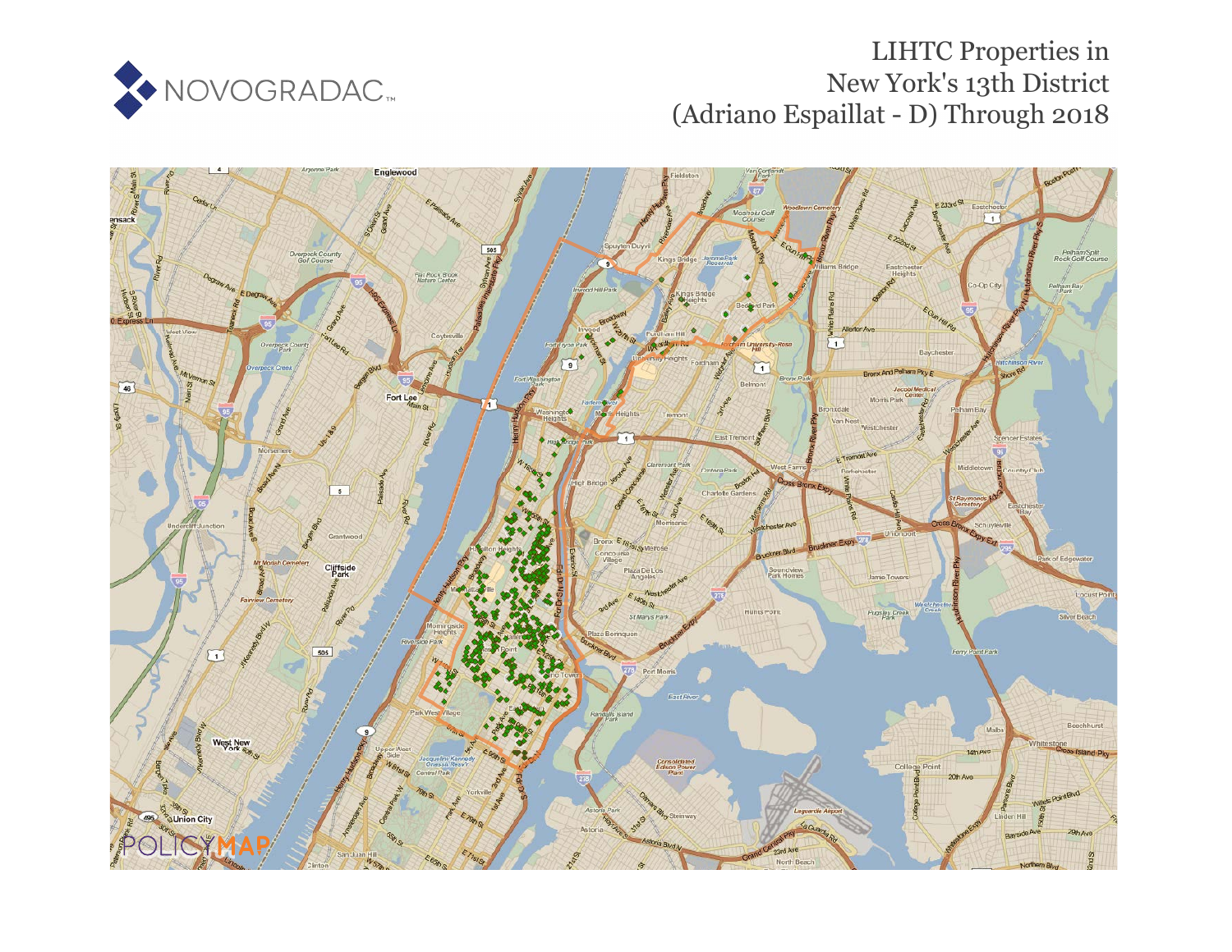NOVOGRADAC

# LIHTC Properties in New York's 13th District (Adriano Espaillat - D) Through 2018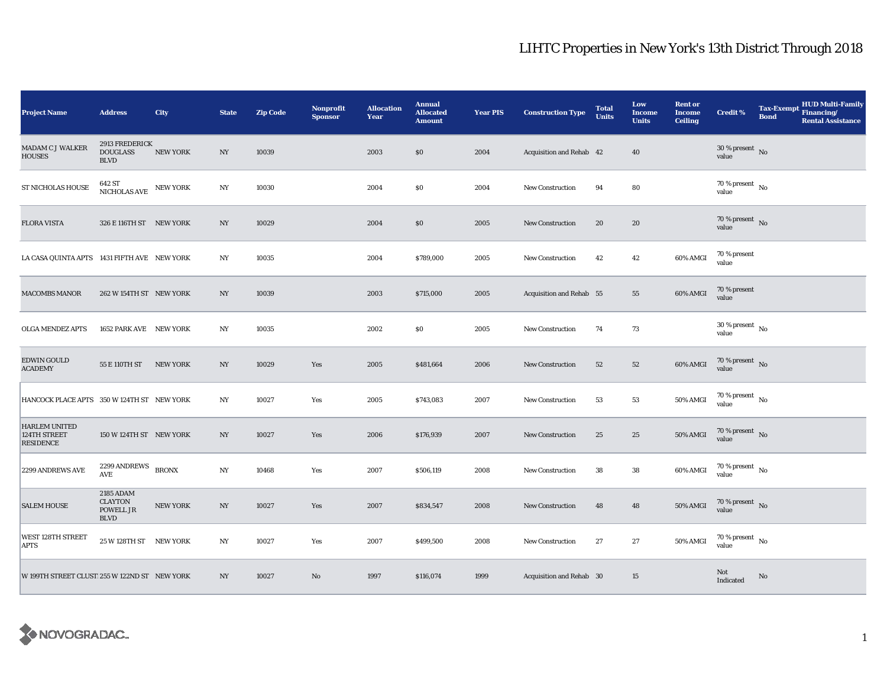# LIHTC Properties in New York's 13th District Through 2018

| Project Name | Address | City | State | Zip Code | Nonprofit Sponsor | Allocation Year | Annual Allocated Amount | Year PIS | Construction Type | Total Units | Low Income Units | Rent or Income Ceiling | Credit % | Tax-Exempt Bond | HUD Multi-Family Financing/ Rental Assistance |
|---|---|---|---|---|---|---|---|---|---|---|---|---|---|---|---|
| MADAM C J WALKER HOUSES | 2913 FREDERICK DOUGLASS BLVD | NEW YORK | NY | 10039 | | 2003 | $0 | 2004 | Acquisition and Rehab | 42 | 40 | | 30 % present value | No | |
| ST NICHOLAS HOUSE | 642 ST NICHOLAS AVE | NEW YORK | NY | 10030 | | 2004 | $0 | 2004 | New Construction | 94 | 80 | | 70 % present value | No | |
| FLORA VISTA | 326 E 116TH ST | NEW YORK | NY | 10029 | | 2004 | $0 | 2005 | New Construction | 20 | 20 | | 70 % present value | No | |
| LA CASA QUINTA APTS | 1431 FIFTH AVE | NEW YORK | NY | 10035 | | 2004 | $789,000 | 2005 | New Construction | 42 | 42 | 60% AMGI | 70 % present value | | |
| MACOMBS MANOR | 262 W 154TH ST | NEW YORK | NY | 10039 | | 2003 | $715,000 | 2005 | Acquisition and Rehab | 55 | 55 | 60% AMGI | 70 % present value | | |
| OLGA MENDEZ APTS | 1652 PARK AVE | NEW YORK | NY | 10035 | | 2002 | $0 | 2005 | New Construction | 74 | 73 | | 30 % present value | No | |
| EDWIN GOULD ACADEMY | 55 E 110TH ST | NEW YORK | NY | 10029 | Yes | 2005 | $481,664 | 2006 | New Construction | 52 | 52 | 60% AMGI | 70 % present value | No | |
| HANCOCK PLACE APTS | 350 W 124TH ST | NEW YORK | NY | 10027 | Yes | 2005 | $743,083 | 2007 | New Construction | 53 | 53 | 50% AMGI | 70 % present value | No | |
| HARLEM UNITED 124TH STREET RESIDENCE | 150 W 124TH ST | NEW YORK | NY | 10027 | Yes | 2006 | $176,939 | 2007 | New Construction | 25 | 25 | 50% AMGI | 70 % present value | No | |
| 2299 ANDREWS AVE | 2299 ANDREWS AVE | BRONX | NY | 10468 | Yes | 2007 | $506,119 | 2008 | New Construction | 38 | 38 | 60% AMGI | 70 % present value | No | |
| SALEM HOUSE | 2185 ADAM CLAYTON POWELL JR BLVD | NEW YORK | NY | 10027 | Yes | 2007 | $834,547 | 2008 | New Construction | 48 | 48 | 50% AMGI | 70 % present value | No | |
| WEST 128TH STREET APTS | 25 W 128TH ST | NEW YORK | NY | 10027 | Yes | 2007 | $499,500 | 2008 | New Construction | 27 | 27 | 50% AMGI | 70 % present value | No | |
| W 199TH STREET CLUST | 255 W 122ND ST | NEW YORK | NY | 10027 | No | 1997 | $116,074 | 1999 | Acquisition and Rehab | 30 | 15 | | Not Indicated | No | |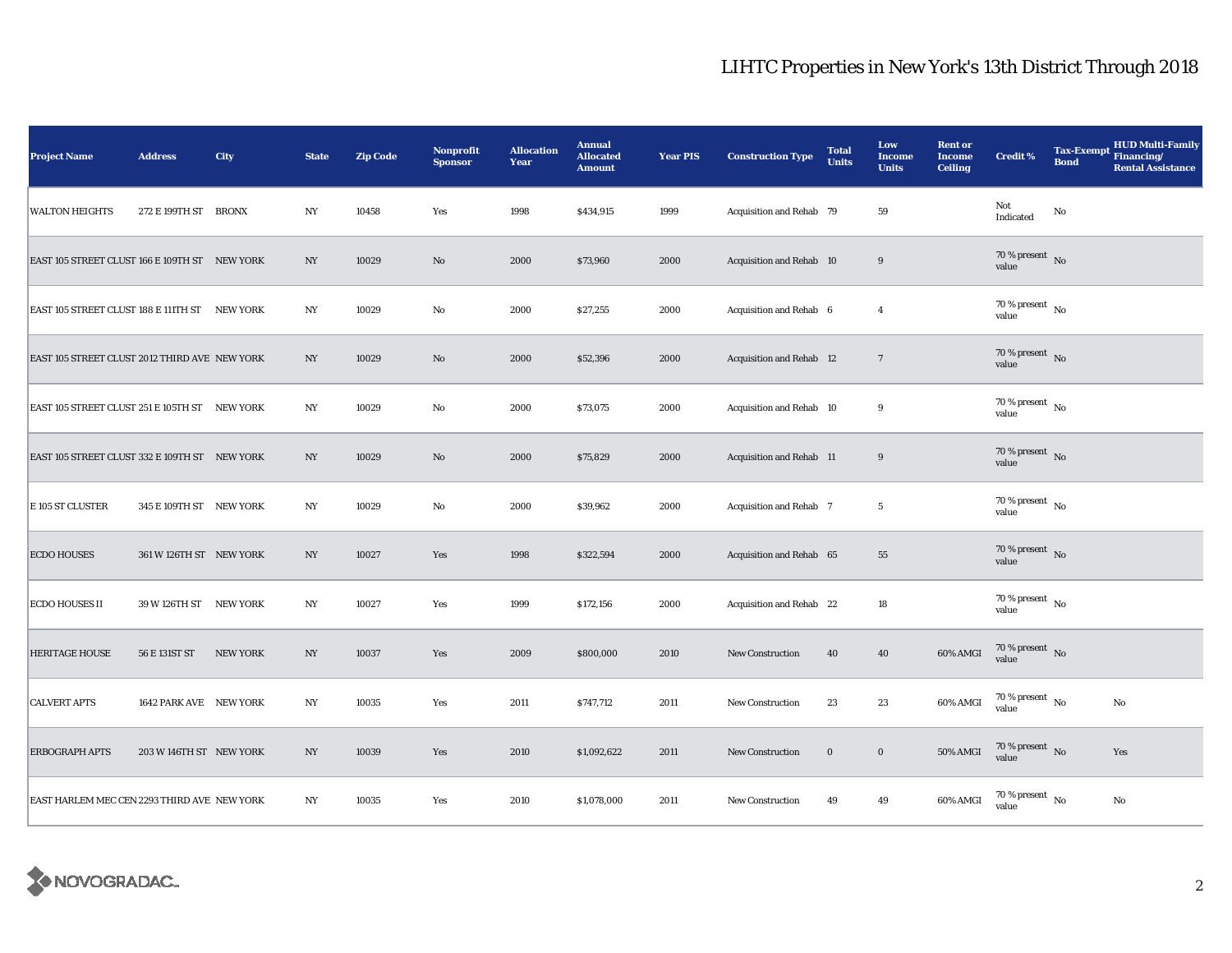## LIHTC Properties in New York's 13th District Through 2018

| Project Name | Address | City | State | Zip Code | Nonprofit Sponsor | Allocation Year | Annual Allocated Amount | Year PIS | Construction Type | Total Units | Low Income Units | Rent or Income Ceiling | Credit % | Tax-Exempt Bond | HUD Multi-Family Financing/ Rental Assistance |
|---|---|---|---|---|---|---|---|---|---|---|---|---|---|---|---|
| WALTON HEIGHTS | 272 E 199TH ST | BRONX | NY | 10458 | Yes | 1998 | $434,915 | 1999 | Acquisition and Rehab | 79 | 59 | | Not Indicated | No | |
| EAST 105 STREET CLUST | 166 E 109TH ST | NEW YORK | NY | 10029 | No | 2000 | $73,960 | 2000 | Acquisition and Rehab | 10 | 9 | | 70 % present value | No | |
| EAST 105 STREET CLUST | 188 E 111TH ST | NEW YORK | NY | 10029 | No | 2000 | $27,255 | 2000 | Acquisition and Rehab | 6 | 4 | | 70 % present value | No | |
| EAST 105 STREET CLUST | 2012 THIRD AVE | NEW YORK | NY | 10029 | No | 2000 | $52,396 | 2000 | Acquisition and Rehab | 12 | 7 | | 70 % present value | No | |
| EAST 105 STREET CLUST | 251 E 105TH ST | NEW YORK | NY | 10029 | No | 2000 | $73,075 | 2000 | Acquisition and Rehab | 10 | 9 | | 70 % present value | No | |
| EAST 105 STREET CLUST | 332 E 109TH ST | NEW YORK | NY | 10029 | No | 2000 | $75,829 | 2000 | Acquisition and Rehab | 11 | 9 | | 70 % present value | No | |
| E 105 ST CLUSTER | 345 E 109TH ST | NEW YORK | NY | 10029 | No | 2000 | $39,962 | 2000 | Acquisition and Rehab | 7 | 5 | | 70 % present value | No | |
| ECDO HOUSES | 361 W 126TH ST | NEW YORK | NY | 10027 | Yes | 1998 | $322,594 | 2000 | Acquisition and Rehab | 65 | 55 | | 70 % present value | No | |
| ECDO HOUSES II | 39 W 126TH ST | NEW YORK | NY | 10027 | Yes | 1999 | $172,156 | 2000 | Acquisition and Rehab | 22 | 18 | | 70 % present value | No | |
| HERITAGE HOUSE | 56 E 131ST ST | NEW YORK | NY | 10037 | Yes | 2009 | $800,000 | 2010 | New Construction | 40 | 40 | 60% AMGI | 70 % present value | No | |
| CALVERT APTS | 1642 PARK AVE | NEW YORK | NY | 10035 | Yes | 2011 | $747,712 | 2011 | New Construction | 23 | 23 | 60% AMGI | 70 % present value | No | No |
| ERBOGRAPH APTS | 203 W 146TH ST | NEW YORK | NY | 10039 | Yes | 2010 | $1,092,622 | 2011 | New Construction | 0 | 0 | 50% AMGI | 70 % present value | No | Yes |
| EAST HARLEM MEC CEN | 2293 THIRD AVE | NEW YORK | NY | 10035 | Yes | 2010 | $1,078,000 | 2011 | New Construction | 49 | 49 | 60% AMGI | 70 % present value | No | No |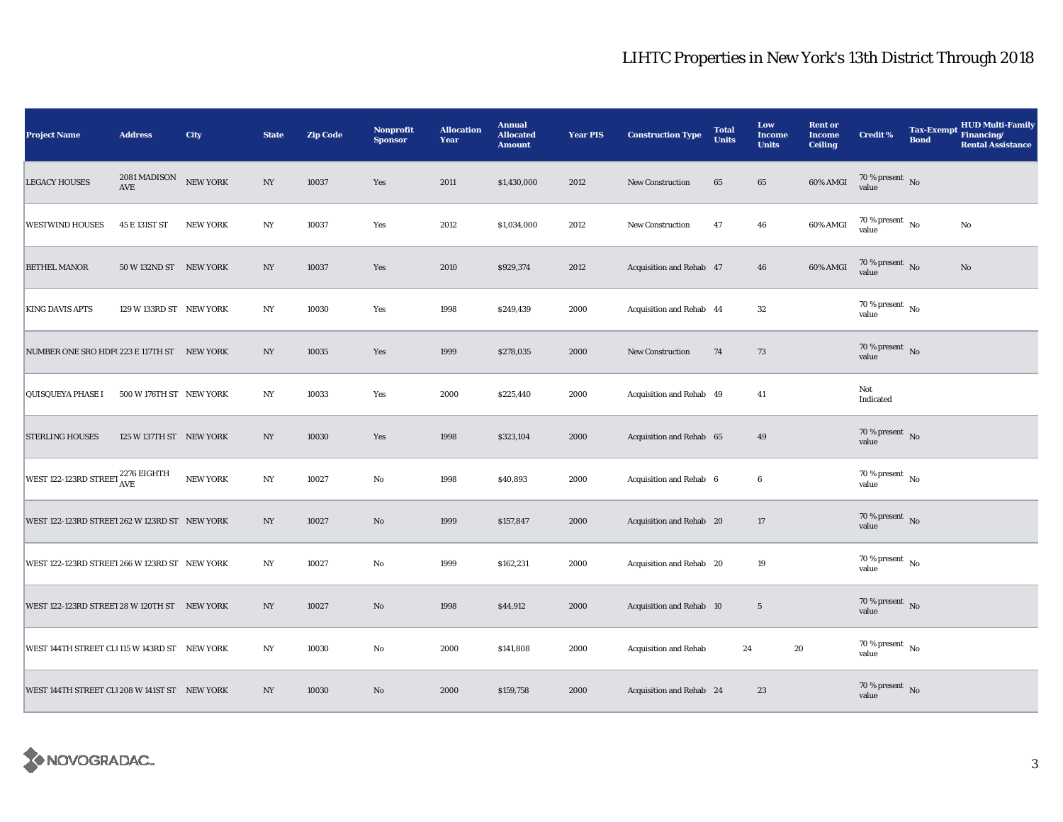# LIHTC Properties in New York's 13th District Through 2018

| Project Name | Address | City | State | Zip Code | Nonprofit Sponsor | Allocation Year | Annual Allocated Amount | Year PIS | Construction Type | Total Units | Low Income Units | Rent or Income Ceiling | Credit % | Tax-Exempt Bond | HUD Multi-Family Financing/ Rental Assistance |
|---|---|---|---|---|---|---|---|---|---|---|---|---|---|---|---|
| LEGACY HOUSES | 2081 MADISON AVE | NEW YORK | NY | 10037 | Yes | 2011 | $1,430,000 | 2012 | New Construction | 65 | 65 | 60% AMGI | 70 % present value | No | |
| WESTWIND HOUSES | 45 E 131ST ST | NEW YORK | NY | 10037 | Yes | 2012 | $1,034,000 | 2012 | New Construction | 47 | 46 | 60% AMGI | 70 % present value | No | No |
| BETHEL MANOR | 50 W 132ND ST | NEW YORK | NY | 10037 | Yes | 2010 | $929,374 | 2012 | Acquisition and Rehab | 47 | 46 | 60% AMGI | 70 % present value | No | No |
| KING DAVIS APTS | 129 W 133RD ST | NEW YORK | NY | 10030 | Yes | 1998 | $249,439 | 2000 | Acquisition and Rehab | 44 | 32 | | 70 % present value | No | |
| NUMBER ONE SRO HDF( | 223 E 117TH ST | NEW YORK | NY | 10035 | Yes | 1999 | $278,035 | 2000 | New Construction | 74 | 73 | | 70 % present value | No | |
| QUISQUEYA PHASE I | 500 W 176TH ST | NEW YORK | NY | 10033 | Yes | 2000 | $225,440 | 2000 | Acquisition and Rehab | 49 | 41 | | Not Indicated | | |
| STERLING HOUSES | 125 W 137TH ST | NEW YORK | NY | 10030 | Yes | 1998 | $323,104 | 2000 | Acquisition and Rehab | 65 | 49 | | 70 % present value | No | |
| WEST 122-123RD STREET | 2276 EIGHTH AVE | NEW YORK | NY | 10027 | No | 1998 | $40,893 | 2000 | Acquisition and Rehab | 6 | 6 | | 70 % present value | No | |
| WEST 122-123RD STREET | 262 W 123RD ST | NEW YORK | NY | 10027 | No | 1999 | $157,847 | 2000 | Acquisition and Rehab | 20 | 17 | | 70 % present value | No | |
| WEST 122-123RD STREET | 266 W 123RD ST | NEW YORK | NY | 10027 | No | 1999 | $162,231 | 2000 | Acquisition and Rehab | 20 | 19 | | 70 % present value | No | |
| WEST 122-123RD STREET | 28 W 120TH ST | NEW YORK | NY | 10027 | No | 1998 | $44,912 | 2000 | Acquisition and Rehab | 10 | 5 | | 70 % present value | No | |
| WEST 144TH STREET CLU | 115 W 143RD ST | NEW YORK | NY | 10030 | No | 2000 | $141,808 | 2000 | Acquisition and Rehab | 24 | 20 | | 70 % present value | No | |
| WEST 144TH STREET CLU | 208 W 141ST ST | NEW YORK | NY | 10030 | No | 2000 | $159,758 | 2000 | Acquisition and Rehab | 24 | 23 | | 70 % present value | No | |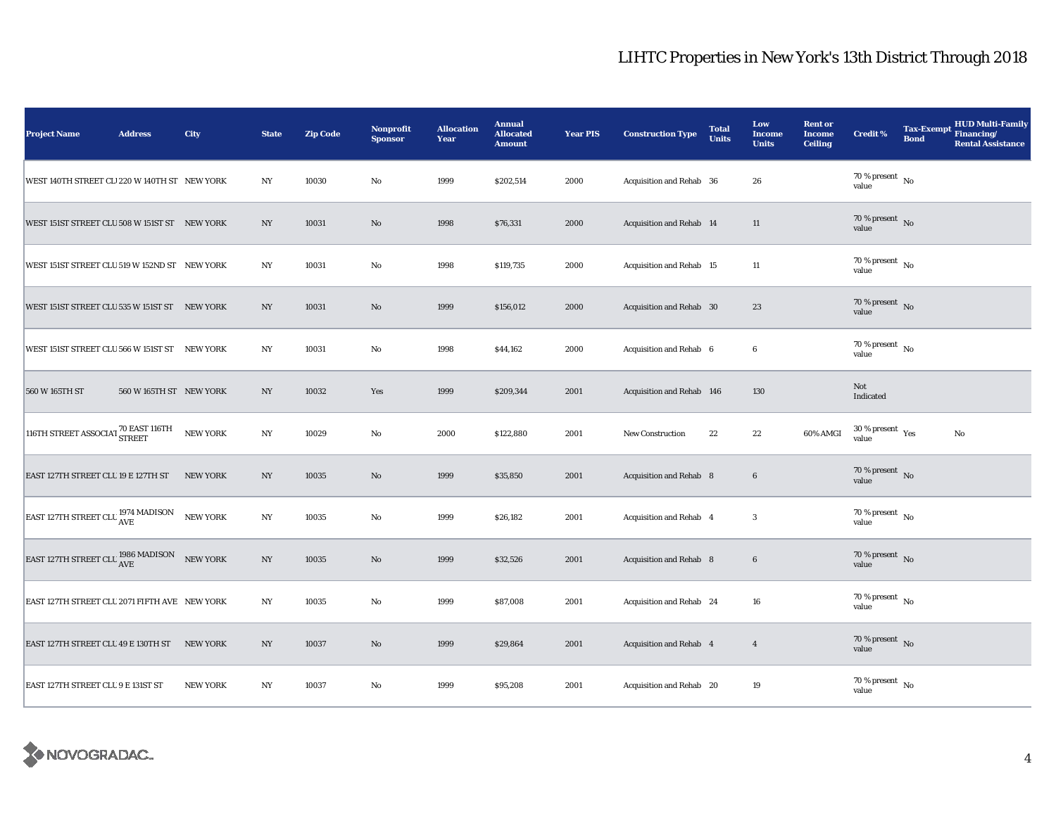# LIHTC Properties in New York's 13th District Through 2018

| Project Name | Address | City | State | Zip Code | Nonprofit Sponsor | Allocation Year | Annual Allocated Amount | Year PIS | Construction Type | Total Units | Low Income Units | Rent or Income Ceiling | Credit % | Tax-Exempt Bond | HUD Multi-Family Financing/ Rental Assistance |
|---|---|---|---|---|---|---|---|---|---|---|---|---|---|---|---|
| WEST 140TH STREET CLU | 220 W 140TH ST | NEW YORK | NY | 10030 | No | 1999 | $202,514 | 2000 | Acquisition and Rehab | 36 | 26 | | 70 % present value | No | |
| WEST 151ST STREET CLU | 508 W 151ST ST | NEW YORK | NY | 10031 | No | 1998 | $76,331 | 2000 | Acquisition and Rehab | 14 | 11 | | 70 % present value | No | |
| WEST 151ST STREET CLU | 519 W 152ND ST | NEW YORK | NY | 10031 | No | 1998 | $119,735 | 2000 | Acquisition and Rehab | 15 | 11 | | 70 % present value | No | |
| WEST 151ST STREET CLU | 535 W 151ST ST | NEW YORK | NY | 10031 | No | 1999 | $156,012 | 2000 | Acquisition and Rehab | 30 | 23 | | 70 % present value | No | |
| WEST 151ST STREET CLU | 566 W 151ST ST | NEW YORK | NY | 10031 | No | 1998 | $44,162 | 2000 | Acquisition and Rehab | 6 | 6 | | 70 % present value | No | |
| 560 W 165TH ST | 560 W 165TH ST | NEW YORK | NY | 10032 | Yes | 1999 | $209,344 | 2001 | Acquisition and Rehab | 146 | 130 | | Not Indicated | | |
| 116TH STREET ASSOCIAT | 70 EAST 116TH STREET | NEW YORK | NY | 10029 | No | 2000 | $122,880 | 2001 | New Construction | 22 | 22 | 60% AMGI | 30 % present value | Yes | No |
| EAST 127TH STREET CLU | 19 E 127TH ST | NEW YORK | NY | 10035 | No | 1999 | $35,850 | 2001 | Acquisition and Rehab | 8 | 6 | | 70 % present value | No | |
| EAST 127TH STREET CLU | 1974 MADISON AVE | NEW YORK | NY | 10035 | No | 1999 | $26,182 | 2001 | Acquisition and Rehab | 4 | 3 | | 70 % present value | No | |
| EAST 127TH STREET CLU | 1986 MADISON AVE | NEW YORK | NY | 10035 | No | 1999 | $32,526 | 2001 | Acquisition and Rehab | 8 | 6 | | 70 % present value | No | |
| EAST 127TH STREET CLU | 2071 FIFTH AVE | NEW YORK | NY | 10035 | No | 1999 | $87,008 | 2001 | Acquisition and Rehab | 24 | 16 | | 70 % present value | No | |
| EAST 127TH STREET CLU | 49 E 130TH ST | NEW YORK | NY | 10037 | No | 1999 | $29,864 | 2001 | Acquisition and Rehab | 4 | 4 | | 70 % present value | No | |
| EAST 127TH STREET CLU | 9 E 131ST ST | NEW YORK | NY | 10037 | No | 1999 | $95,208 | 2001 | Acquisition and Rehab | 20 | 19 | | 70 % present value | No | |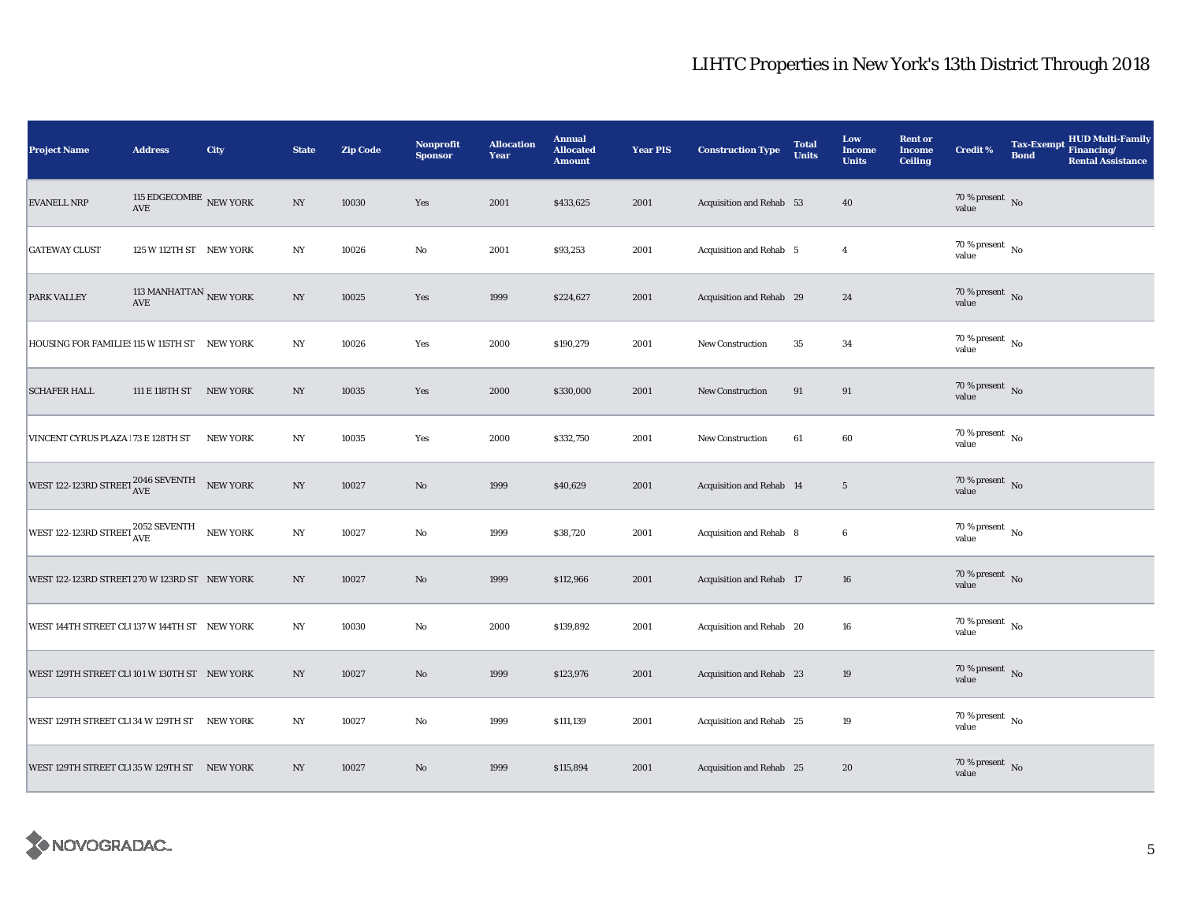# LIHTC Properties in New York's 13th District Through 2018

| Project Name | Address | City | State | Zip Code | Nonprofit Sponsor | Allocation Year | Annual Allocated Amount | Year PIS | Construction Type | Total Units | Low Income Units | Rent or Income Ceiling | Credit % | Tax-Exempt Bond | HUD Multi-Family Financing/ Rental Assistance |
|---|---|---|---|---|---|---|---|---|---|---|---|---|---|---|---|
| EVANELL NRP | 115 EDGECOMBE AVE | NEW YORK | NY | 10030 | Yes | 2001 | $433,625 | 2001 | Acquisition and Rehab | 53 | 40 | | 70 % present value | No | |
| GATEWAY CLUST | 125 W 112TH ST | NEW YORK | NY | 10026 | No | 2001 | $93,253 | 2001 | Acquisition and Rehab | 5 | 4 | | 70 % present value | No | |
| PARK VALLEY | 113 MANHATTAN AVE | NEW YORK | NY | 10025 | Yes | 1999 | $224,627 | 2001 | Acquisition and Rehab | 29 | 24 | | 70 % present value | No | |
| HOUSING FOR FAMILIES | 115 W 115TH ST | NEW YORK | NY | 10026 | Yes | 2000 | $190,279 | 2001 | New Construction | 35 | 34 | | 70 % present value | No | |
| SCHAFER HALL | 111 E 118TH ST | NEW YORK | NY | 10035 | Yes | 2000 | $330,000 | 2001 | New Construction | 91 | 91 | | 70 % present value | No | |
| VINCENT CYRUS PLAZA | 73 E 128TH ST | NEW YORK | NY | 10035 | Yes | 2000 | $332,750 | 2001 | New Construction | 61 | 60 | | 70 % present value | No | |
| WEST 122-123RD STREET | 2046 SEVENTH AVE | NEW YORK | NY | 10027 | No | 1999 | $40,629 | 2001 | Acquisition and Rehab | 14 | 5 | | 70 % present value | No | |
| WEST 122-123RD STREET | 2052 SEVENTH AVE | NEW YORK | NY | 10027 | No | 1999 | $38,720 | 2001 | Acquisition and Rehab | 8 | 6 | | 70 % present value | No | |
| WEST 122-123RD STREET | 270 W 123RD ST | NEW YORK | NY | 10027 | No | 1999 | $112,966 | 2001 | Acquisition and Rehab | 17 | 16 | | 70 % present value | No | |
| WEST 144TH STREET CL | 137 W 144TH ST | NEW YORK | NY | 10030 | No | 2000 | $139,892 | 2001 | Acquisition and Rehab | 20 | 16 | | 70 % present value | No | |
| WEST 129TH STREET CL | 101 W 130TH ST | NEW YORK | NY | 10027 | No | 1999 | $123,976 | 2001 | Acquisition and Rehab | 23 | 19 | | 70 % present value | No | |
| WEST 129TH STREET CL | 34 W 129TH ST | NEW YORK | NY | 10027 | No | 1999 | $111,139 | 2001 | Acquisition and Rehab | 25 | 19 | | 70 % present value | No | |
| WEST 129TH STREET CL | 35 W 129TH ST | NEW YORK | NY | 10027 | No | 1999 | $115,894 | 2001 | Acquisition and Rehab | 25 | 20 | | 70 % present value | No | |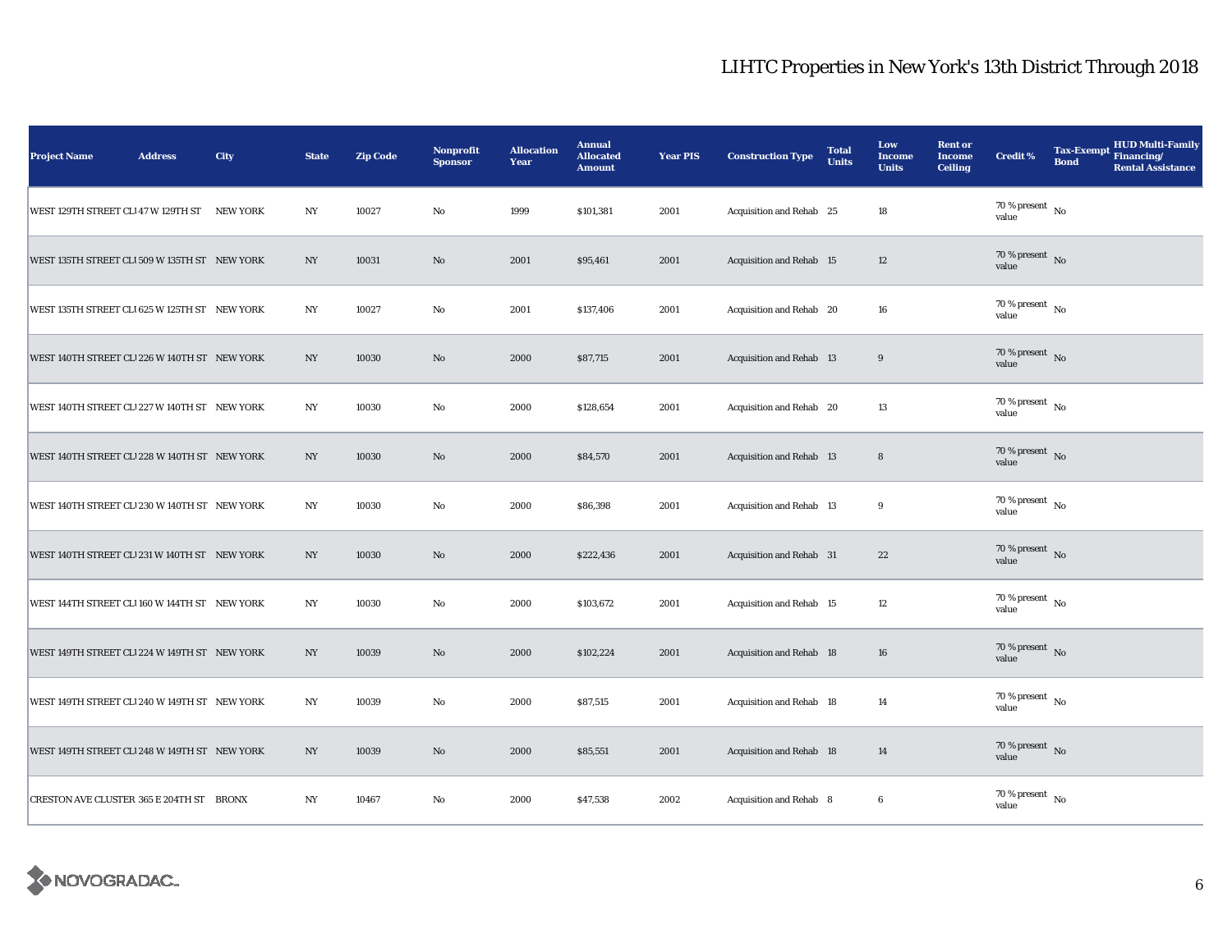# LIHTC Properties in New York's 13th District Through 2018

| Project Name | Address | City | State | Zip Code | Nonprofit Sponsor | Allocation Year | Annual Allocated Amount | Year PIS | Construction Type | Total Units | Low Income Units | Rent or Income Ceiling | Credit % | Tax-Exempt Bond | HUD Multi-Family Financing/ Rental Assistance |
|---|---|---|---|---|---|---|---|---|---|---|---|---|---|---|---|
| WEST 129TH STREET CLU | 47 W 129TH ST | NEW YORK | NY | 10027 | No | 1999 | $101,381 | 2001 | Acquisition and Rehab | 25 | 18 | | 70 % present value | No | |
| WEST 135TH STREET CLU | 509 W 135TH ST | NEW YORK | NY | 10031 | No | 2001 | $95,461 | 2001 | Acquisition and Rehab | 15 | 12 | | 70 % present value | No | |
| WEST 135TH STREET CLU | 625 W 125TH ST | NEW YORK | NY | 10027 | No | 2001 | $137,406 | 2001 | Acquisition and Rehab | 20 | 16 | | 70 % present value | No | |
| WEST 140TH STREET CLU | 226 W 140TH ST | NEW YORK | NY | 10030 | No | 2000 | $87,715 | 2001 | Acquisition and Rehab | 13 | 9 | | 70 % present value | No | |
| WEST 140TH STREET CLU | 227 W 140TH ST | NEW YORK | NY | 10030 | No | 2000 | $128,654 | 2001 | Acquisition and Rehab | 20 | 13 | | 70 % present value | No | |
| WEST 140TH STREET CLU | 228 W 140TH ST | NEW YORK | NY | 10030 | No | 2000 | $84,570 | 2001 | Acquisition and Rehab | 13 | 8 | | 70 % present value | No | |
| WEST 140TH STREET CLU | 230 W 140TH ST | NEW YORK | NY | 10030 | No | 2000 | $86,398 | 2001 | Acquisition and Rehab | 13 | 9 | | 70 % present value | No | |
| WEST 140TH STREET CLU | 231 W 140TH ST | NEW YORK | NY | 10030 | No | 2000 | $222,436 | 2001 | Acquisition and Rehab | 31 | 22 | | 70 % present value | No | |
| WEST 144TH STREET CLU | 160 W 144TH ST | NEW YORK | NY | 10030 | No | 2000 | $103,672 | 2001 | Acquisition and Rehab | 15 | 12 | | 70 % present value | No | |
| WEST 149TH STREET CLU | 224 W 149TH ST | NEW YORK | NY | 10039 | No | 2000 | $102,224 | 2001 | Acquisition and Rehab | 18 | 16 | | 70 % present value | No | |
| WEST 149TH STREET CLU | 240 W 149TH ST | NEW YORK | NY | 10039 | No | 2000 | $87,515 | 2001 | Acquisition and Rehab | 18 | 14 | | 70 % present value | No | |
| WEST 149TH STREET CLU | 248 W 149TH ST | NEW YORK | NY | 10039 | No | 2000 | $85,551 | 2001 | Acquisition and Rehab | 18 | 14 | | 70 % present value | No | |
| CRESTON AVE CLUSTER | 365 E 204TH ST | BRONX | NY | 10467 | No | 2000 | $47,538 | 2002 | Acquisition and Rehab | 8 | 6 | | 70 % present value | No | |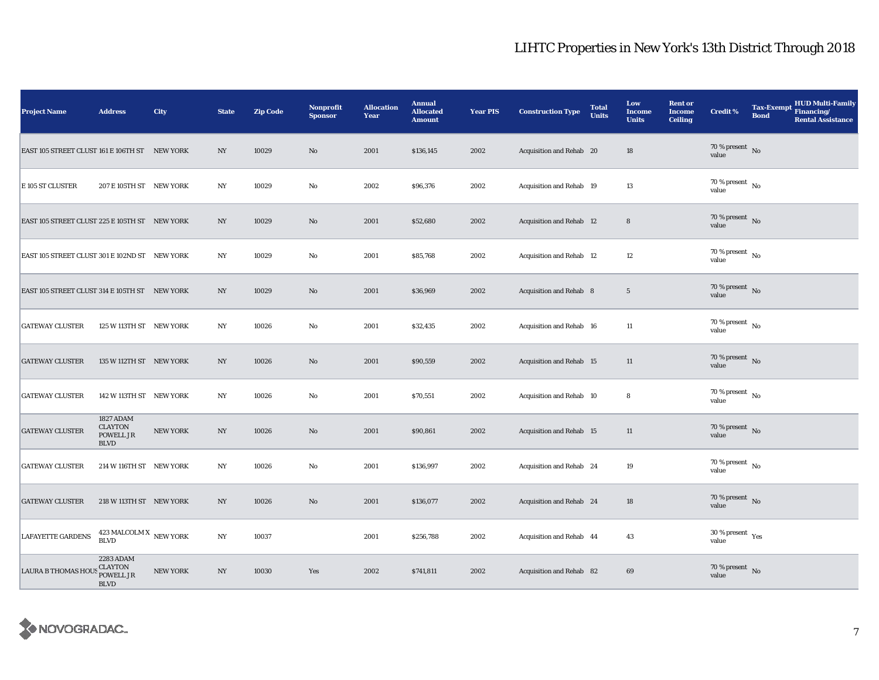# LIHTC Properties in New York's 13th District Through 2018

| Project Name | Address | City | State | Zip Code | Nonprofit Sponsor | Allocation Year | Annual Allocated Amount | Year PIS | Construction Type | Total Units | Low Income Units | Rent or Income Ceiling | Credit % | Tax-Exempt Bond | HUD Multi-Family Financing/ Rental Assistance |
|---|---|---|---|---|---|---|---|---|---|---|---|---|---|---|---|
| EAST 105 STREET CLUST | 161 E 106TH ST | NEW YORK | NY | 10029 | No | 2001 | $136,145 | 2002 | Acquisition and Rehab | 20 | 18 | | 70 % present value | No | |
| E 105 ST CLUSTER | 207 E 105TH ST | NEW YORK | NY | 10029 | No | 2002 | $96,376 | 2002 | Acquisition and Rehab | 19 | 13 | | 70 % present value | No | |
| EAST 105 STREET CLUST | 225 E 105TH ST | NEW YORK | NY | 10029 | No | 2001 | $52,680 | 2002 | Acquisition and Rehab | 12 | 8 | | 70 % present value | No | |
| EAST 105 STREET CLUST | 301 E 102ND ST | NEW YORK | NY | 10029 | No | 2001 | $85,768 | 2002 | Acquisition and Rehab | 12 | 12 | | 70 % present value | No | |
| EAST 105 STREET CLUST | 314 E 105TH ST | NEW YORK | NY | 10029 | No | 2001 | $36,969 | 2002 | Acquisition and Rehab | 8 | 5 | | 70 % present value | No | |
| GATEWAY CLUSTER | 125 W 113TH ST | NEW YORK | NY | 10026 | No | 2001 | $32,435 | 2002 | Acquisition and Rehab | 16 | 11 | | 70 % present value | No | |
| GATEWAY CLUSTER | 135 W 112TH ST | NEW YORK | NY | 10026 | No | 2001 | $90,559 | 2002 | Acquisition and Rehab | 15 | 11 | | 70 % present value | No | |
| GATEWAY CLUSTER | 142 W 113TH ST | NEW YORK | NY | 10026 | No | 2001 | $70,551 | 2002 | Acquisition and Rehab | 10 | 8 | | 70 % present value | No | |
| GATEWAY CLUSTER | 1827 ADAM CLAYTON POWELL JR BLVD | NEW YORK | NY | 10026 | No | 2001 | $90,861 | 2002 | Acquisition and Rehab | 15 | 11 | | 70 % present value | No | |
| GATEWAY CLUSTER | 214 W 116TH ST | NEW YORK | NY | 10026 | No | 2001 | $136,997 | 2002 | Acquisition and Rehab | 24 | 19 | | 70 % present value | No | |
| GATEWAY CLUSTER | 218 W 113TH ST | NEW YORK | NY | 10026 | No | 2001 | $136,077 | 2002 | Acquisition and Rehab | 24 | 18 | | 70 % present value | No | |
| LAFAYETTE GARDENS | 423 MALCOLM X BLVD | NEW YORK | NY | 10037 | | 2001 | $256,788 | 2002 | Acquisition and Rehab | 44 | 43 | | 30 % present value | Yes | |
| LAURA B THOMAS HOUS | 2283 ADAM CLAYTON POWELL JR BLVD | NEW YORK | NY | 10030 | Yes | 2002 | $741,811 | 2002 | Acquisition and Rehab | 82 | 69 | | 70 % present value | No | |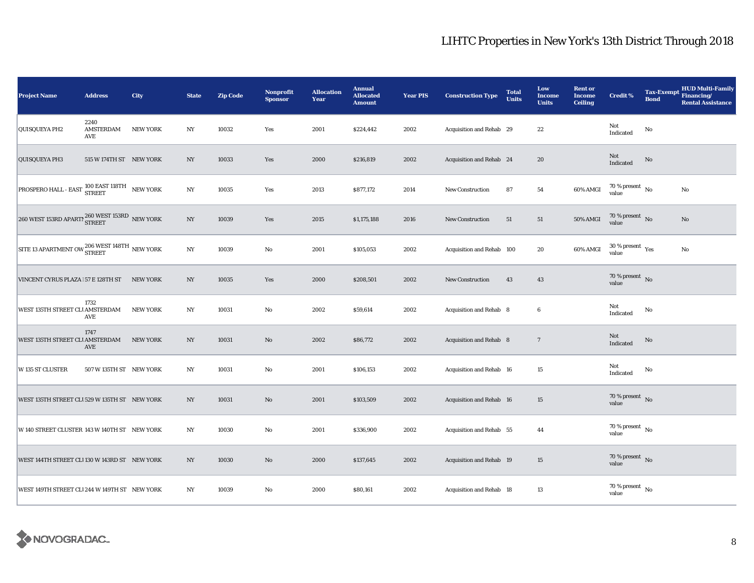# LIHTC Properties in New York's 13th District Through 2018

| Project Name | Address | City | State | Zip Code | Nonprofit Sponsor | Allocation Year | Annual Allocated Amount | Year PIS | Construction Type | Total Units | Low Income Units | Rent or Income Ceiling | Credit % | Tax-Exempt Bond | HUD Multi-Family Financing/ Rental Assistance |
|---|---|---|---|---|---|---|---|---|---|---|---|---|---|---|---|
| QUISQUEYA PH2 | 2240 AMSTERDAM AVE | NEW YORK | NY | 10032 | Yes | 2001 | $224,442 | 2002 | Acquisition and Rehab | 29 | 22 | | Not Indicated | No | |
| QUISQUEYA PH3 | 515 W 174TH ST | NEW YORK | NY | 10033 | Yes | 2000 | $216,819 | 2002 | Acquisition and Rehab | 24 | 20 | | Not Indicated | No | |
| PROSPERO HALL - EAST | 100 EAST 118TH STREET | NEW YORK | NY | 10035 | Yes | 2013 | $877,172 | 2014 | New Construction | 87 | 54 | 60% AMGI | 70 % present value | No | No |
| 260 WEST 153RD APARTI | 260 WEST 153RD STREET | NEW YORK | NY | 10039 | Yes | 2015 | $1,175,188 | 2016 | New Construction | 51 | 51 | 50% AMGI | 70 % present value | No | No |
| SITE 13 APARTMENT OW | 206 WEST 148TH STREET | NEW YORK | NY | 10039 | No | 2001 | $105,053 | 2002 | Acquisition and Rehab | 100 | 20 | 60% AMGI | 30 % present value | Yes | No |
| VINCENT CYRUS PLAZA I | 57 E 128TH ST | NEW YORK | NY | 10035 | Yes | 2000 | $208,501 | 2002 | New Construction | 43 | 43 | | 70 % present value | No | |
| WEST 135TH STREET CLU | 1732 AMSTERDAM AVE | NEW YORK | NY | 10031 | No | 2002 | $59,614 | 2002 | Acquisition and Rehab | 8 | 6 | | Not Indicated | No | |
| WEST 135TH STREET CLU | 1747 AMSTERDAM AVE | NEW YORK | NY | 10031 | No | 2002 | $86,772 | 2002 | Acquisition and Rehab | 8 | 7 | | Not Indicated | No | |
| W 135 ST CLUSTER | 507 W 135TH ST | NEW YORK | NY | 10031 | No | 2001 | $106,153 | 2002 | Acquisition and Rehab | 16 | 15 | | Not Indicated | No | |
| WEST 135TH STREET CLU | 529 W 135TH ST | NEW YORK | NY | 10031 | No | 2001 | $103,509 | 2002 | Acquisition and Rehab | 16 | 15 | | 70 % present value | No | |
| W 140 STREET CLUSTER | 143 W 140TH ST | NEW YORK | NY | 10030 | No | 2001 | $336,900 | 2002 | Acquisition and Rehab | 55 | 44 | | 70 % present value | No | |
| WEST 144TH STREET CLU | 130 W 143RD ST | NEW YORK | NY | 10030 | No | 2000 | $137,645 | 2002 | Acquisition and Rehab | 19 | 15 | | 70 % present value | No | |
| WEST 149TH STREET CLU | 244 W 149TH ST | NEW YORK | NY | 10039 | No | 2000 | $80,161 | 2002 | Acquisition and Rehab | 18 | 13 | | 70 % present value | No | |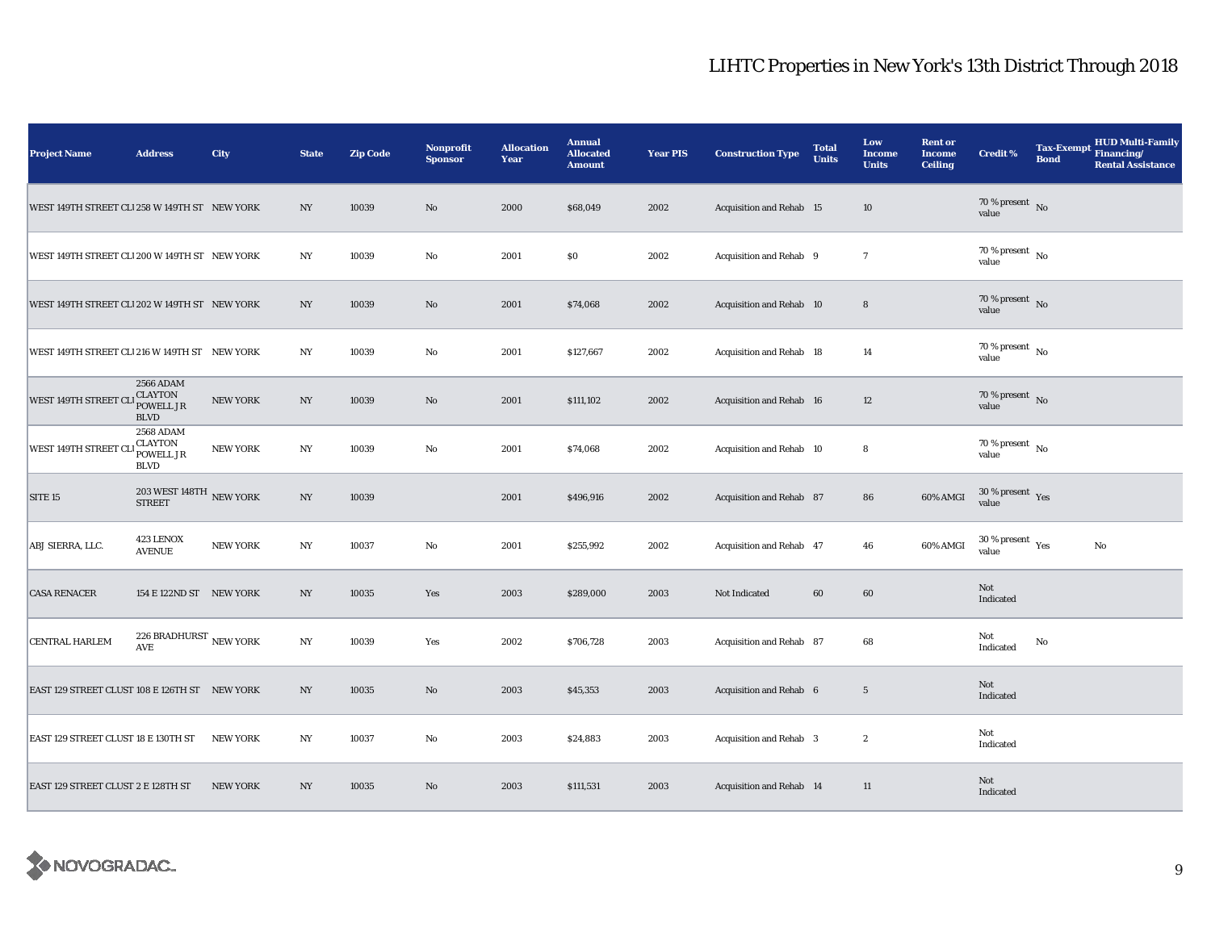# LIHTC Properties in New York's 13th District Through 2018

| Project Name | Address | City | State | Zip Code | Nonprofit Sponsor | Allocation Year | Annual Allocated Amount | Year PIS | Construction Type | Total Units | Low Income Units | Rent or Income Ceiling | Credit % | Tax-Exempt Bond | HUD Multi-Family Financing/ Rental Assistance |
|---|---|---|---|---|---|---|---|---|---|---|---|---|---|---|---|
| WEST 149TH STREET CLU | 258 W 149TH ST | NEW YORK | NY | 10039 | No | 2000 | $68,049 | 2002 | Acquisition and Rehab | 15 | 10 | | 70 % present value | No | |
| WEST 149TH STREET CLU | 200 W 149TH ST | NEW YORK | NY | 10039 | No | 2001 | $0 | 2002 | Acquisition and Rehab | 9 | 7 | | 70 % present value | No | |
| WEST 149TH STREET CLU | 202 W 149TH ST | NEW YORK | NY | 10039 | No | 2001 | $74,068 | 2002 | Acquisition and Rehab | 10 | 8 | | 70 % present value | No | |
| WEST 149TH STREET CLU | 216 W 149TH ST | NEW YORK | NY | 10039 | No | 2001 | $127,667 | 2002 | Acquisition and Rehab | 18 | 14 | | 70 % present value | No | |
| WEST 149TH STREET CLU | 2566 ADAM CLAYTON POWELL JR BLVD | NEW YORK | NY | 10039 | No | 2001 | $111,102 | 2002 | Acquisition and Rehab | 16 | 12 | | 70 % present value | No | |
| WEST 149TH STREET CLU | 2568 ADAM CLAYTON POWELL JR BLVD | NEW YORK | NY | 10039 | No | 2001 | $74,068 | 2002 | Acquisition and Rehab | 10 | 8 | | 70 % present value | No | |
| SITE 15 | 203 WEST 148TH STREET | NEW YORK | NY | 10039 | | 2001 | $496,916 | 2002 | Acquisition and Rehab | 87 | 86 | 60% AMGI | 30 % present value | Yes | |
| ABJ SIERRA, LLC. | 423 LENOX AVENUE | NEW YORK | NY | 10037 | No | 2001 | $255,992 | 2002 | Acquisition and Rehab | 47 | 46 | 60% AMGI | 30 % present value | Yes | No |
| CASA RENACER | 154 E 122ND ST | NEW YORK | NY | 10035 | Yes | 2003 | $289,000 | 2003 | Not Indicated | 60 | 60 | | Not Indicated | | |
| CENTRAL HARLEM | 226 BRADHURST AVE | NEW YORK | NY | 10039 | Yes | 2002 | $706,728 | 2003 | Acquisition and Rehab | 87 | 68 | | Not Indicated | No | |
| EAST 129 STREET CLUST | 108 E 126TH ST | NEW YORK | NY | 10035 | No | 2003 | $45,353 | 2003 | Acquisition and Rehab | 6 | 5 | | Not Indicated | | |
| EAST 129 STREET CLUST | 18 E 130TH ST | NEW YORK | NY | 10037 | No | 2003 | $24,883 | 2003 | Acquisition and Rehab | 3 | 2 | | Not Indicated | | |
| EAST 129 STREET CLUST | 2 E 128TH ST | NEW YORK | NY | 10035 | No | 2003 | $111,531 | 2003 | Acquisition and Rehab | 14 | 11 | | Not Indicated | | |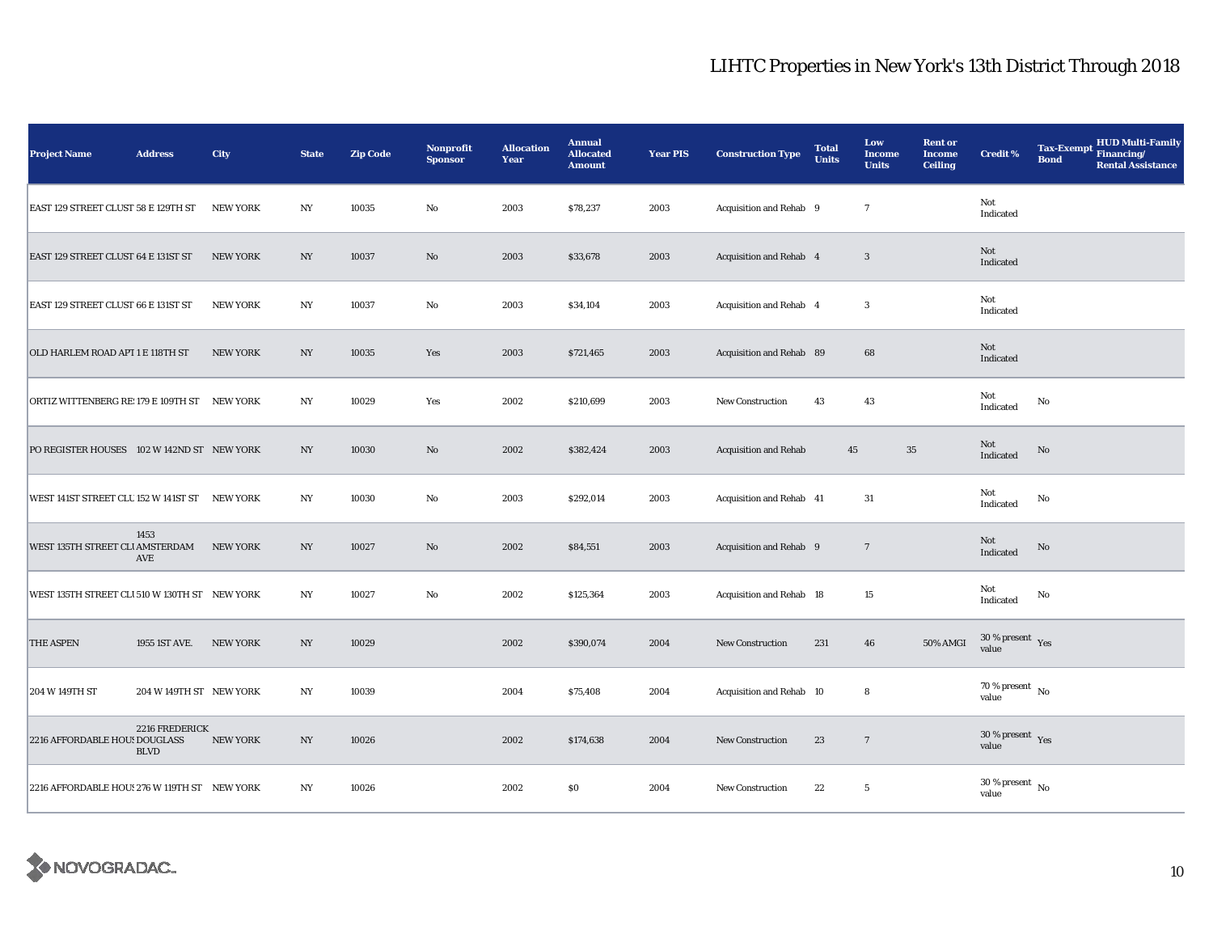# LIHTC Properties in New York's 13th District Through 2018

| Project Name | Address | City | State | Zip Code | Nonprofit Sponsor | Allocation Year | Annual Allocated Amount | Year PIS | Construction Type | Total Units | Low Income Units | Rent or Income Ceiling | Credit % | Tax-Exempt Bond | HUD Multi-Family Financing/ Rental Assistance |
|---|---|---|---|---|---|---|---|---|---|---|---|---|---|---|---|
| EAST 129 STREET CLUST | 58 E 129TH ST | NEW YORK | NY | 10035 | No | 2003 | $78,237 | 2003 | Acquisition and Rehab | 9 | 7 | | Not Indicated | | |
| EAST 129 STREET CLUST | 64 E 131ST ST | NEW YORK | NY | 10037 | No | 2003 | $33,678 | 2003 | Acquisition and Rehab | 4 | 3 | | Not Indicated | | |
| EAST 129 STREET CLUST | 66 E 131ST ST | NEW YORK | NY | 10037 | No | 2003 | $34,104 | 2003 | Acquisition and Rehab | 4 | 3 | | Not Indicated | | |
| OLD HARLEM ROAD APT | 1 E 118TH ST | NEW YORK | NY | 10035 | Yes | 2003 | $721,465 | 2003 | Acquisition and Rehab | 89 | 68 | | Not Indicated | | |
| ORTIZ WITTENBERG RE | 179 E 109TH ST | NEW YORK | NY | 10029 | Yes | 2002 | $210,699 | 2003 | New Construction | 43 | 43 | | Not Indicated | No | |
| PO REGISTER HOUSES | 102 W 142ND ST | NEW YORK | NY | 10030 | No | 2002 | $382,424 | 2003 | Acquisition and Rehab | 45 | 35 | | Not Indicated | No | |
| WEST 141ST STREET CLU | 152 W 141ST ST | NEW YORK | NY | 10030 | No | 2003 | $292,014 | 2003 | Acquisition and Rehab | 41 | 31 | | Not Indicated | No | |
| WEST 135TH STREET CLU | 1453 AMSTERDAM AVE | NEW YORK | NY | 10027 | No | 2002 | $84,551 | 2003 | Acquisition and Rehab | 9 | 7 | | Not Indicated | No | |
| WEST 135TH STREET CLU | 510 W 130TH ST | NEW YORK | NY | 10027 | No | 2002 | $125,364 | 2003 | Acquisition and Rehab | 18 | 15 | | Not Indicated | No | |
| THE ASPEN | 1955 1ST AVE. | NEW YORK | NY | 10029 | | 2002 | $390,074 | 2004 | New Construction | 231 | 46 | 50% AMGI | 30 % present value | Yes | |
| 204 W 149TH ST | 204 W 149TH ST | NEW YORK | NY | 10039 | | 2004 | $75,408 | 2004 | Acquisition and Rehab | 10 | 8 | | 70 % present value | No | |
| 2216 AFFORDABLE HOUS | 2216 FREDERICK DOUGLASS BLVD | NEW YORK | NY | 10026 | | 2002 | $174,638 | 2004 | New Construction | 23 | 7 | | 30 % present value | Yes | |
| 2216 AFFORDABLE HOUS | 276 W 119TH ST | NEW YORK | NY | 10026 | | 2002 | $0 | 2004 | New Construction | 22 | 5 | | 30 % present value | No | |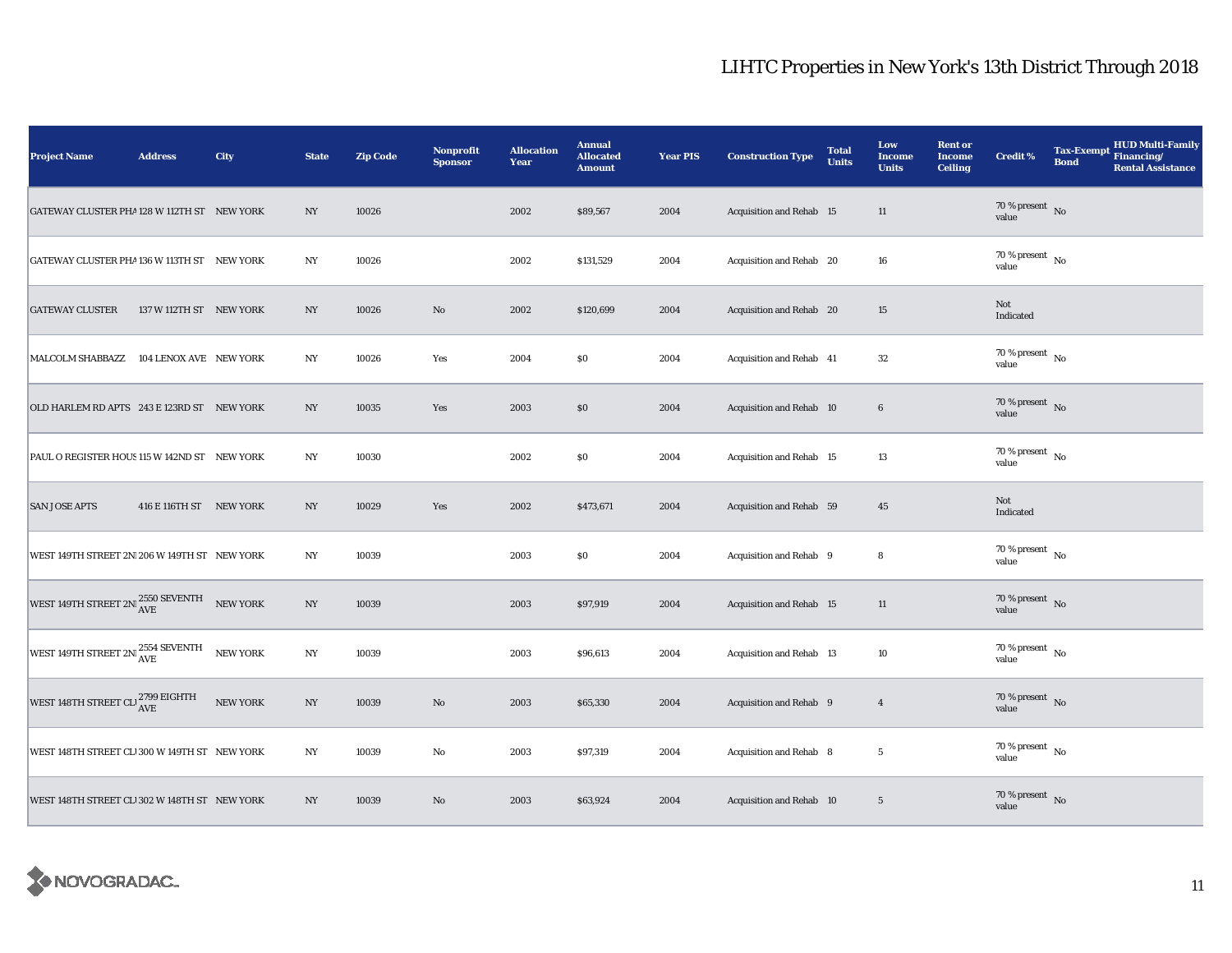# LIHTC Properties in New York's 13th District Through 2018

| Project Name | Address | City | State | Zip Code | Nonprofit Sponsor | Allocation Year | Annual Allocated Amount | Year PIS | Construction Type | Total Units | Low Income Units | Rent or Income Ceiling | Credit % | Tax-Exempt Bond | HUD Multi-Family Financing/ Rental Assistance |
|---|---|---|---|---|---|---|---|---|---|---|---|---|---|---|---|
| GATEWAY CLUSTER PHA | 128 W 112TH ST | NEW YORK | NY | 10026 | | 2002 | $89,567 | 2004 | Acquisition and Rehab | 15 | 11 | | 70 % present value | No | |
| GATEWAY CLUSTER PHA | 136 W 113TH ST | NEW YORK | NY | 10026 | | 2002 | $131,529 | 2004 | Acquisition and Rehab | 20 | 16 | | 70 % present value | No | |
| GATEWAY CLUSTER | 137 W 112TH ST | NEW YORK | NY | 10026 | No | 2002 | $120,699 | 2004 | Acquisition and Rehab | 20 | 15 | | Not Indicated | | |
| MALCOLM SHABBAZZ | 104 LENOX AVE | NEW YORK | NY | 10026 | Yes | 2004 | $0 | 2004 | Acquisition and Rehab | 41 | 32 | | 70 % present value | No | |
| OLD HARLEM RD APTS | 243 E 123RD ST | NEW YORK | NY | 10035 | Yes | 2003 | $0 | 2004 | Acquisition and Rehab | 10 | 6 | | 70 % present value | No | |
| PAUL O REGISTER HOUS | 115 W 142ND ST | NEW YORK | NY | 10030 | | 2002 | $0 | 2004 | Acquisition and Rehab | 15 | 13 | | 70 % present value | No | |
| SAN JOSE APTS | 416 E 116TH ST | NEW YORK | NY | 10029 | Yes | 2002 | $473,671 | 2004 | Acquisition and Rehab | 59 | 45 | | Not Indicated | | |
| WEST 149TH STREET 2NI | 206 W 149TH ST | NEW YORK | NY | 10039 | | 2003 | $0 | 2004 | Acquisition and Rehab | 9 | 8 | | 70 % present value | No | |
| WEST 149TH STREET 2NI | 2550 SEVENTH AVE | NEW YORK | NY | 10039 | | 2003 | $97,919 | 2004 | Acquisition and Rehab | 15 | 11 | | 70 % present value | No | |
| WEST 149TH STREET 2NI | 2554 SEVENTH AVE | NEW YORK | NY | 10039 | | 2003 | $96,613 | 2004 | Acquisition and Rehab | 13 | 10 | | 70 % present value | No | |
| WEST 148TH STREET CLI | 2799 EIGHTH AVE | NEW YORK | NY | 10039 | No | 2003 | $65,330 | 2004 | Acquisition and Rehab | 9 | 4 | | 70 % present value | No | |
| WEST 148TH STREET CLI | 300 W 149TH ST | NEW YORK | NY | 10039 | No | 2003 | $97,319 | 2004 | Acquisition and Rehab | 8 | 5 | | 70 % present value | No | |
| WEST 148TH STREET CLI | 302 W 148TH ST | NEW YORK | NY | 10039 | No | 2003 | $63,924 | 2004 | Acquisition and Rehab | 10 | 5 | | 70 % present value | No | |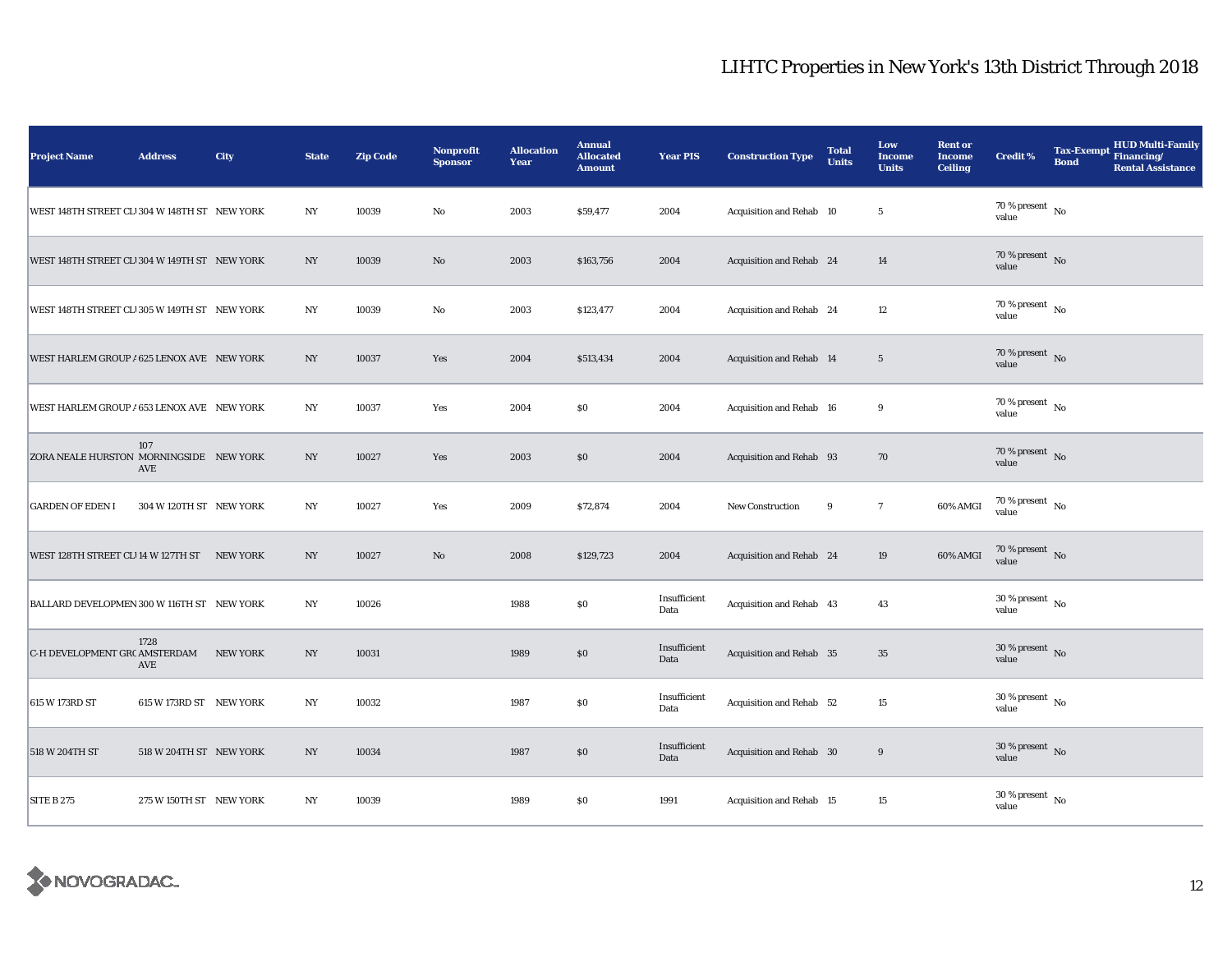# LIHTC Properties in New York's 13th District Through 2018

| Project Name | Address | City | State | Zip Code | Nonprofit Sponsor | Allocation Year | Annual Allocated Amount | Year PIS | Construction Type | Total Units | Low Income Units | Rent or Income Ceiling | Credit % | Tax-Exempt Bond | HUD Multi-Family Financing/ Rental Assistance |
|---|---|---|---|---|---|---|---|---|---|---|---|---|---|---|---|
| WEST 148TH STREET CLU | 304 W 148TH ST | NEW YORK | NY | 10039 | No | 2003 | $59,477 | 2004 | Acquisition and Rehab | 10 | 5 | | 70 % present value | No | |
| WEST 148TH STREET CLU | 304 W 149TH ST | NEW YORK | NY | 10039 | No | 2003 | $163,756 | 2004 | Acquisition and Rehab | 24 | 14 | | 70 % present value | No | |
| WEST 148TH STREET CLU | 305 W 149TH ST | NEW YORK | NY | 10039 | No | 2003 | $123,477 | 2004 | Acquisition and Rehab | 24 | 12 | | 70 % present value | No | |
| WEST HARLEM GROUP A | 625 LENOX AVE | NEW YORK | NY | 10037 | Yes | 2004 | $513,434 | 2004 | Acquisition and Rehab | 14 | 5 | | 70 % present value | No | |
| WEST HARLEM GROUP A | 653 LENOX AVE | NEW YORK | NY | 10037 | Yes | 2004 | $0 | 2004 | Acquisition and Rehab | 16 | 9 | | 70 % present value | No | |
| ZORA NEALE HURSTON | 107 MORNINGSIDE AVE | NEW YORK | NY | 10027 | Yes | 2003 | $0 | 2004 | Acquisition and Rehab | 93 | 70 | | 70 % present value | No | |
| GARDEN OF EDEN I | 304 W 120TH ST | NEW YORK | NY | 10027 | Yes | 2009 | $72,874 | 2004 | New Construction | 9 | 7 | 60% AMGI | 70 % present value | No | |
| WEST 128TH STREET CLU | 14 W 127TH ST | NEW YORK | NY | 10027 | No | 2008 | $129,723 | 2004 | Acquisition and Rehab | 24 | 19 | 60% AMGI | 70 % present value | No | |
| BALLARD DEVELOPMEN | 300 W 116TH ST | NEW YORK | NY | 10026 | | 1988 | $0 | Insufficient Data | Acquisition and Rehab | 43 | 43 | | 30 % present value | No | |
| C-H DEVELOPMENT GRO | 1728 AMSTERDAM AVE | NEW YORK | NY | 10031 | | 1989 | $0 | Insufficient Data | Acquisition and Rehab | 35 | 35 | | 30 % present value | No | |
| 615 W 173RD ST | 615 W 173RD ST | NEW YORK | NY | 10032 | | 1987 | $0 | Insufficient Data | Acquisition and Rehab | 52 | 15 | | 30 % present value | No | |
| 518 W 204TH ST | 518 W 204TH ST | NEW YORK | NY | 10034 | | 1987 | $0 | Insufficient Data | Acquisition and Rehab | 30 | 9 | | 30 % present value | No | |
| SITE B 275 | 275 W 150TH ST | NEW YORK | NY | 10039 | | 1989 | $0 | 1991 | Acquisition and Rehab | 15 | 15 | | 30 % present value | No | |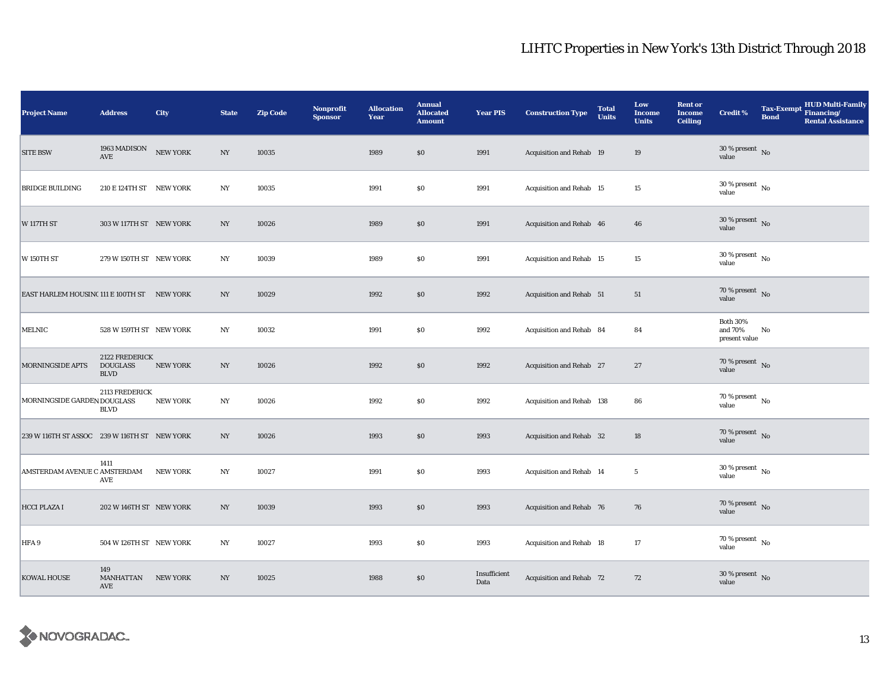# LIHTC Properties in New York's 13th District Through 2018

| Project Name | Address | City | State | Zip Code | Nonprofit Sponsor | Allocation Year | Annual Allocated Amount | Year PIS | Construction Type | Total Units | Low Income Units | Rent or Income Ceiling | Credit % | Tax-Exempt Bond | HUD Multi-Family Financing/ Rental Assistance |
|---|---|---|---|---|---|---|---|---|---|---|---|---|---|---|---|
| SITE BSW | 1963 MADISON AVE | NEW YORK | NY | 10035 | | 1989 | $0 | 1991 | Acquisition and Rehab | 19 | 19 | | 30 % present value | No | |
| BRIDGE BUILDING | 210 E 124TH ST | NEW YORK | NY | 10035 | | 1991 | $0 | 1991 | Acquisition and Rehab | 15 | 15 | | 30 % present value | No | |
| W 117TH ST | 303 W 117TH ST | NEW YORK | NY | 10026 | | 1989 | $0 | 1991 | Acquisition and Rehab | 46 | 46 | | 30 % present value | No | |
| W 150TH ST | 279 W 150TH ST | NEW YORK | NY | 10039 | | 1989 | $0 | 1991 | Acquisition and Rehab | 15 | 15 | | 30 % present value | No | |
| EAST HARLEM HOUSING | 111 E 100TH ST | NEW YORK | NY | 10029 | | 1992 | $0 | 1992 | Acquisition and Rehab | 51 | 51 | | 70 % present value | No | |
| MELNIC | 528 W 159TH ST | NEW YORK | NY | 10032 | | 1991 | $0 | 1992 | Acquisition and Rehab | 84 | 84 | | Both 30% and 70% present value | No | |
| MORNINGSIDE APTS | 2122 FREDERICK DOUGLASS BLVD | NEW YORK | NY | 10026 | | 1992 | $0 | 1992 | Acquisition and Rehab | 27 | 27 | | 70 % present value | No | |
| MORNINGSIDE GARDEN | 2113 FREDERICK DOUGLASS BLVD | NEW YORK | NY | 10026 | | 1992 | $0 | 1992 | Acquisition and Rehab | 138 | 86 | | 70 % present value | No | |
| 239 W 116TH ST ASSOC | 239 W 116TH ST | NEW YORK | NY | 10026 | | 1993 | $0 | 1993 | Acquisition and Rehab | 32 | 18 | | 70 % present value | No | |
| AMSTERDAM AVENUE C | 1411 AMSTERDAM AVE | NEW YORK | NY | 10027 | | 1991 | $0 | 1993 | Acquisition and Rehab | 14 | 5 | | 30 % present value | No | |
| HCCI PLAZA I | 202 W 146TH ST | NEW YORK | NY | 10039 | | 1993 | $0 | 1993 | Acquisition and Rehab | 76 | 76 | | 70 % present value | No | |
| HFA 9 | 504 W 126TH ST | NEW YORK | NY | 10027 | | 1993 | $0 | 1993 | Acquisition and Rehab | 18 | 17 | | 70 % present value | No | |
| KOWAL HOUSE | 149 MANHATTAN AVE | NEW YORK | NY | 10025 | | 1988 | $0 | Insufficient Data | Acquisition and Rehab | 72 | 72 | | 30 % present value | No | |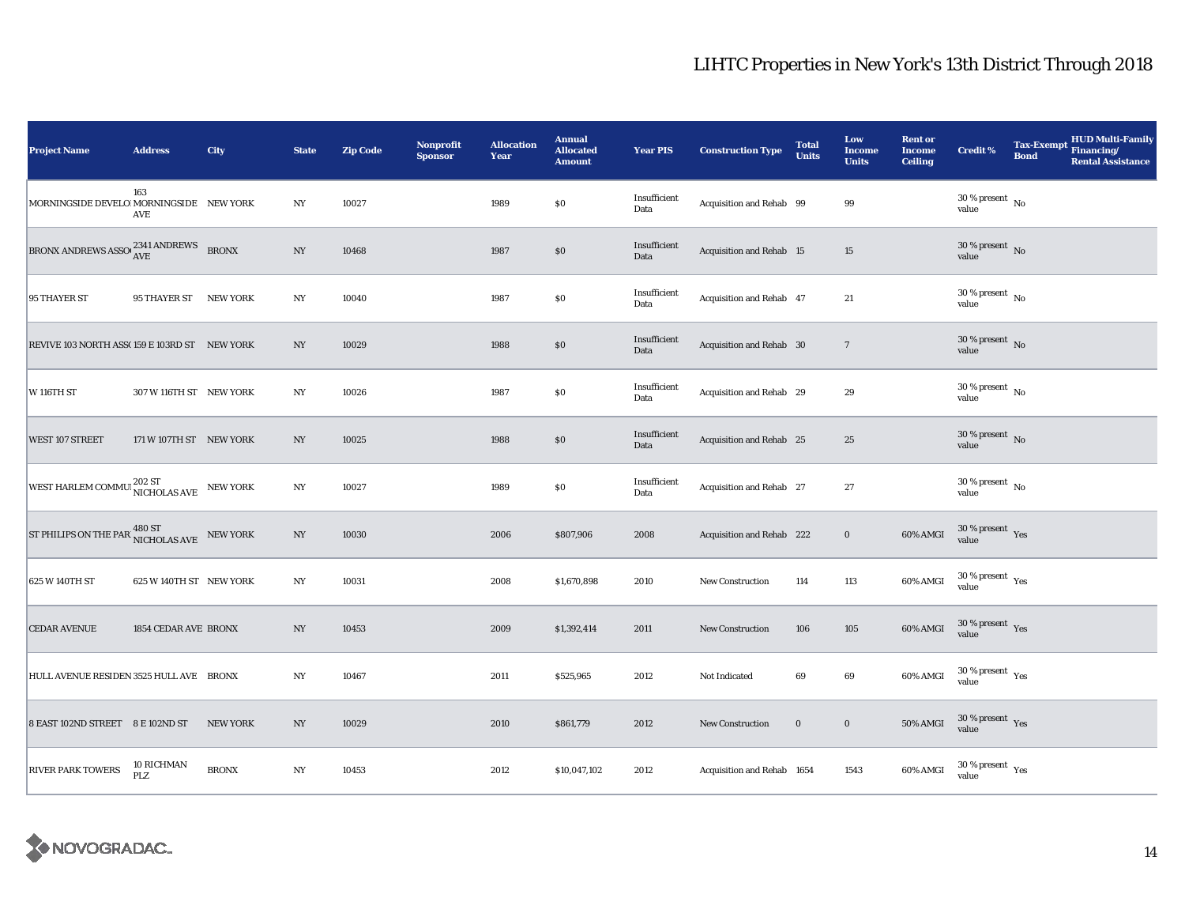# LIHTC Properties in New York's 13th District Through 2018

| Project Name | Address | City | State | Zip Code | Nonprofit Sponsor | Allocation Year | Annual Allocated Amount | Year PIS | Construction Type | Total Units | Low Income Units | Rent or Income Ceiling | Credit % | Tax-Exempt Bond | HUD Multi-Family Financing/ Rental Assistance |
|---|---|---|---|---|---|---|---|---|---|---|---|---|---|---|---|
| MORNINGSIDE DEVELO | 163 MORNINGSIDE AVE | NEW YORK | NY | 10027 | | 1989 | $0 | Insufficient Data | Acquisition and Rehab | 99 | 99 | | 30 % present value | No | |
| BRONX ANDREWS ASSO | 2341 ANDREWS AVE | BRONX | NY | 10468 | | 1987 | $0 | Insufficient Data | Acquisition and Rehab | 15 | 15 | | 30 % present value | No | |
| 95 THAYER ST | 95 THAYER ST | NEW YORK | NY | 10040 | | 1987 | $0 | Insufficient Data | Acquisition and Rehab | 47 | 21 | | 30 % present value | No | |
| REVIVE 103 NORTH ASS | 159 E 103RD ST | NEW YORK | NY | 10029 | | 1988 | $0 | Insufficient Data | Acquisition and Rehab | 30 | 7 | | 30 % present value | No | |
| W 116TH ST | 307 W 116TH ST | NEW YORK | NY | 10026 | | 1987 | $0 | Insufficient Data | Acquisition and Rehab | 29 | 29 | | 30 % present value | No | |
| WEST 107 STREET | 171 W 107TH ST | NEW YORK | NY | 10025 | | 1988 | $0 | Insufficient Data | Acquisition and Rehab | 25 | 25 | | 30 % present value | No | |
| WEST HARLEM COMMU | 202 ST NICHOLAS AVE | NEW YORK | NY | 10027 | | 1989 | $0 | Insufficient Data | Acquisition and Rehab | 27 | 27 | | 30 % present value | No | |
| ST PHILIPS ON THE PAR | 480 ST NICHOLAS AVE | NEW YORK | NY | 10030 | | 2006 | $807,906 | 2008 | Acquisition and Rehab | 222 | 0 | 60% AMGI | 30 % present value | Yes | |
| 625 W 140TH ST | 625 W 140TH ST | NEW YORK | NY | 10031 | | 2008 | $1,670,898 | 2010 | New Construction | 114 | 113 | 60% AMGI | 30 % present value | Yes | |
| CEDAR AVENUE | 1854 CEDAR AVE | BRONX | NY | 10453 | | 2009 | $1,392,414 | 2011 | New Construction | 106 | 105 | 60% AMGI | 30 % present value | Yes | |
| HULL AVENUE RESIDEN | 3525 HULL AVE | BRONX | NY | 10467 | | 2011 | $525,965 | 2012 | Not Indicated | 69 | 69 | 60% AMGI | 30 % present value | Yes | |
| 8 EAST 102ND STREET | 8 E 102ND ST | NEW YORK | NY | 10029 | | 2010 | $861,779 | 2012 | New Construction | 0 | 0 | 50% AMGI | 30 % present value | Yes | |
| RIVER PARK TOWERS | 10 RICHMAN PLZ | BRONX | NY | 10453 | | 2012 | $10,047,102 | 2012 | Acquisition and Rehab | 1654 | 1543 | 60% AMGI | 30 % present value | Yes | |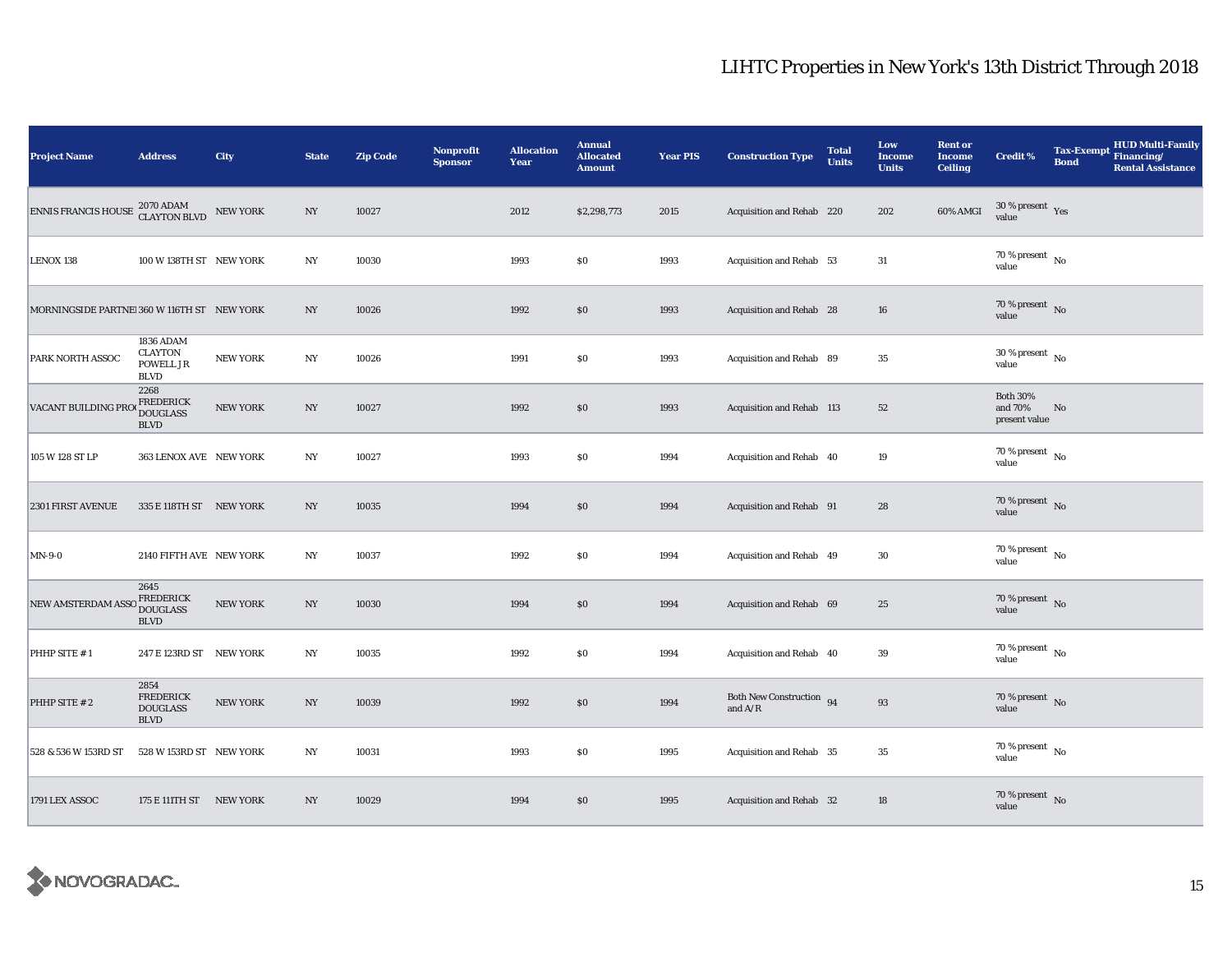# LIHTC Properties in New York's 13th District Through 2018

| Project Name | Address | City | State | Zip Code | Nonprofit Sponsor | Allocation Year | Annual Allocated Amount | Year PIS | Construction Type | Total Units | Low Income Units | Rent or Income Ceiling | Credit % | Tax-Exempt Bond | HUD Multi-Family Financing/ Rental Assistance |
|---|---|---|---|---|---|---|---|---|---|---|---|---|---|---|---|
| ENNIS FRANCIS HOUSE | 2070 ADAM CLAYTON BLVD | NEW YORK | NY | 10027 | | 2012 | $2,298,773 | 2015 | Acquisition and Rehab | 220 | 202 | 60% AMGI | 30 % present value | Yes | |
| LENOX 138 | 100 W 138TH ST | NEW YORK | NY | 10030 | | 1993 | $0 | 1993 | Acquisition and Rehab | 53 | 31 | | 70 % present value | No | |
| MORNINGSIDE PARTNE | 360 W 116TH ST | NEW YORK | NY | 10026 | | 1992 | $0 | 1993 | Acquisition and Rehab | 28 | 16 | | 70 % present value | No | |
| PARK NORTH ASSOC | 1836 ADAM CLAYTON POWELL J R BLVD | NEW YORK | NY | 10026 | | 1991 | $0 | 1993 | Acquisition and Rehab | 89 | 35 | | 30 % present value | No | |
| VACANT BUILDING PRO | 2268 FREDERICK DOUGLASS BLVD | NEW YORK | NY | 10027 | | 1992 | $0 | 1993 | Acquisition and Rehab | 113 | 52 | | Both 30% and 70% present value | No | |
| 105 W 128 ST LP | 363 LENOX AVE | NEW YORK | NY | 10027 | | 1993 | $0 | 1994 | Acquisition and Rehab | 40 | 19 | | 70 % present value | No | |
| 2301 FIRST AVENUE | 335 E 118TH ST | NEW YORK | NY | 10035 | | 1994 | $0 | 1994 | Acquisition and Rehab | 91 | 28 | | 70 % present value | No | |
| MN-9-0 | 2140 FIFTH AVE | NEW YORK | NY | 10037 | | 1992 | $0 | 1994 | Acquisition and Rehab | 49 | 30 | | 70 % present value | No | |
| NEW AMSTERDAM ASSO | 2645 FREDERICK DOUGLASS BLVD | NEW YORK | NY | 10030 | | 1994 | $0 | 1994 | Acquisition and Rehab | 69 | 25 | | 70 % present value | No | |
| PHHP SITE # 1 | 247 E 123RD ST | NEW YORK | NY | 10035 | | 1992 | $0 | 1994 | Acquisition and Rehab | 40 | 39 | | 70 % present value | No | |
| PHHP SITE # 2 | 2854 FREDERICK DOUGLASS BLVD | NEW YORK | NY | 10039 | | 1992 | $0 | 1994 | Both New Construction and A/R | 94 | 93 | | 70 % present value | No | |
| 528 & 536 W 153RD ST | 528 W 153RD ST | NEW YORK | NY | 10031 | | 1993 | $0 | 1995 | Acquisition and Rehab | 35 | 35 | | 70 % present value | No | |
| 1791 LEX ASSOC | 175 E 111TH ST | NEW YORK | NY | 10029 | | 1994 | $0 | 1995 | Acquisition and Rehab | 32 | 18 | | 70 % present value | No | |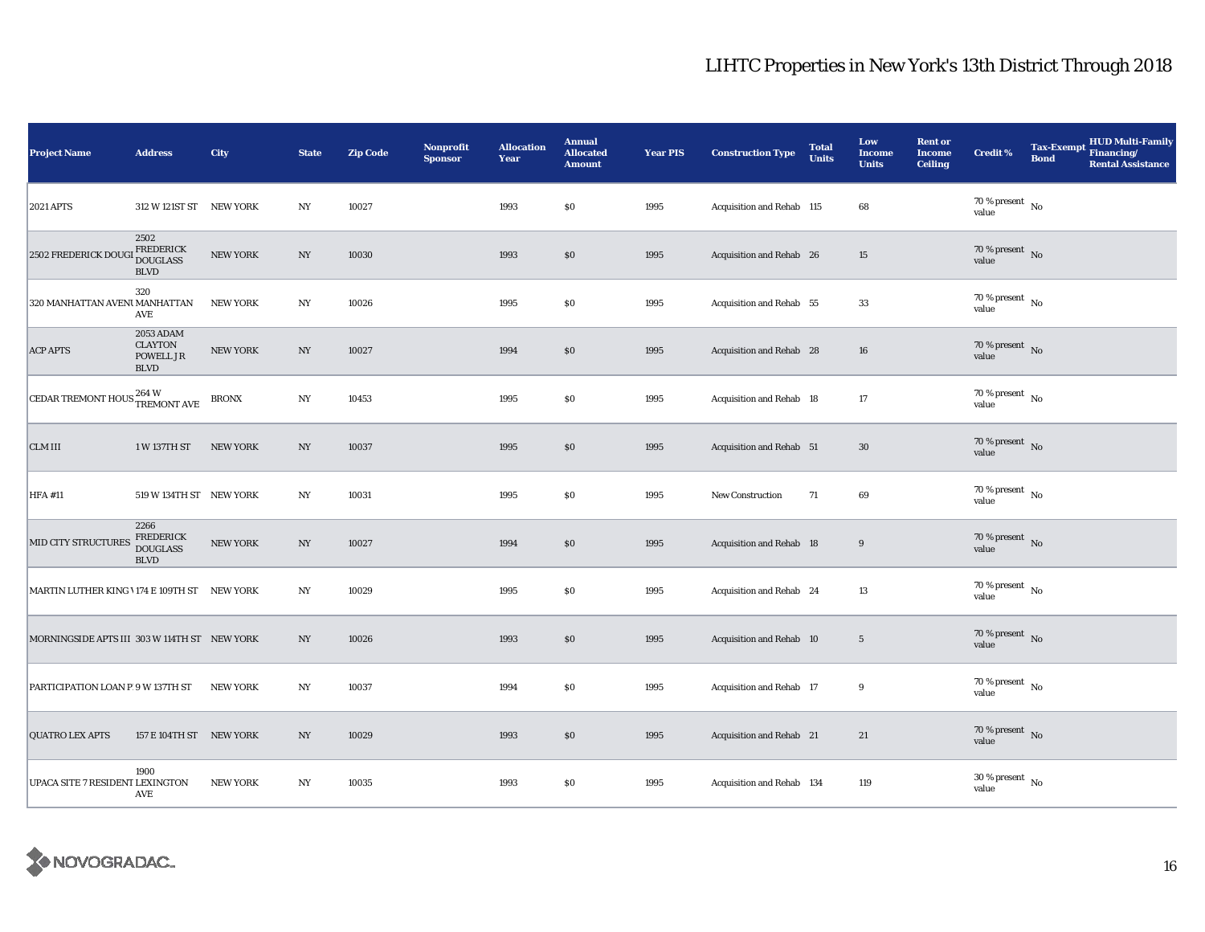## LIHTC Properties in New York's 13th District Through 2018

| Project Name | Address | City | State | Zip Code | Nonprofit Sponsor | Allocation Year | Annual Allocated Amount | Year PIS | Construction Type | Total Units | Low Income Units | Rent or Income Ceiling | Credit % | Tax-Exempt Bond | HUD Multi-Family Financing/ Rental Assistance |
|---|---|---|---|---|---|---|---|---|---|---|---|---|---|---|---|
| 2021 APTS | 312 W 121ST ST | NEW YORK | NY | 10027 | | 1993 | $0 | 1995 | Acquisition and Rehab | 115 | 68 | | 70 % present value | No | |
| 2502 FREDERICK DOUGI | 2502 FREDERICK DOUGLASS BLVD | NEW YORK | NY | 10030 | | 1993 | $0 | 1995 | Acquisition and Rehab | 26 | 15 | | 70 % present value | No | |
| 320 MANHATTAN AVENU | 320 MANHATTAN AVE | NEW YORK | NY | 10026 | | 1995 | $0 | 1995 | Acquisition and Rehab | 55 | 33 | | 70 % present value | No | |
| ACP APTS | 2053 ADAM CLAYTON POWELL JR BLVD | NEW YORK | NY | 10027 | | 1994 | $0 | 1995 | Acquisition and Rehab | 28 | 16 | | 70 % present value | No | |
| CEDAR TREMONT HOUS | 264 W TREMONT AVE | BRONX | NY | 10453 | | 1995 | $0 | 1995 | Acquisition and Rehab | 18 | 17 | | 70 % present value | No | |
| CLM III | 1 W 137TH ST | NEW YORK | NY | 10037 | | 1995 | $0 | 1995 | Acquisition and Rehab | 51 | 30 | | 70 % present value | No | |
| HFA #11 | 519 W 134TH ST | NEW YORK | NY | 10031 | | 1995 | $0 | 1995 | New Construction | 71 | 69 | | 70 % present value | No | |
| MID CITY STRUCTURES | 2266 FREDERICK DOUGLASS BLVD | NEW YORK | NY | 10027 | | 1994 | $0 | 1995 | Acquisition and Rehab | 18 | 9 | | 70 % present value | No | |
| MARTIN LUTHER KING V | 174 E 109TH ST | NEW YORK | NY | 10029 | | 1995 | $0 | 1995 | Acquisition and Rehab | 24 | 13 | | 70 % present value | No | |
| MORNINGSIDE APTS III | 303 W 114TH ST | NEW YORK | NY | 10026 | | 1993 | $0 | 1995 | Acquisition and Rehab | 10 | 5 | | 70 % present value | No | |
| PARTICIPATION LOAN P. | 9 W 137TH ST | NEW YORK | NY | 10037 | | 1994 | $0 | 1995 | Acquisition and Rehab | 17 | 9 | | 70 % present value | No | |
| QUATRO LEX APTS | 157 E 104TH ST | NEW YORK | NY | 10029 | | 1993 | $0 | 1995 | Acquisition and Rehab | 21 | 21 | | 70 % present value | No | |
| UPACA SITE 7 RESIDENT | 1900 LEXINGTON AVE | NEW YORK | NY | 10035 | | 1993 | $0 | 1995 | Acquisition and Rehab | 134 | 119 | | 30 % present value | No | |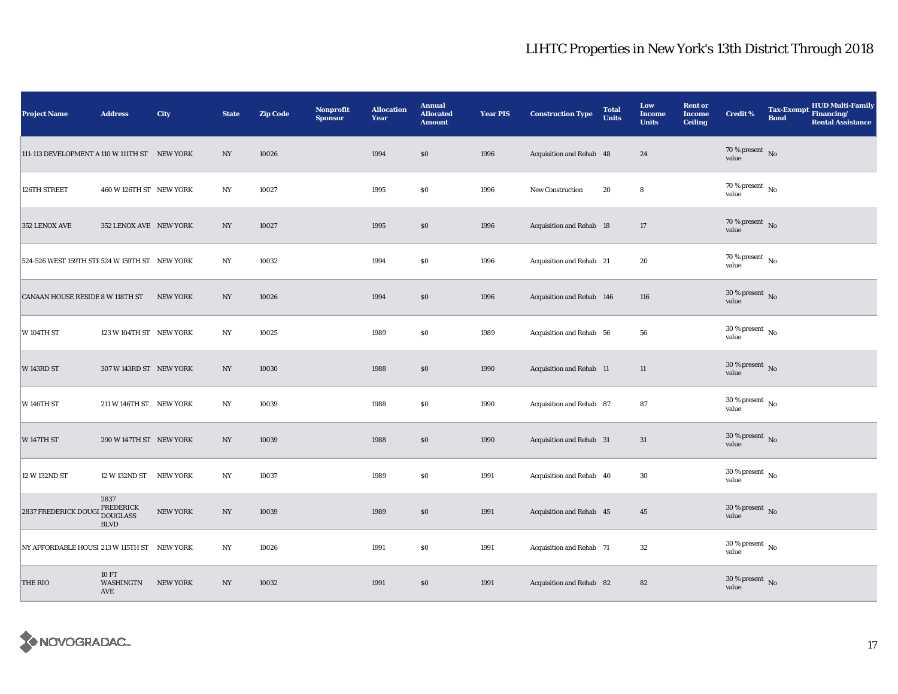## LIHTC Properties in New York's 13th District Through 2018

| Project Name | Address | City | State | Zip Code | Nonprofit Sponsor | Allocation Year | Annual Allocated Amount | Year PIS | Construction Type | Total Units | Low Income Units | Rent or Income Ceiling | Credit % | Tax-Exempt Bond | HUD Multi-Family Financing/ Rental Assistance |
|---|---|---|---|---|---|---|---|---|---|---|---|---|---|---|---|
| 111-113 DEVELOPMENT A | 110 W 111TH ST | NEW YORK | NY | 10026 | | 1994 | $0 | 1996 | Acquisition and Rehab | 48 | 24 | | 70 % present value | No | |
| 126TH STREET | 460 W 126TH ST | NEW YORK | NY | 10027 | | 1995 | $0 | 1996 | New Construction | 20 | 8 | | 70 % present value | No | |
| 352 LENOX AVE | 352 LENOX AVE | NEW YORK | NY | 10027 | | 1995 | $0 | 1996 | Acquisition and Rehab | 18 | 17 | | 70 % present value | No | |
| 524-526 WEST 159TH STF | 524 W 159TH ST | NEW YORK | NY | 10032 | | 1994 | $0 | 1996 | Acquisition and Rehab | 21 | 20 | | 70 % present value | No | |
| CANAAN HOUSE RESIDE | 8 W 118TH ST | NEW YORK | NY | 10026 | | 1994 | $0 | 1996 | Acquisition and Rehab | 146 | 116 | | 30 % present value | No | |
| W 104TH ST | 123 W 104TH ST | NEW YORK | NY | 10025 | | 1989 | $0 | 1989 | Acquisition and Rehab | 56 | 56 | | 30 % present value | No | |
| W 143RD ST | 307 W 143RD ST | NEW YORK | NY | 10030 | | 1988 | $0 | 1990 | Acquisition and Rehab | 11 | 11 | | 30 % present value | No | |
| W 146TH ST | 211 W 146TH ST | NEW YORK | NY | 10039 | | 1988 | $0 | 1990 | Acquisition and Rehab | 87 | 87 | | 30 % present value | No | |
| W 147TH ST | 290 W 147TH ST | NEW YORK | NY | 10039 | | 1988 | $0 | 1990 | Acquisition and Rehab | 31 | 31 | | 30 % present value | No | |
| 12 W 132ND ST | 12 W 132ND ST | NEW YORK | NY | 10037 | | 1989 | $0 | 1991 | Acquisition and Rehab | 40 | 30 | | 30 % present value | No | |
| 2837 FREDERICK DOUGI | 2837 FREDERICK DOUGLASS BLVD | NEW YORK | NY | 10039 | | 1989 | $0 | 1991 | Acquisition and Rehab | 45 | 45 | | 30 % present value | No | |
| NY AFFORDABLE HOUSI | 213 W 115TH ST | NEW YORK | NY | 10026 | | 1991 | $0 | 1991 | Acquisition and Rehab | 71 | 32 | | 30 % present value | No | |
| THE RIO | 10 FT WASHINGTN AVE | NEW YORK | NY | 10032 | | 1991 | $0 | 1991 | Acquisition and Rehab | 82 | 82 | | 30 % present value | No | |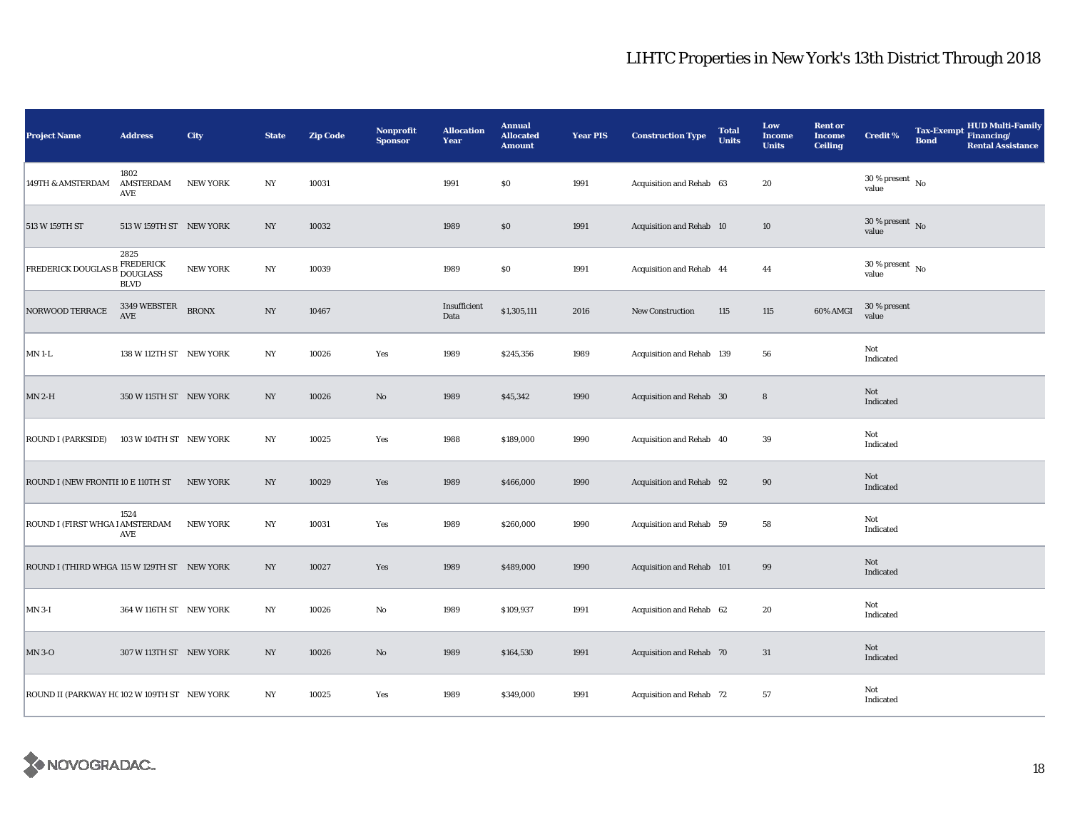# LIHTC Properties in New York's 13th District Through 2018

| Project Name | Address | City | State | Zip Code | Nonprofit Sponsor | Allocation Year | Annual Allocated Amount | Year PIS | Construction Type | Total Units | Low Income Units | Rent or Income Ceiling | Credit % | Tax-Exempt Bond | HUD Multi-Family Financing/ Rental Assistance |
|---|---|---|---|---|---|---|---|---|---|---|---|---|---|---|---|
| 149TH & AMSTERDAM | 1802 AMSTERDAM AVE | NEW YORK | NY | 10031 | | 1991 | $0 | 1991 | Acquisition and Rehab | 63 | 20 | | 30 % present value | No | |
| 513 W 159TH ST | 513 W 159TH ST | NEW YORK | NY | 10032 | | 1989 | $0 | 1991 | Acquisition and Rehab | 10 | 10 | | 30 % present value | No | |
| FREDERICK DOUGLAS B | 2825 FREDERICK DOUGLASS BLVD | NEW YORK | NY | 10039 | | 1989 | $0 | 1991 | Acquisition and Rehab | 44 | 44 | | 30 % present value | No | |
| NORWOOD TERRACE | 3349 WEBSTER AVE | BRONX | NY | 10467 | | Insufficient Data | $1,305,111 | 2016 | New Construction | 115 | 115 | 60% AMGI | 30 % present value | | |
| MN 1-L | 138 W 112TH ST | NEW YORK | NY | 10026 | Yes | 1989 | $245,356 | 1989 | Acquisition and Rehab | 139 | 56 | | Not Indicated | | |
| MN 2-H | 350 W 115TH ST | NEW YORK | NY | 10026 | No | 1989 | $45,342 | 1990 | Acquisition and Rehab | 30 | 8 | | Not Indicated | | |
| ROUND I (PARKSIDE) | 103 W 104TH ST | NEW YORK | NY | 10025 | Yes | 1988 | $189,000 | 1990 | Acquisition and Rehab | 40 | 39 | | Not Indicated | | |
| ROUND I (NEW FRONTII | 10 E 110TH ST | NEW YORK | NY | 10029 | Yes | 1989 | $466,000 | 1990 | Acquisition and Rehab | 92 | 90 | | Not Indicated | | |
| ROUND I (FIRST WHGA I | 1524 AMSTERDAM AVE | NEW YORK | NY | 10031 | Yes | 1989 | $260,000 | 1990 | Acquisition and Rehab | 59 | 58 | | Not Indicated | | |
| ROUND I (THIRD WHGA | 115 W 129TH ST | NEW YORK | NY | 10027 | Yes | 1989 | $489,000 | 1990 | Acquisition and Rehab | 101 | 99 | | Not Indicated | | |
| MN 3-I | 364 W 116TH ST | NEW YORK | NY | 10026 | No | 1989 | $109,937 | 1991 | Acquisition and Rehab | 62 | 20 | | Not Indicated | | |
| MN 3-O | 307 W 113TH ST | NEW YORK | NY | 10026 | No | 1989 | $164,530 | 1991 | Acquisition and Rehab | 70 | 31 | | Not Indicated | | |
| ROUND II (PARKWAY HC | 102 W 109TH ST | NEW YORK | NY | 10025 | Yes | 1989 | $349,000 | 1991 | Acquisition and Rehab | 72 | 57 | | Not Indicated | | |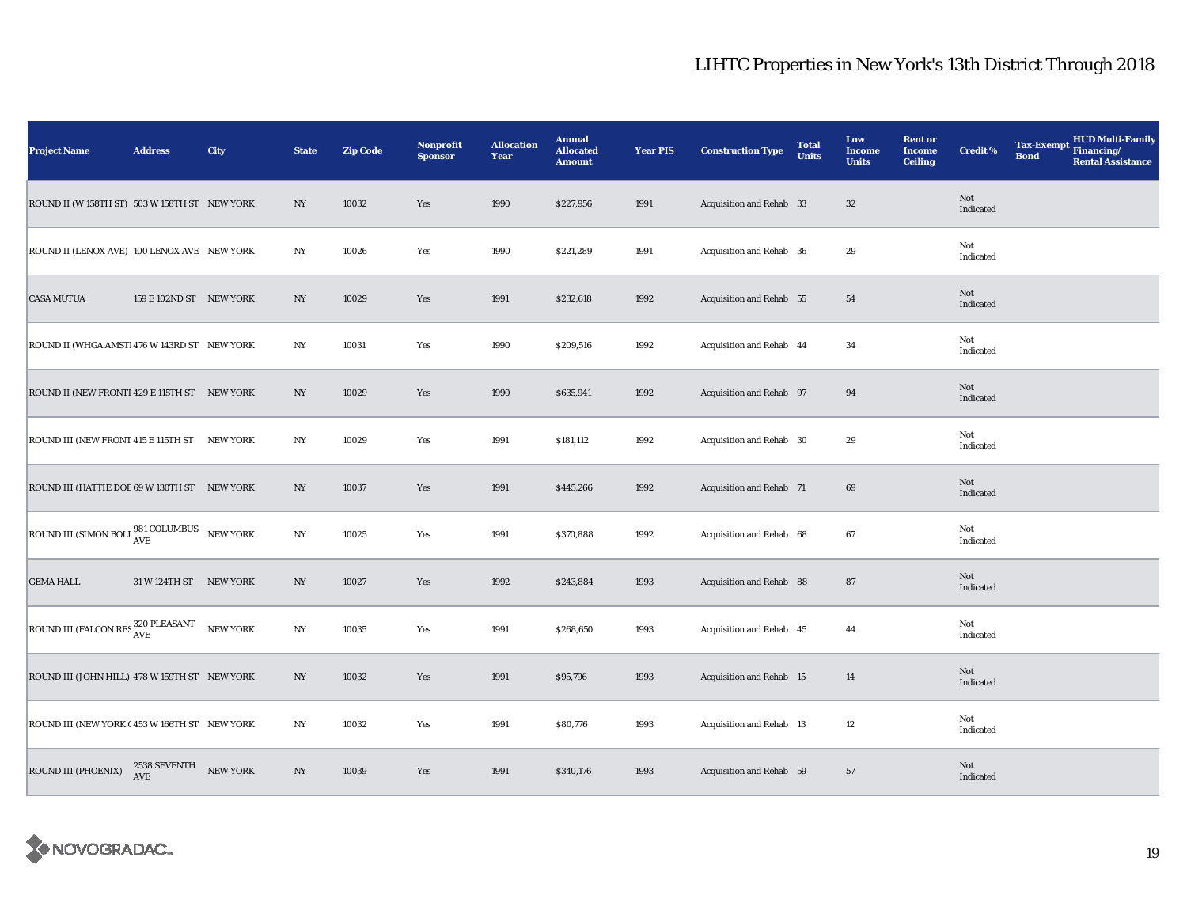# LIHTC Properties in New York's 13th District Through 2018

| Project Name | Address | City | State | Zip Code | Nonprofit Sponsor | Allocation Year | Annual Allocated Amount | Year PIS | Construction Type | Total Units | Low Income Units | Rent or Income Ceiling | Credit % | Tax-Exempt Bond | HUD Multi-Family Financing/ Rental Assistance |
|---|---|---|---|---|---|---|---|---|---|---|---|---|---|---|---|
| ROUND II (W 158TH ST) | 503 W 158TH ST | NEW YORK | NY | 10032 | Yes | 1990 | $227,956 | 1991 | Acquisition and Rehab | 33 | 32 | | Not Indicated | | |
| ROUND II (LENOX AVE) | 100 LENOX AVE | NEW YORK | NY | 10026 | Yes | 1990 | $221,289 | 1991 | Acquisition and Rehab | 36 | 29 | | Not Indicated | | |
| CASA MUTUA | 159 E 102ND ST | NEW YORK | NY | 10029 | Yes | 1991 | $232,618 | 1992 | Acquisition and Rehab | 55 | 54 | | Not Indicated | | |
| ROUND II (WHGA AMSTI | 476 W 143RD ST | NEW YORK | NY | 10031 | Yes | 1990 | $209,516 | 1992 | Acquisition and Rehab | 44 | 34 | | Not Indicated | | |
| ROUND II (NEW FRONTI | 429 E 115TH ST | NEW YORK | NY | 10029 | Yes | 1990 | $635,941 | 1992 | Acquisition and Rehab | 97 | 94 | | Not Indicated | | |
| ROUND III (NEW FRONT | 415 E 115TH ST | NEW YORK | NY | 10029 | Yes | 1991 | $181,112 | 1992 | Acquisition and Rehab | 30 | 29 | | Not Indicated | | |
| ROUND III (HATTIE DOD | 69 W 130TH ST | NEW YORK | NY | 10037 | Yes | 1991 | $445,266 | 1992 | Acquisition and Rehab | 71 | 69 | | Not Indicated | | |
| ROUND III (SIMON BOLI | 981 COLUMBUS AVE | NEW YORK | NY | 10025 | Yes | 1991 | $370,888 | 1992 | Acquisition and Rehab | 68 | 67 | | Not Indicated | | |
| GEMA HALL | 31 W 124TH ST | NEW YORK | NY | 10027 | Yes | 1992 | $243,884 | 1993 | Acquisition and Rehab | 88 | 87 | | Not Indicated | | |
| ROUND III (FALCON RES | 320 PLEASANT AVE | NEW YORK | NY | 10035 | Yes | 1991 | $268,650 | 1993 | Acquisition and Rehab | 45 | 44 | | Not Indicated | | |
| ROUND III (JOHN HILL) | 478 W 159TH ST | NEW YORK | NY | 10032 | Yes | 1991 | $95,796 | 1993 | Acquisition and Rehab | 15 | 14 | | Not Indicated | | |
| ROUND III (NEW YORK ( | 453 W 166TH ST | NEW YORK | NY | 10032 | Yes | 1991 | $80,776 | 1993 | Acquisition and Rehab | 13 | 12 | | Not Indicated | | |
| ROUND III (PHOENIX) | 2538 SEVENTH AVE | NEW YORK | NY | 10039 | Yes | 1991 | $340,176 | 1993 | Acquisition and Rehab | 59 | 57 | | Not Indicated | | |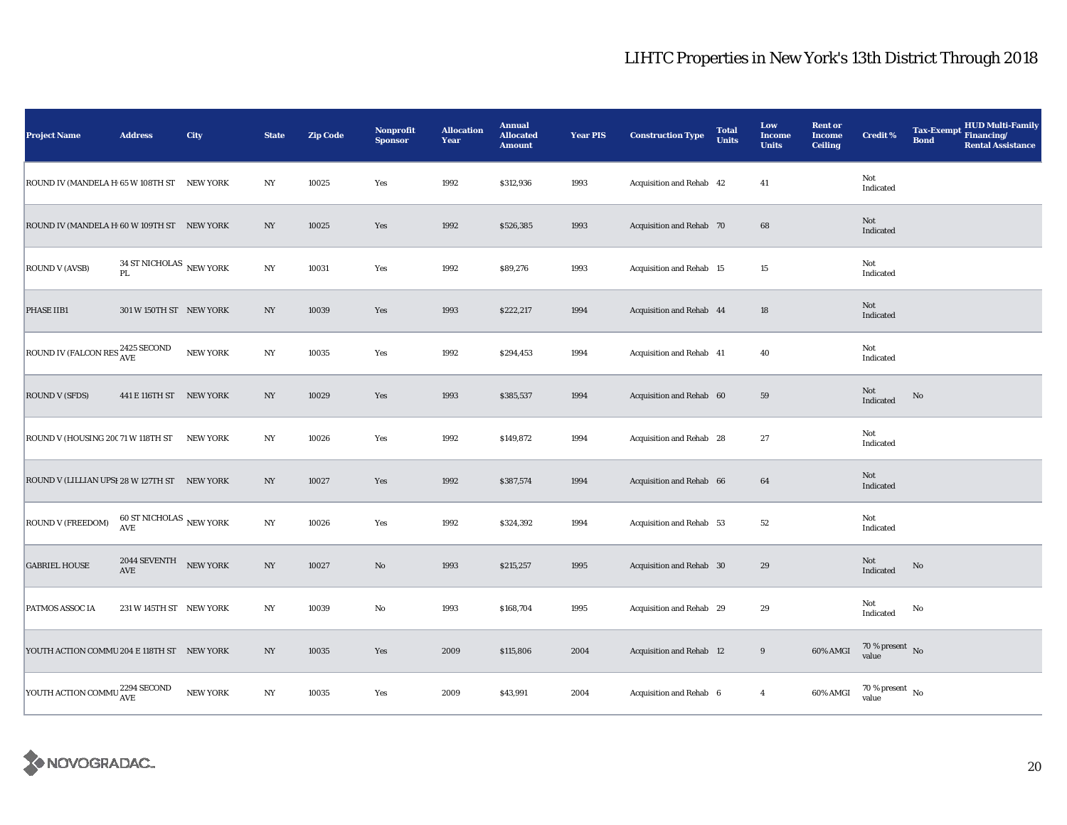# LIHTC Properties in New York's 13th District Through 2018

| Project Name | Address | City | State | Zip Code | Nonprofit Sponsor | Allocation Year | Annual Allocated Amount | Year PIS | Construction Type | Total Units | Low Income Units | Rent or Income Ceiling | Credit % | Tax-Exempt Bond | HUD Multi-Family Financing/ Rental Assistance |
|---|---|---|---|---|---|---|---|---|---|---|---|---|---|---|---|
| ROUND IV (MANDELA H | 65 W 108TH ST | NEW YORK | NY | 10025 | Yes | 1992 | $312,936 | 1993 | Acquisition and Rehab | 42 | 41 | | Not Indicated | | |
| ROUND IV (MANDELA H | 60 W 109TH ST | NEW YORK | NY | 10025 | Yes | 1992 | $526,385 | 1993 | Acquisition and Rehab | 70 | 68 | | Not Indicated | | |
| ROUND V (AVSB) | 34 ST NICHOLAS PL | NEW YORK | NY | 10031 | Yes | 1992 | $89,276 | 1993 | Acquisition and Rehab | 15 | 15 | | Not Indicated | | |
| PHASE IIB1 | 301 W 150TH ST | NEW YORK | NY | 10039 | Yes | 1993 | $222,217 | 1994 | Acquisition and Rehab | 44 | 18 | | Not Indicated | | |
| ROUND IV (FALCON RES | 2425 SECOND AVE | NEW YORK | NY | 10035 | Yes | 1992 | $294,453 | 1994 | Acquisition and Rehab | 41 | 40 | | Not Indicated | | |
| ROUND V (SFDS) | 441 E 116TH ST | NEW YORK | NY | 10029 | Yes | 1993 | $385,537 | 1994 | Acquisition and Rehab | 60 | 59 | | Not Indicated | No | |
| ROUND V (HOUSING 200 | 71 W 118TH ST | NEW YORK | NY | 10026 | Yes | 1992 | $149,872 | 1994 | Acquisition and Rehab | 28 | 27 | | Not Indicated | | |
| ROUND V (LILLIAN UPSH | 28 W 127TH ST | NEW YORK | NY | 10027 | Yes | 1992 | $387,574 | 1994 | Acquisition and Rehab | 66 | 64 | | Not Indicated | | |
| ROUND V (FREEDOM) | 60 ST NICHOLAS AVE | NEW YORK | NY | 10026 | Yes | 1992 | $324,392 | 1994 | Acquisition and Rehab | 53 | 52 | | Not Indicated | | |
| GABRIEL HOUSE | 2044 SEVENTH AVE | NEW YORK | NY | 10027 | No | 1993 | $215,257 | 1995 | Acquisition and Rehab | 30 | 29 | | Not Indicated | No | |
| PATMOS ASSOC IA | 231 W 145TH ST | NEW YORK | NY | 10039 | No | 1993 | $168,704 | 1995 | Acquisition and Rehab | 29 | 29 | | Not Indicated | No | |
| YOUTH ACTION COMMU | 204 E 118TH ST | NEW YORK | NY | 10035 | Yes | 2009 | $115,806 | 2004 | Acquisition and Rehab | 12 | 9 | 60% AMGI | 70 % present value | No | |
| YOUTH ACTION COMMU | 2294 SECOND AVE | NEW YORK | NY | 10035 | Yes | 2009 | $43,991 | 2004 | Acquisition and Rehab | 6 | 4 | 60% AMGI | 70 % present value | No | |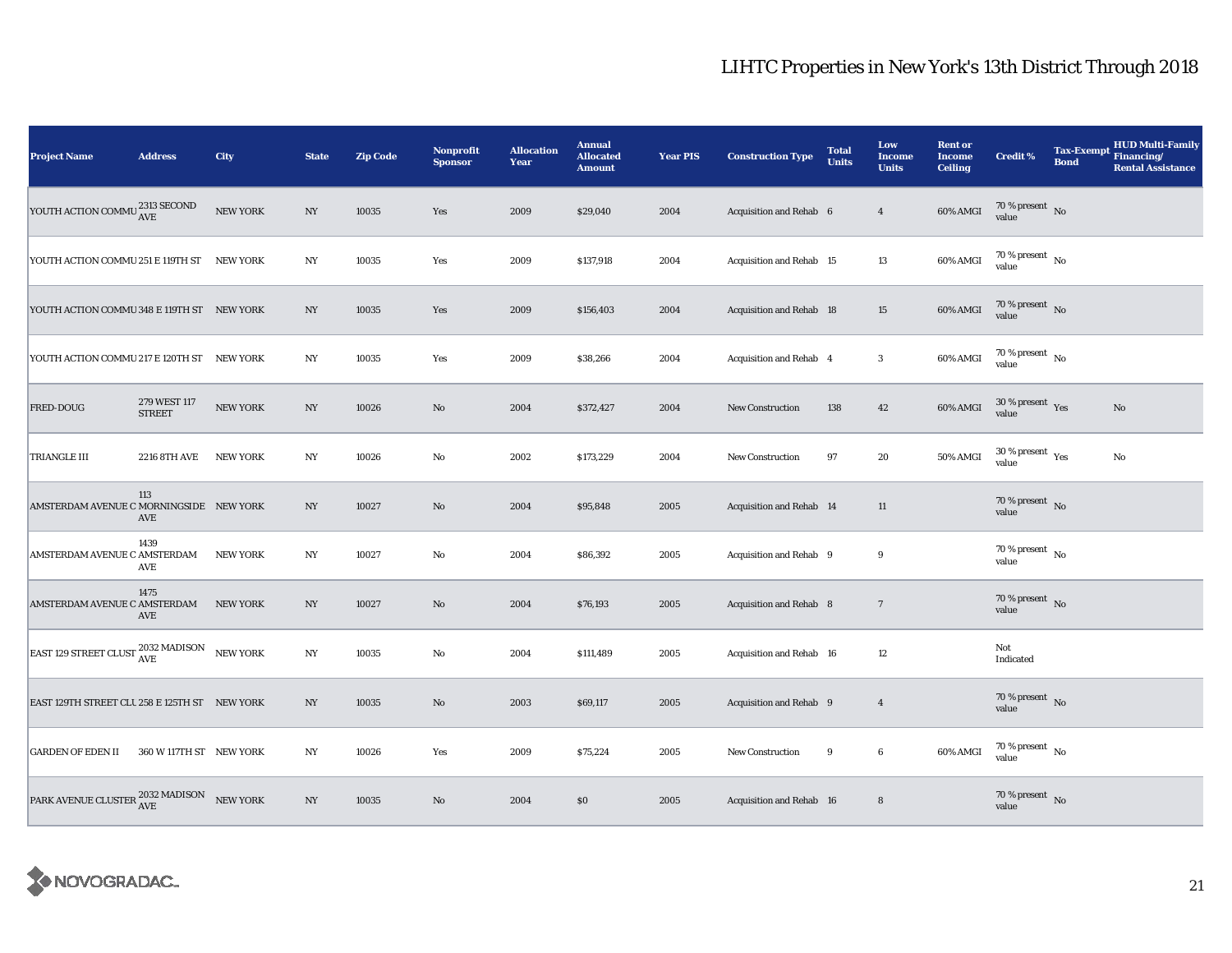# LIHTC Properties in New York's 13th District Through 2018

| Project Name | Address | City | State | Zip Code | Nonprofit Sponsor | Allocation Year | Annual Allocated Amount | Year PIS | Construction Type | Total Units | Low Income Units | Rent or Income Ceiling | Credit % | Tax-Exempt Bond | HUD Multi-Family Financing/ Rental Assistance |
|---|---|---|---|---|---|---|---|---|---|---|---|---|---|---|---|
| YOUTH ACTION COMMU | 2313 SECOND AVE | NEW YORK | NY | 10035 | Yes | 2009 | $29,040 | 2004 | Acquisition and Rehab | 6 | 4 | 60% AMGI | 70 % present value | No | |
| YOUTH ACTION COMMU | 251 E 119TH ST | NEW YORK | NY | 10035 | Yes | 2009 | $137,918 | 2004 | Acquisition and Rehab | 15 | 13 | 60% AMGI | 70 % present value | No | |
| YOUTH ACTION COMMU | 348 E 119TH ST | NEW YORK | NY | 10035 | Yes | 2009 | $156,403 | 2004 | Acquisition and Rehab | 18 | 15 | 60% AMGI | 70 % present value | No | |
| YOUTH ACTION COMMU | 217 E 120TH ST | NEW YORK | NY | 10035 | Yes | 2009 | $38,266 | 2004 | Acquisition and Rehab | 4 | 3 | 60% AMGI | 70 % present value | No | |
| FRED-DOUG | 279 WEST 117 STREET | NEW YORK | NY | 10026 | No | 2004 | $372,427 | 2004 | New Construction | 138 | 42 | 60% AMGI | 30 % present value | Yes | No |
| TRIANGLE III | 2216 8TH AVE | NEW YORK | NY | 10026 | No | 2002 | $173,229 | 2004 | New Construction | 97 | 20 | 50% AMGI | 30 % present value | Yes | No |
| AMSTERDAM AVENUE C | 113 MORNINGSIDE AVE | NEW YORK | NY | 10027 | No | 2004 | $95,848 | 2005 | Acquisition and Rehab | 14 | 11 | | 70 % present value | No | |
| AMSTERDAM AVENUE C | 1439 AMSTERDAM AVE | NEW YORK | NY | 10027 | No | 2004 | $86,392 | 2005 | Acquisition and Rehab | 9 | 9 | | 70 % present value | No | |
| AMSTERDAM AVENUE C | 1475 AMSTERDAM AVE | NEW YORK | NY | 10027 | No | 2004 | $76,193 | 2005 | Acquisition and Rehab | 8 | 7 | | 70 % present value | No | |
| EAST 129 STREET CLUST | 2032 MADISON AVE | NEW YORK | NY | 10035 | No | 2004 | $111,489 | 2005 | Acquisition and Rehab | 16 | 12 | | Not Indicated | | |
| EAST 129TH STREET CLU | 258 E 125TH ST | NEW YORK | NY | 10035 | No | 2003 | $69,117 | 2005 | Acquisition and Rehab | 9 | 4 | | 70 % present value | No | |
| GARDEN OF EDEN II | 360 W 117TH ST | NEW YORK | NY | 10026 | Yes | 2009 | $75,224 | 2005 | New Construction | 9 | 6 | 60% AMGI | 70 % present value | No | |
| PARK AVENUE CLUSTER | 2032 MADISON AVE | NEW YORK | NY | 10035 | No | 2004 | $0 | 2005 | Acquisition and Rehab | 16 | 8 | | 70 % present value | No | |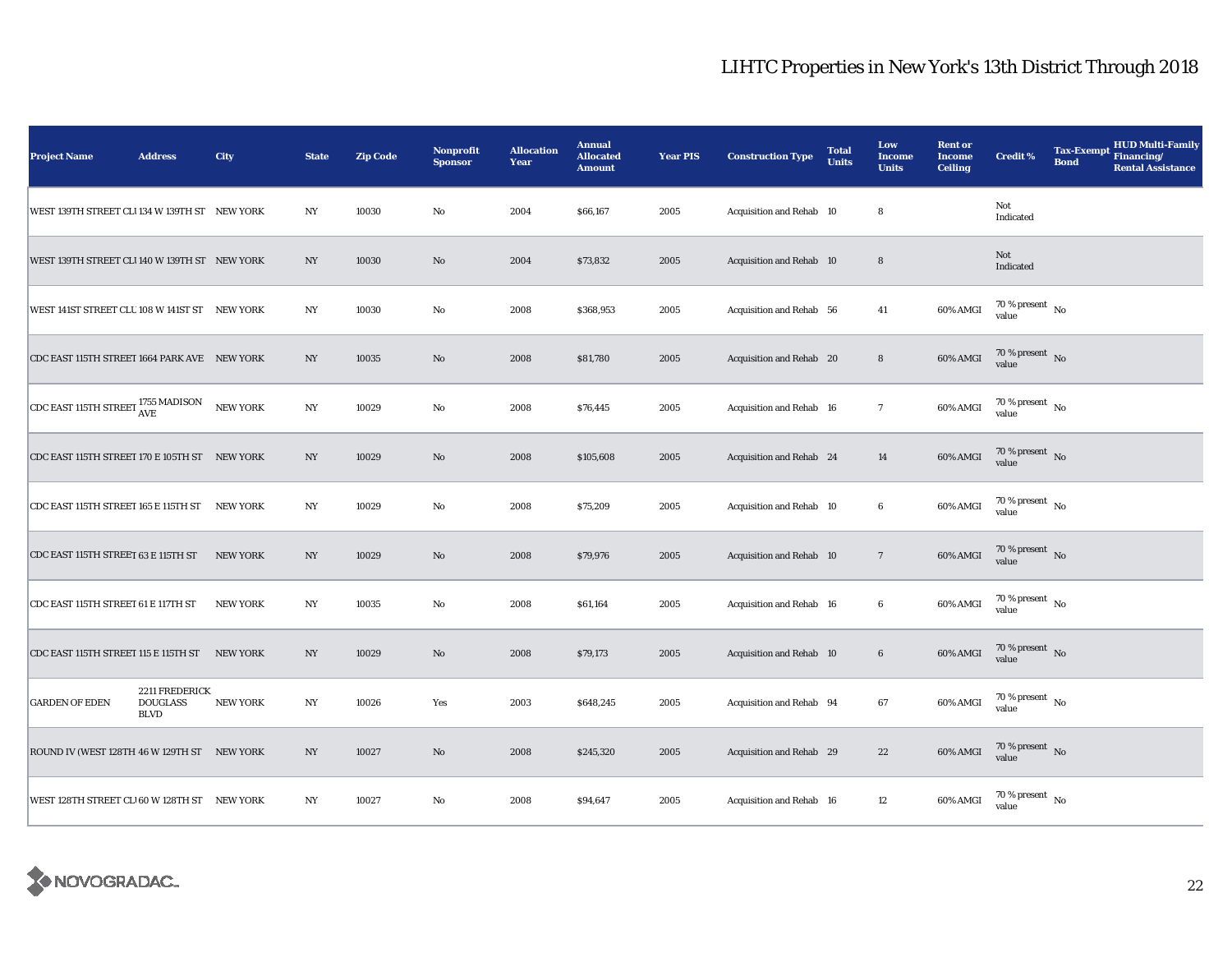# LIHTC Properties in New York's 13th District Through 2018

| Project Name | Address | City | State | Zip Code | Nonprofit Sponsor | Allocation Year | Annual Allocated Amount | Year PIS | Construction Type | Total Units | Low Income Units | Rent or Income Ceiling | Credit % | Tax-Exempt Bond | HUD Multi-Family Financing/ Rental Assistance |
|---|---|---|---|---|---|---|---|---|---|---|---|---|---|---|---|
| WEST 139TH STREET CLU | 134 W 139TH ST | NEW YORK | NY | 10030 | No | 2004 | $66,167 | 2005 | Acquisition and Rehab | 10 | 8 | | Not Indicated | | |
| WEST 139TH STREET CLU | 140 W 139TH ST | NEW YORK | NY | 10030 | No | 2004 | $73,832 | 2005 | Acquisition and Rehab | 10 | 8 | | Not Indicated | | |
| WEST 141ST STREET CLU | 108 W 141ST ST | NEW YORK | NY | 10030 | No | 2008 | $368,953 | 2005 | Acquisition and Rehab | 56 | 41 | 60% AMGI | 70 % present value | No | |
| CDC EAST 115TH STREET | 1664 PARK AVE | NEW YORK | NY | 10035 | No | 2008 | $81,780 | 2005 | Acquisition and Rehab | 20 | 8 | 60% AMGI | 70 % present value | No | |
| CDC EAST 115TH STREET | 1755 MADISON AVE | NEW YORK | NY | 10029 | No | 2008 | $76,445 | 2005 | Acquisition and Rehab | 16 | 7 | 60% AMGI | 70 % present value | No | |
| CDC EAST 115TH STREET | 170 E 105TH ST | NEW YORK | NY | 10029 | No | 2008 | $105,608 | 2005 | Acquisition and Rehab | 24 | 14 | 60% AMGI | 70 % present value | No | |
| CDC EAST 115TH STREET | 165 E 115TH ST | NEW YORK | NY | 10029 | No | 2008 | $75,209 | 2005 | Acquisition and Rehab | 10 | 6 | 60% AMGI | 70 % present value | No | |
| CDC EAST 115TH STREET | 63 E 115TH ST | NEW YORK | NY | 10029 | No | 2008 | $79,976 | 2005 | Acquisition and Rehab | 10 | 7 | 60% AMGI | 70 % present value | No | |
| CDC EAST 115TH STREET | 61 E 117TH ST | NEW YORK | NY | 10035 | No | 2008 | $61,164 | 2005 | Acquisition and Rehab | 16 | 6 | 60% AMGI | 70 % present value | No | |
| CDC EAST 115TH STREET | 115 E 115TH ST | NEW YORK | NY | 10029 | No | 2008 | $79,173 | 2005 | Acquisition and Rehab | 10 | 6 | 60% AMGI | 70 % present value | No | |
| GARDEN OF EDEN | 2211 FREDERICK DOUGLASS BLVD | NEW YORK | NY | 10026 | Yes | 2003 | $648,245 | 2005 | Acquisition and Rehab | 94 | 67 | 60% AMGI | 70 % present value | No | |
| ROUND IV (WEST 128TH | 46 W 129TH ST | NEW YORK | NY | 10027 | No | 2008 | $245,320 | 2005 | Acquisition and Rehab | 29 | 22 | 60% AMGI | 70 % present value | No | |
| WEST 128TH STREET CLU | 60 W 128TH ST | NEW YORK | NY | 10027 | No | 2008 | $94,647 | 2005 | Acquisition and Rehab | 16 | 12 | 60% AMGI | 70 % present value | No | |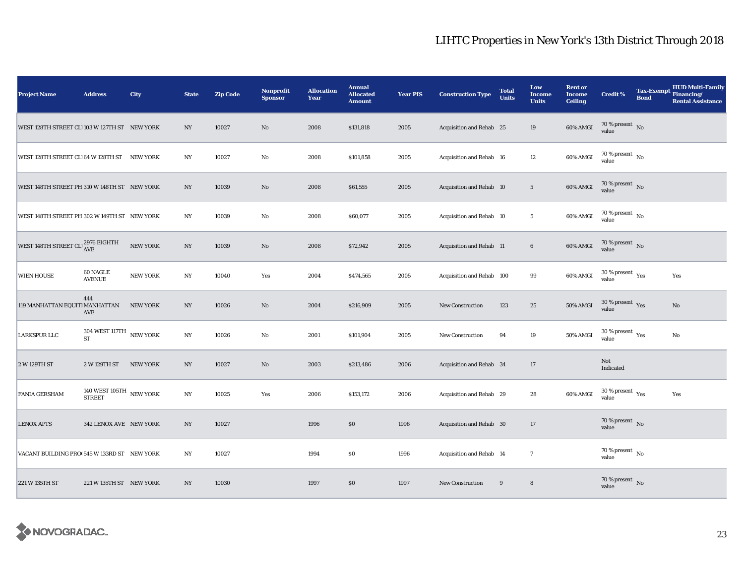# LIHTC Properties in New York's 13th District Through 2018

| Project Name | Address | City | State | Zip Code | Nonprofit Sponsor | Allocation Year | Annual Allocated Amount | Year PIS | Construction Type | Total Units | Low Income Units | Rent or Income Ceiling | Credit % | Tax-Exempt Bond | HUD Multi-Family Financing/ Rental Assistance |
|---|---|---|---|---|---|---|---|---|---|---|---|---|---|---|---|
| WEST 128TH STREET CL | 103 W 127TH ST | NEW YORK | NY | 10027 | No | 2008 | $131,818 | 2005 | Acquisition and Rehab | 25 | 19 | 60% AMGI | 70 % present value | No | |
| WEST 128TH STREET CL | 64 W 128TH ST | NEW YORK | NY | 10027 | No | 2008 | $101,858 | 2005 | Acquisition and Rehab | 16 | 12 | 60% AMGI | 70 % present value | No | |
| WEST 148TH STREET PH | 310 W 148TH ST | NEW YORK | NY | 10039 | No | 2008 | $61,555 | 2005 | Acquisition and Rehab | 10 | 5 | 60% AMGI | 70 % present value | No | |
| WEST 148TH STREET PH | 302 W 149TH ST | NEW YORK | NY | 10039 | No | 2008 | $60,077 | 2005 | Acquisition and Rehab | 10 | 5 | 60% AMGI | 70 % present value | No | |
| WEST 148TH STREET CL | 2976 EIGHTH AVE | NEW YORK | NY | 10039 | No | 2008 | $72,942 | 2005 | Acquisition and Rehab | 11 | 6 | 60% AMGI | 70 % present value | No | |
| WIEN HOUSE | 60 NAGLE AVENUE | NEW YORK | NY | 10040 | Yes | 2004 | $474,565 | 2005 | Acquisition and Rehab | 100 | 99 | 60% AMGI | 30 % present value | Yes | Yes |
| 119 MANHATTAN EQUITI | 444 MANHATTAN AVE | NEW YORK | NY | 10026 | No | 2004 | $216,909 | 2005 | New Construction | 123 | 25 | 50% AMGI | 30 % present value | Yes | No |
| LARKSPUR LLC | 304 WEST 117TH ST | NEW YORK | NY | 10026 | No | 2001 | $101,904 | 2005 | New Construction | 94 | 19 | 50% AMGI | 30 % present value | Yes | No |
| 2 W 129TH ST | 2 W 129TH ST | NEW YORK | NY | 10027 | No | 2003 | $213,486 | 2006 | Acquisition and Rehab | 34 | 17 | | Not Indicated | | |
| FANIA GERSHAM | 140 WEST 105TH STREET | NEW YORK | NY | 10025 | Yes | 2006 | $153,172 | 2006 | Acquisition and Rehab | 29 | 28 | 60% AMGI | 30 % present value | Yes | Yes |
| LENOX APTS | 342 LENOX AVE | NEW YORK | NY | 10027 | | 1996 | $0 | 1996 | Acquisition and Rehab | 30 | 17 | | 70 % present value | No | |
| VACANT BUILDING PRO | 545 W 133RD ST | NEW YORK | NY | 10027 | | 1994 | $0 | 1996 | Acquisition and Rehab | 14 | 7 | | 70 % present value | No | |
| 221 W 135TH ST | 221 W 135TH ST | NEW YORK | NY | 10030 | | 1997 | $0 | 1997 | New Construction | 9 | 8 | | 70 % present value | No | |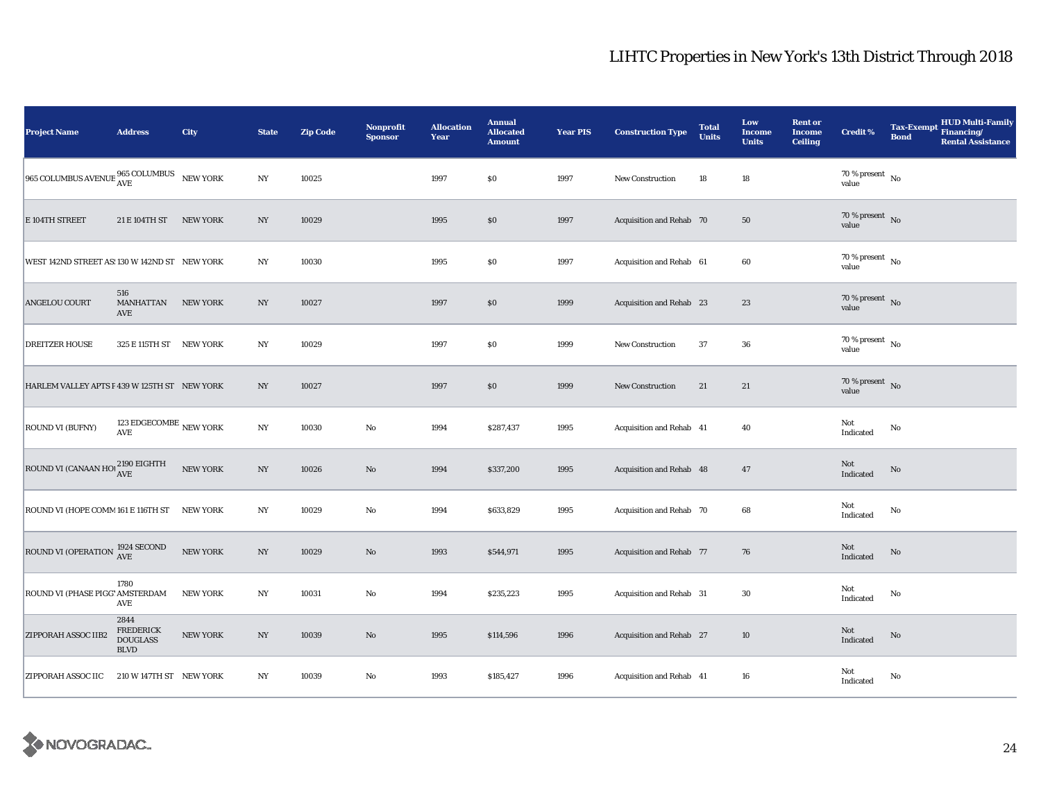# LIHTC Properties in New York's 13th District Through 2018

| Project Name | Address | City | State | Zip Code | Nonprofit Sponsor | Allocation Year | Annual Allocated Amount | Year PIS | Construction Type | Total Units | Low Income Units | Rent or Income Ceiling | Credit % | Tax-Exempt Bond | HUD Multi-Family Financing/ Rental Assistance |
|---|---|---|---|---|---|---|---|---|---|---|---|---|---|---|---|
| 965 COLUMBUS AVENUE | 965 COLUMBUS AVE | NEW YORK | NY | 10025 | | 1997 | $0 | 1997 | New Construction | 18 | 18 | | 70 % present value | No | |
| E 104TH STREET | 21 E 104TH ST | NEW YORK | NY | 10029 | | 1995 | $0 | 1997 | Acquisition and Rehab | 70 | 50 | | 70 % present value | No | |
| WEST 142ND STREET AS | 130 W 142ND ST | NEW YORK | NY | 10030 | | 1995 | $0 | 1997 | Acquisition and Rehab | 61 | 60 | | 70 % present value | No | |
| ANGELOU COURT | 516 MANHATTAN AVE | NEW YORK | NY | 10027 | | 1997 | $0 | 1999 | Acquisition and Rehab | 23 | 23 | | 70 % present value | No | |
| DREITZER HOUSE | 325 E 115TH ST | NEW YORK | NY | 10029 | | 1997 | $0 | 1999 | New Construction | 37 | 36 | | 70 % present value | No | |
| HARLEM VALLEY APTS I | 439 W 125TH ST | NEW YORK | NY | 10027 | | 1997 | $0 | 1999 | New Construction | 21 | 21 | | 70 % present value | No | |
| ROUND VI (BUFNY) | 123 EDGECOMBE AVE | NEW YORK | NY | 10030 | No | 1994 | $287,437 | 1995 | Acquisition and Rehab | 41 | 40 | | Not Indicated | No | |
| ROUND VI (CANAAN HO | 2190 EIGHTH AVE | NEW YORK | NY | 10026 | No | 1994 | $337,200 | 1995 | Acquisition and Rehab | 48 | 47 | | Not Indicated | No | |
| ROUND VI (HOPE COMM | 161 E 116TH ST | NEW YORK | NY | 10029 | No | 1994 | $633,829 | 1995 | Acquisition and Rehab | 70 | 68 | | Not Indicated | No | |
| ROUND VI (OPERATION | 1924 SECOND AVE | NEW YORK | NY | 10029 | No | 1993 | $544,971 | 1995 | Acquisition and Rehab | 77 | 76 | | Not Indicated | No | |
| ROUND VI (PHASE PIGG | 1780 AMSTERDAM AVE | NEW YORK | NY | 10031 | No | 1994 | $235,223 | 1995 | Acquisition and Rehab | 31 | 30 | | Not Indicated | No | |
| ZIPPORAH ASSOC IIB2 | 2844 FREDERICK DOUGLASS BLVD | NEW YORK | NY | 10039 | No | 1995 | $114,596 | 1996 | Acquisition and Rehab | 27 | 10 | | Not Indicated | No | |
| ZIPPORAH ASSOC IIC | 210 W 147TH ST | NEW YORK | NY | 10039 | No | 1993 | $185,427 | 1996 | Acquisition and Rehab | 41 | 16 | | Not Indicated | No | |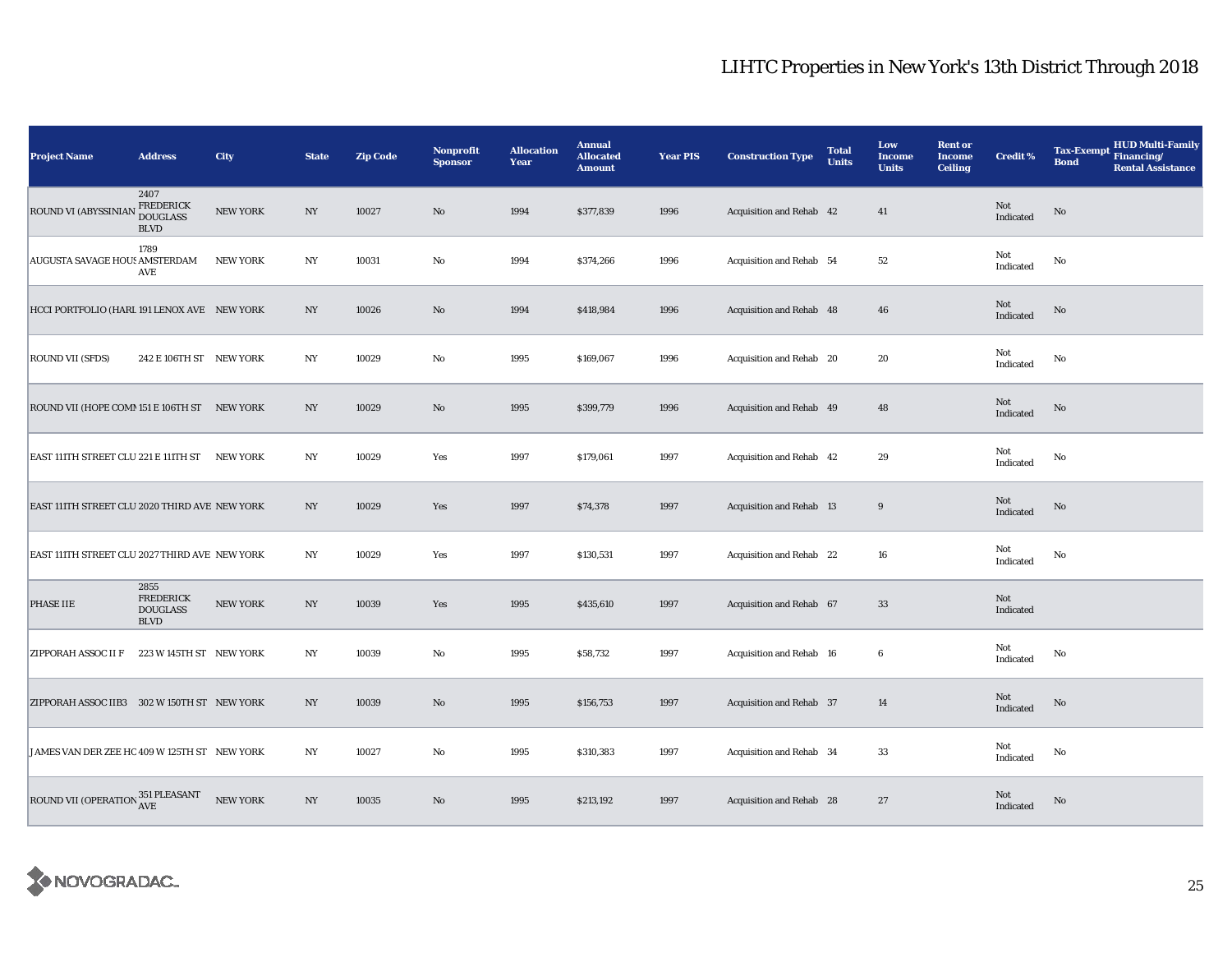# LIHTC Properties in New York's 13th District Through 2018

| Project Name | Address | City | State | Zip Code | Nonprofit Sponsor | Allocation Year | Annual Allocated Amount | Year PIS | Construction Type | Total Units | Low Income Units | Rent or Income Ceiling | Credit % | Tax-Exempt Bond | HUD Multi-Family Financing/ Rental Assistance |
|---|---|---|---|---|---|---|---|---|---|---|---|---|---|---|---|
| ROUND VI (ABYSSINIAN | 2407 FREDERICK DOUGLASS BLVD | NEW YORK | NY | 10027 | No | 1994 | $377,839 | 1996 | Acquisition and Rehab | 42 | 41 | | Not Indicated | No | |
| AUGUSTA SAVAGE HOUS | 1789 AMSTERDAM AVE | NEW YORK | NY | 10031 | No | 1994 | $374,266 | 1996 | Acquisition and Rehab | 54 | 52 | | Not Indicated | No | |
| HCCI PORTFOLIO (HARL | 191 LENOX AVE | NEW YORK | NY | 10026 | No | 1994 | $418,984 | 1996 | Acquisition and Rehab | 48 | 46 | | Not Indicated | No | |
| ROUND VII (SFDS) | 242 E 106TH ST | NEW YORK | NY | 10029 | No | 1995 | $169,067 | 1996 | Acquisition and Rehab | 20 | 20 | | Not Indicated | No | |
| ROUND VII (HOPE COMM | 151 E 106TH ST | NEW YORK | NY | 10029 | No | 1995 | $399,779 | 1996 | Acquisition and Rehab | 49 | 48 | | Not Indicated | No | |
| EAST 111TH STREET CLU | 221 E 111TH ST | NEW YORK | NY | 10029 | Yes | 1997 | $179,061 | 1997 | Acquisition and Rehab | 42 | 29 | | Not Indicated | No | |
| EAST 111TH STREET CLU | 2020 THIRD AVE | NEW YORK | NY | 10029 | Yes | 1997 | $74,378 | 1997 | Acquisition and Rehab | 13 | 9 | | Not Indicated | No | |
| EAST 111TH STREET CLU | 2027 THIRD AVE | NEW YORK | NY | 10029 | Yes | 1997 | $130,531 | 1997 | Acquisition and Rehab | 22 | 16 | | Not Indicated | No | |
| PHASE IIE | 2855 FREDERICK DOUGLASS BLVD | NEW YORK | NY | 10039 | Yes | 1995 | $435,610 | 1997 | Acquisition and Rehab | 67 | 33 | | Not Indicated | | |
| ZIPPORAH ASSOC II F | 223 W 145TH ST | NEW YORK | NY | 10039 | No | 1995 | $58,732 | 1997 | Acquisition and Rehab | 16 | 6 | | Not Indicated | No | |
| ZIPPORAH ASSOC IIB3 | 302 W 150TH ST | NEW YORK | NY | 10039 | No | 1995 | $156,753 | 1997 | Acquisition and Rehab | 37 | 14 | | Not Indicated | No | |
| JAMES VAN DER ZEE HC | 409 W 125TH ST | NEW YORK | NY | 10027 | No | 1995 | $310,383 | 1997 | Acquisition and Rehab | 34 | 33 | | Not Indicated | No | |
| ROUND VII (OPERATION | 351 PLEASANT AVE | NEW YORK | NY | 10035 | No | 1995 | $213,192 | 1997 | Acquisition and Rehab | 28 | 27 | | Not Indicated | No | |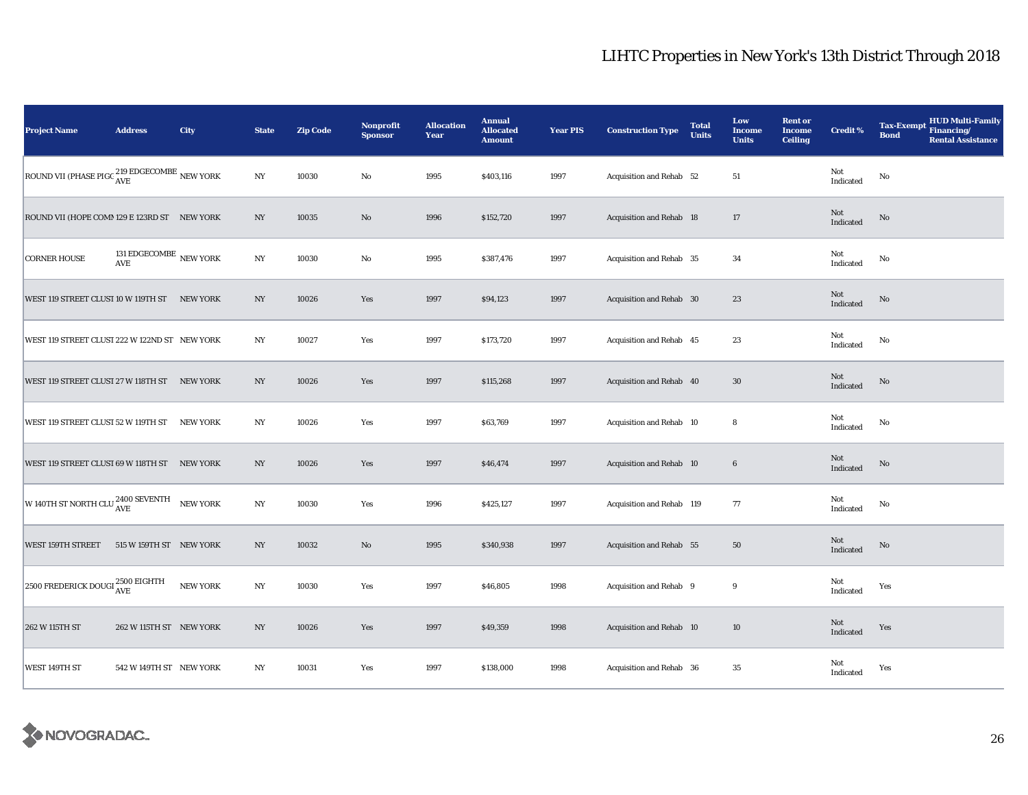# LIHTC Properties in New York's 13th District Through 2018

| Project Name | Address | City | State | Zip Code | Nonprofit Sponsor | Allocation Year | Annual Allocated Amount | Year PIS | Construction Type | Total Units | Low Income Units | Rent or Income Ceiling | Credit % | Tax-Exempt Bond | HUD Multi-Family Financing/ Rental Assistance |
|---|---|---|---|---|---|---|---|---|---|---|---|---|---|---|---|
| ROUND VII (PHASE PIGG | 219 EDGECOMBE AVE | NEW YORK | NY | 10030 | No | 1995 | $403,116 | 1997 | Acquisition and Rehab | 52 | 51 | | Not Indicated | No | |
| ROUND VII (HOPE COMM | 129 E 123RD ST | NEW YORK | NY | 10035 | No | 1996 | $152,720 | 1997 | Acquisition and Rehab | 18 | 17 | | Not Indicated | No | |
| CORNER HOUSE | 131 EDGECOMBE AVE | NEW YORK | NY | 10030 | No | 1995 | $387,476 | 1997 | Acquisition and Rehab | 35 | 34 | | Not Indicated | No | |
| WEST 119 STREET CLUST | 10 W 119TH ST | NEW YORK | NY | 10026 | Yes | 1997 | $94,123 | 1997 | Acquisition and Rehab | 30 | 23 | | Not Indicated | No | |
| WEST 119 STREET CLUST | 222 W 122ND ST | NEW YORK | NY | 10027 | Yes | 1997 | $173,720 | 1997 | Acquisition and Rehab | 45 | 23 | | Not Indicated | No | |
| WEST 119 STREET CLUST | 27 W 118TH ST | NEW YORK | NY | 10026 | Yes | 1997 | $115,268 | 1997 | Acquisition and Rehab | 40 | 30 | | Not Indicated | No | |
| WEST 119 STREET CLUST | 52 W 119TH ST | NEW YORK | NY | 10026 | Yes | 1997 | $63,769 | 1997 | Acquisition and Rehab | 10 | 8 | | Not Indicated | No | |
| WEST 119 STREET CLUST | 69 W 118TH ST | NEW YORK | NY | 10026 | Yes | 1997 | $46,474 | 1997 | Acquisition and Rehab | 10 | 6 | | Not Indicated | No | |
| W 140TH ST NORTH CLU | 2400 SEVENTH AVE | NEW YORK | NY | 10030 | Yes | 1996 | $425,127 | 1997 | Acquisition and Rehab | 119 | 77 | | Not Indicated | No | |
| WEST 159TH STREET | 515 W 159TH ST | NEW YORK | NY | 10032 | No | 1995 | $340,938 | 1997 | Acquisition and Rehab | 55 | 50 | | Not Indicated | No | |
| 2500 FREDERICK DOUGI | 2500 EIGHTH AVE | NEW YORK | NY | 10030 | Yes | 1997 | $46,805 | 1998 | Acquisition and Rehab | 9 | 9 | | Not Indicated | Yes | |
| 262 W 115TH ST | 262 W 115TH ST | NEW YORK | NY | 10026 | Yes | 1997 | $49,359 | 1998 | Acquisition and Rehab | 10 | 10 | | Not Indicated | Yes | |
| WEST 149TH ST | 542 W 149TH ST | NEW YORK | NY | 10031 | Yes | 1997 | $138,000 | 1998 | Acquisition and Rehab | 36 | 35 | | Not Indicated | Yes | |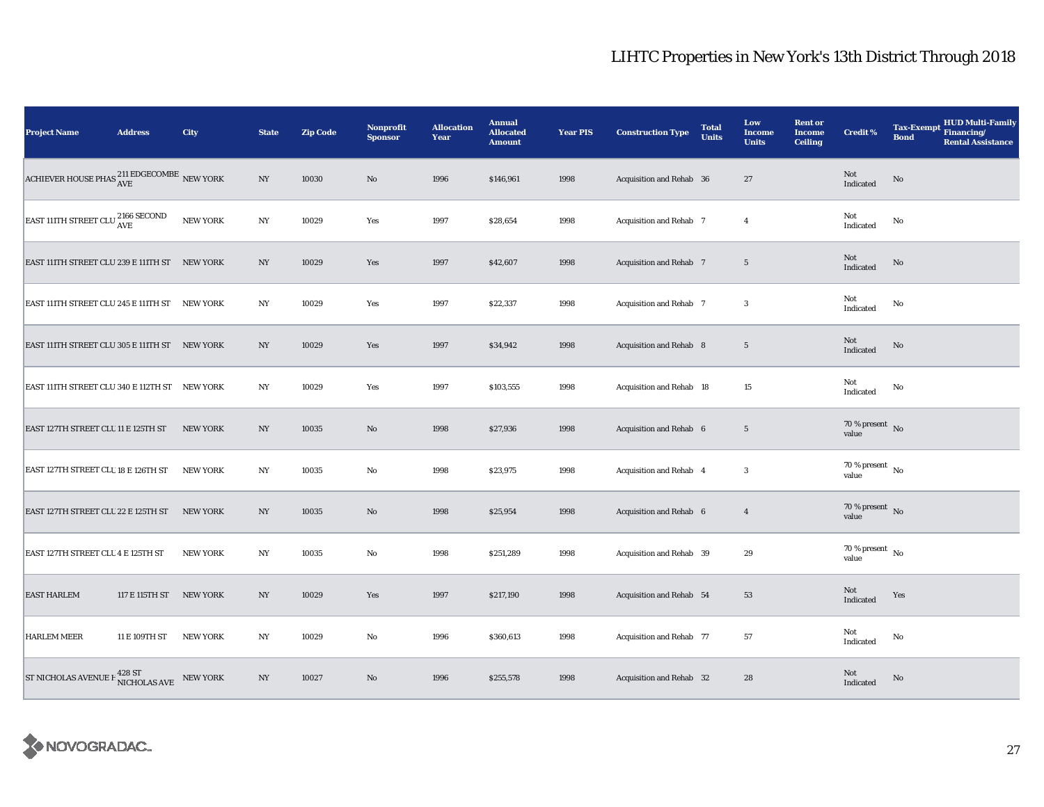# LIHTC Properties in New York's 13th District Through 2018

| Project Name | Address | City | State | Zip Code | Nonprofit Sponsor | Allocation Year | Annual Allocated Amount | Year PIS | Construction Type | Total Units | Low Income Units | Rent or Income Ceiling | Credit % | Tax-Exempt Bond | HUD Multi-Family Financing/ Rental Assistance |
|---|---|---|---|---|---|---|---|---|---|---|---|---|---|---|---|
| ACHIEVER HOUSE PHAS | 211 EDGECOMBE AVE | NEW YORK | NY | 10030 | No | 1996 | $146,961 | 1998 | Acquisition and Rehab | 36 | 27 | | Not Indicated | No | |
| EAST 111TH STREET CLU | 2166 SECOND AVE | NEW YORK | NY | 10029 | Yes | 1997 | $28,654 | 1998 | Acquisition and Rehab | 7 | 4 | | Not Indicated | No | |
| EAST 111TH STREET CLU | 239 E 111TH ST | NEW YORK | NY | 10029 | Yes | 1997 | $42,607 | 1998 | Acquisition and Rehab | 7 | 5 | | Not Indicated | No | |
| EAST 111TH STREET CLU | 245 E 111TH ST | NEW YORK | NY | 10029 | Yes | 1997 | $22,337 | 1998 | Acquisition and Rehab | 7 | 3 | | Not Indicated | No | |
| EAST 111TH STREET CLU | 305 E 111TH ST | NEW YORK | NY | 10029 | Yes | 1997 | $34,942 | 1998 | Acquisition and Rehab | 8 | 5 | | Not Indicated | No | |
| EAST 111TH STREET CLU | 340 E 112TH ST | NEW YORK | NY | 10029 | Yes | 1997 | $103,555 | 1998 | Acquisition and Rehab | 18 | 15 | | Not Indicated | No | |
| EAST 127TH STREET CLU | 11 E 125TH ST | NEW YORK | NY | 10035 | No | 1998 | $27,936 | 1998 | Acquisition and Rehab | 6 | 5 | | 70 % present value | No | |
| EAST 127TH STREET CLU | 18 E 126TH ST | NEW YORK | NY | 10035 | No | 1998 | $23,975 | 1998 | Acquisition and Rehab | 4 | 3 | | 70 % present value | No | |
| EAST 127TH STREET CLU | 22 E 125TH ST | NEW YORK | NY | 10035 | No | 1998 | $25,954 | 1998 | Acquisition and Rehab | 6 | 4 | | 70 % present value | No | |
| EAST 127TH STREET CLU | 4 E 125TH ST | NEW YORK | NY | 10035 | No | 1998 | $251,289 | 1998 | Acquisition and Rehab | 39 | 29 | | 70 % present value | No | |
| EAST HARLEM | 117 E 115TH ST | NEW YORK | NY | 10029 | Yes | 1997 | $217,190 | 1998 | Acquisition and Rehab | 54 | 53 | | Not Indicated | Yes | |
| HARLEM MEER | 11 E 109TH ST | NEW YORK | NY | 10029 | No | 1996 | $360,613 | 1998 | Acquisition and Rehab | 77 | 57 | | Not Indicated | No | |
| ST NICHOLAS AVENUE H | 428 ST NICHOLAS AVE | NEW YORK | NY | 10027 | No | 1996 | $255,578 | 1998 | Acquisition and Rehab | 32 | 28 | | Not Indicated | No | |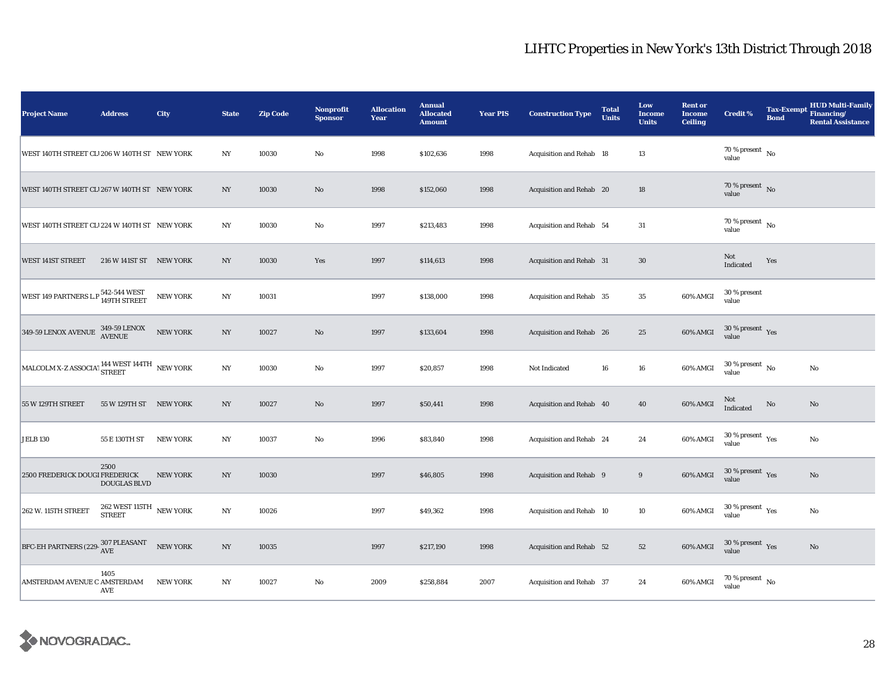# LIHTC Properties in New York's 13th District Through 2018

| Project Name | Address | City | State | Zip Code | Nonprofit Sponsor | Allocation Year | Annual Allocated Amount | Year PIS | Construction Type | Total Units | Low Income Units | Rent or Income Ceiling | Credit % | Tax-Exempt Bond | HUD Multi-Family Financing/ Rental Assistance |
|---|---|---|---|---|---|---|---|---|---|---|---|---|---|---|---|
| WEST 140TH STREET CLI | 206 W 140TH ST | NEW YORK | NY | 10030 | No | 1998 | $102,636 | 1998 | Acquisition and Rehab | 18 | 13 | | 70 % present value | No | |
| WEST 140TH STREET CLI | 267 W 140TH ST | NEW YORK | NY | 10030 | No | 1998 | $152,060 | 1998 | Acquisition and Rehab | 20 | 18 | | 70 % present value | No | |
| WEST 140TH STREET CLI | 224 W 140TH ST | NEW YORK | NY | 10030 | No | 1997 | $213,483 | 1998 | Acquisition and Rehab | 54 | 31 | | 70 % present value | No | |
| WEST 141ST STREET | 216 W 141ST ST | NEW YORK | NY | 10030 | Yes | 1997 | $114,613 | 1998 | Acquisition and Rehab | 31 | 30 | | Not Indicated | Yes | |
| WEST 149 PARTNERS L.P | 542-544 WEST 149TH STREET | NEW YORK | NY | 10031 | | 1997 | $138,000 | 1998 | Acquisition and Rehab | 35 | 35 | 60% AMGI | 30 % present value | | |
| 349-59 LENOX AVENUE | 349-59 LENOX AVENUE | NEW YORK | NY | 10027 | No | 1997 | $133,604 | 1998 | Acquisition and Rehab | 26 | 25 | 60% AMGI | 30 % present value | Yes | |
| MALCOLM X-Z ASSOCIAT | 144 WEST 144TH STREET | NEW YORK | NY | 10030 | No | 1997 | $20,857 | 1998 | Not Indicated | 16 | 16 | 60% AMGI | 30 % present value | No | No |
| 55 W 129TH STREET | 55 W 129TH ST | NEW YORK | NY | 10027 | No | 1997 | $50,441 | 1998 | Acquisition and Rehab | 40 | 40 | 60% AMGI | Not Indicated | No | No |
| J ELB 130 | 55 E 130TH ST | NEW YORK | NY | 10037 | No | 1996 | $83,840 | 1998 | Acquisition and Rehab | 24 | 24 | 60% AMGI | 30 % present value | Yes | No |
| 2500 FREDERICK DOUGI | 2500 FREDERICK DOUGLAS BLVD | NEW YORK | NY | 10030 | | 1997 | $46,805 | 1998 | Acquisition and Rehab | 9 | 9 | 60% AMGI | 30 % present value | Yes | No |
| 262 W. 115TH STREET | 262 WEST 115TH STREET | NEW YORK | NY | 10026 | | 1997 | $49,362 | 1998 | Acquisition and Rehab | 10 | 10 | 60% AMGI | 30 % present value | Yes | No |
| BFC-EH PARTNERS (229- | 307 PLEASANT AVE | NEW YORK | NY | 10035 | | 1997 | $217,190 | 1998 | Acquisition and Rehab | 52 | 52 | 60% AMGI | 30 % present value | Yes | No |
| AMSTERDAM AVENUE C | 1405 AMSTERDAM AVE | NEW YORK | NY | 10027 | No | 2009 | $258,884 | 2007 | Acquisition and Rehab | 37 | 24 | 60% AMGI | 70 % present value | No | |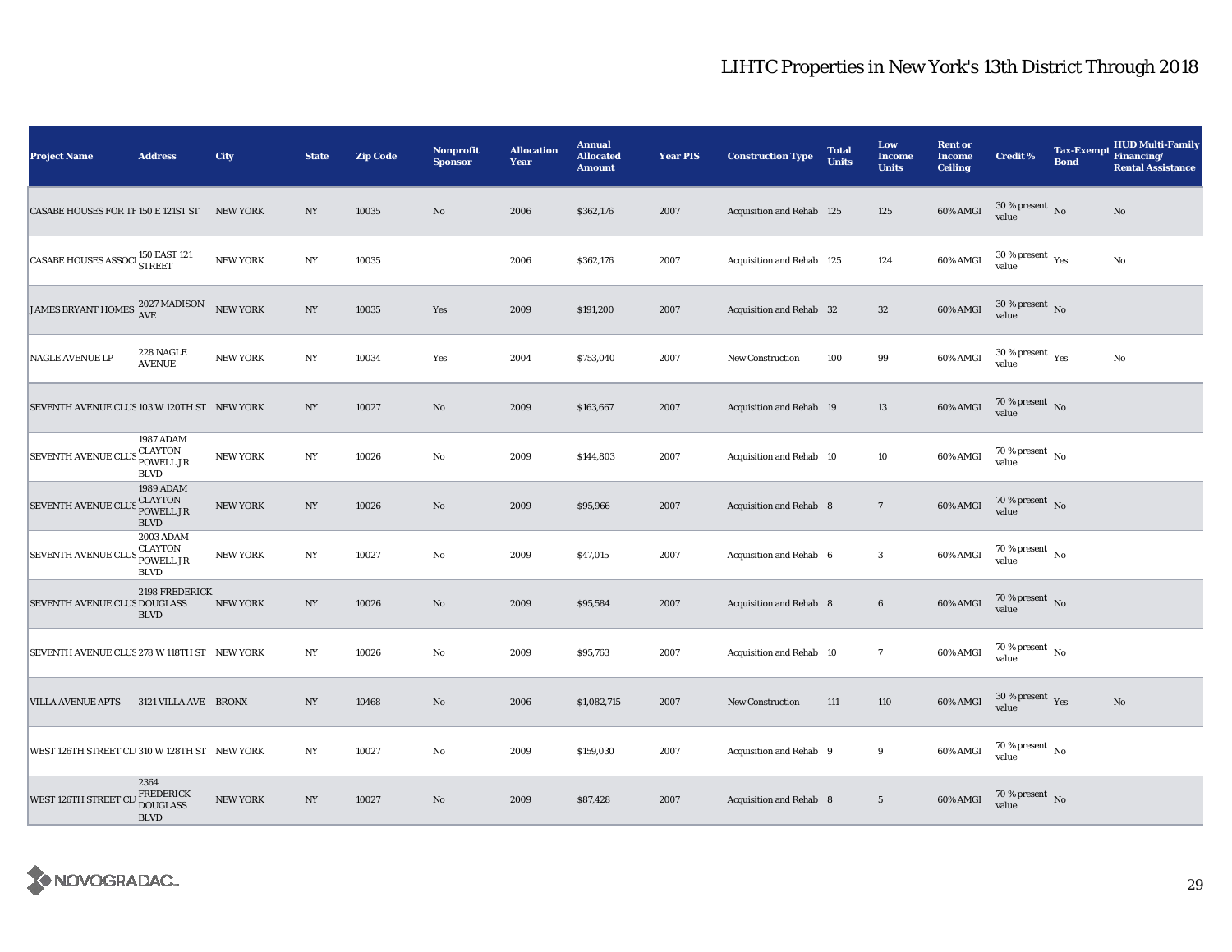# LIHTC Properties in New York's 13th District Through 2018

| Project Name | Address | City | State | Zip Code | Nonprofit Sponsor | Allocation Year | Annual Allocated Amount | Year PIS | Construction Type | Total Units | Low Income Units | Rent or Income Ceiling | Credit % | Tax-Exempt Bond | HUD Multi-Family Financing/ Rental Assistance |
|---|---|---|---|---|---|---|---|---|---|---|---|---|---|---|---|
| CASABE HOUSES FOR TH | 150 E 121ST ST | NEW YORK | NY | 10035 | No | 2006 | $362,176 | 2007 | Acquisition and Rehab | 125 | 125 | 60% AMGI | 30 % present value | No | No |
| CASABE HOUSES ASSOCI | 150 EAST 121 STREET | NEW YORK | NY | 10035 | | 2006 | $362,176 | 2007 | Acquisition and Rehab | 125 | 124 | 60% AMGI | 30 % present value | Yes | No |
| JAMES BRYANT HOMES | 2027 MADISON AVE | NEW YORK | NY | 10035 | Yes | 2009 | $191,200 | 2007 | Acquisition and Rehab | 32 | 32 | 60% AMGI | 30 % present value | No | |
| NAGLE AVENUE LP | 228 NAGLE AVENUE | NEW YORK | NY | 10034 | Yes | 2004 | $753,040 | 2007 | New Construction | 100 | 99 | 60% AMGI | 30 % present value | Yes | No |
| SEVENTH AVENUE CLUS | 103 W 120TH ST | NEW YORK | NY | 10027 | No | 2009 | $163,667 | 2007 | Acquisition and Rehab | 19 | 13 | 60% AMGI | 70 % present value | No | |
| SEVENTH AVENUE CLUS | 1987 ADAM CLAYTON POWELL JR BLVD | NEW YORK | NY | 10026 | No | 2009 | $144,803 | 2007 | Acquisition and Rehab | 10 | 10 | 60% AMGI | 70 % present value | No | |
| SEVENTH AVENUE CLUS | 1989 ADAM CLAYTON POWELL JR BLVD | NEW YORK | NY | 10026 | No | 2009 | $95,966 | 2007 | Acquisition and Rehab | 8 | 7 | 60% AMGI | 70 % present value | No | |
| SEVENTH AVENUE CLUS | 2003 ADAM CLAYTON POWELL JR BLVD | NEW YORK | NY | 10027 | No | 2009 | $47,015 | 2007 | Acquisition and Rehab | 6 | 3 | 60% AMGI | 70 % present value | No | |
| SEVENTH AVENUE CLUS | 2198 FREDERICK DOUGLASS BLVD | NEW YORK | NY | 10026 | No | 2009 | $95,584 | 2007 | Acquisition and Rehab | 8 | 6 | 60% AMGI | 70 % present value | No | |
| SEVENTH AVENUE CLUS | 278 W 118TH ST | NEW YORK | NY | 10026 | No | 2009 | $95,763 | 2007 | Acquisition and Rehab | 10 | 7 | 60% AMGI | 70 % present value | No | |
| VILLA AVENUE APTS | 3121 VILLA AVE | BRONX | NY | 10468 | No | 2006 | $1,082,715 | 2007 | New Construction | 111 | 110 | 60% AMGI | 30 % present value | Yes | No |
| WEST 126TH STREET CLU | 310 W 128TH ST | NEW YORK | NY | 10027 | No | 2009 | $159,030 | 2007 | Acquisition and Rehab | 9 | 9 | 60% AMGI | 70 % present value | No | |
| WEST 126TH STREET CLU | 2364 FREDERICK DOUGLASS BLVD | NEW YORK | NY | 10027 | No | 2009 | $87,428 | 2007 | Acquisition and Rehab | 8 | 5 | 60% AMGI | 70 % present value | No | |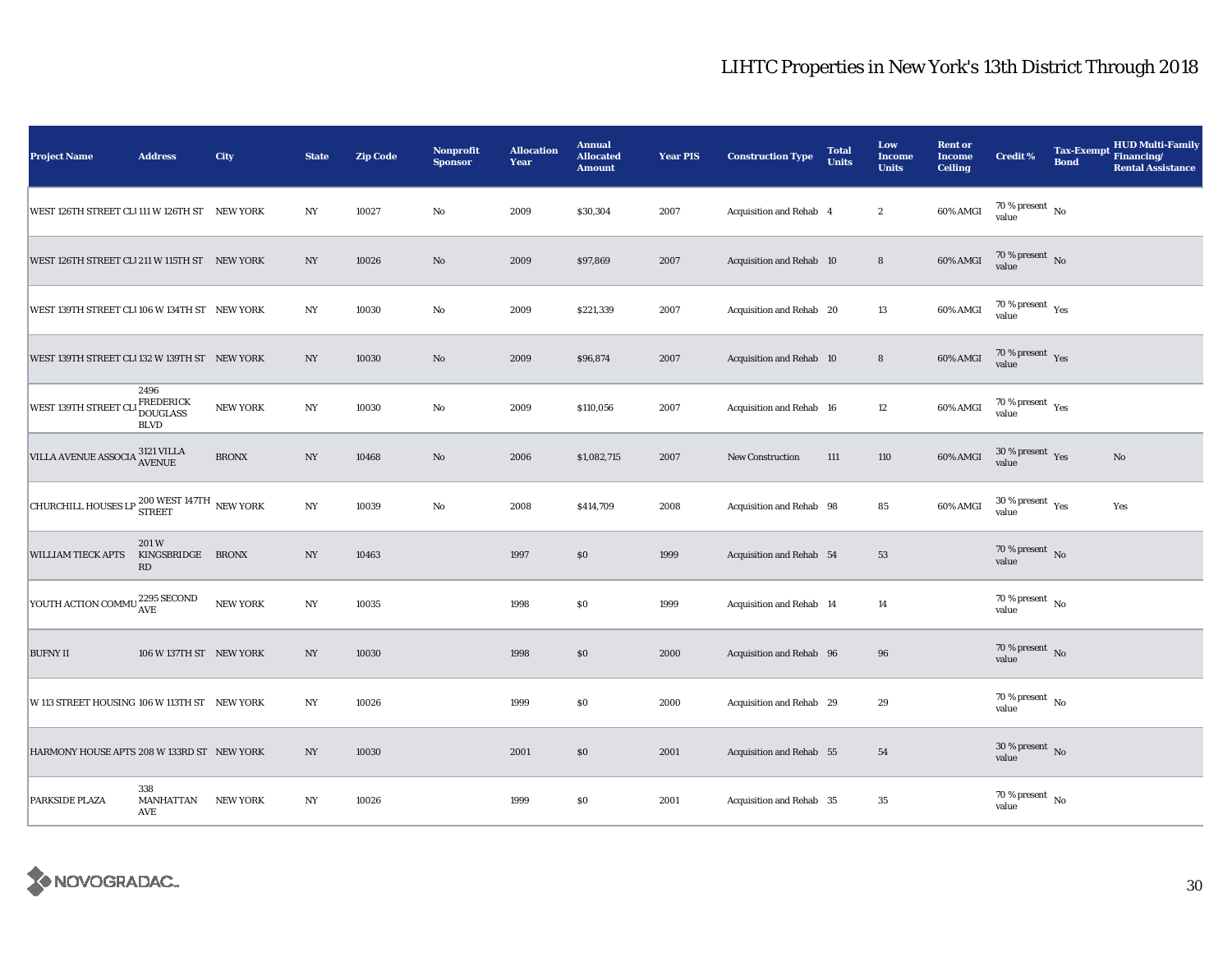# LIHTC Properties in New York's 13th District Through 2018

| Project Name | Address | City | State | Zip Code | Nonprofit Sponsor | Allocation Year | Annual Allocated Amount | Year PIS | Construction Type | Total Units | Low Income Units | Rent or Income Ceiling | Credit % | Tax-Exempt Bond | HUD Multi-Family Financing/ Rental Assistance |
|---|---|---|---|---|---|---|---|---|---|---|---|---|---|---|---|
| WEST 126TH STREET CLU | 111 W 126TH ST | NEW YORK | NY | 10027 | No | 2009 | $30,304 | 2007 | Acquisition and Rehab | 4 | 2 | 60% AMGI | 70 % present value | No | |
| WEST 126TH STREET CLU | 211 W 115TH ST | NEW YORK | NY | 10026 | No | 2009 | $97,869 | 2007 | Acquisition and Rehab | 10 | 8 | 60% AMGI | 70 % present value | No | |
| WEST 139TH STREET CLU | 106 W 134TH ST | NEW YORK | NY | 10030 | No | 2009 | $221,339 | 2007 | Acquisition and Rehab | 20 | 13 | 60% AMGI | 70 % present value | Yes | |
| WEST 139TH STREET CLU | 132 W 139TH ST | NEW YORK | NY | 10030 | No | 2009 | $96,874 | 2007 | Acquisition and Rehab | 10 | 8 | 60% AMGI | 70 % present value | Yes | |
| WEST 139TH STREET CLU | 2496 FREDERICK DOUGLASS BLVD | NEW YORK | NY | 10030 | No | 2009 | $110,056 | 2007 | Acquisition and Rehab | 16 | 12 | 60% AMGI | 70 % present value | Yes | |
| VILLA AVENUE ASSOCIA | 3121 VILLA AVENUE | BRONX | NY | 10468 | No | 2006 | $1,082,715 | 2007 | New Construction | 111 | 110 | 60% AMGI | 30 % present value | Yes | No |
| CHURCHILL HOUSES LP | 200 WEST 147TH STREET | NEW YORK | NY | 10039 | No | 2008 | $414,709 | 2008 | Acquisition and Rehab | 98 | 85 | 60% AMGI | 30 % present value | Yes | Yes |
| WILLIAM TIECK APTS | 201 W KINGSBRIDGE RD | BRONX | NY | 10463 | | 1997 | $0 | 1999 | Acquisition and Rehab | 54 | 53 | | 70 % present value | No | |
| YOUTH ACTION COMMU | 2295 SECOND AVE | NEW YORK | NY | 10035 | | 1998 | $0 | 1999 | Acquisition and Rehab | 14 | 14 | | 70 % present value | No | |
| BUFNY II | 106 W 137TH ST | NEW YORK | NY | 10030 | | 1998 | $0 | 2000 | Acquisition and Rehab | 96 | 96 | | 70 % present value | No | |
| W 113 STREET HOUSING | 106 W 113TH ST | NEW YORK | NY | 10026 | | 1999 | $0 | 2000 | Acquisition and Rehab | 29 | 29 | | 70 % present value | No | |
| HARMONY HOUSE APTS | 208 W 133RD ST | NEW YORK | NY | 10030 | | 2001 | $0 | 2001 | Acquisition and Rehab | 55 | 54 | | 30 % present value | No | |
| PARKSIDE PLAZA | 338 MANHATTAN AVE | NEW YORK | NY | 10026 | | 1999 | $0 | 2001 | Acquisition and Rehab | 35 | 35 | | 70 % present value | No | |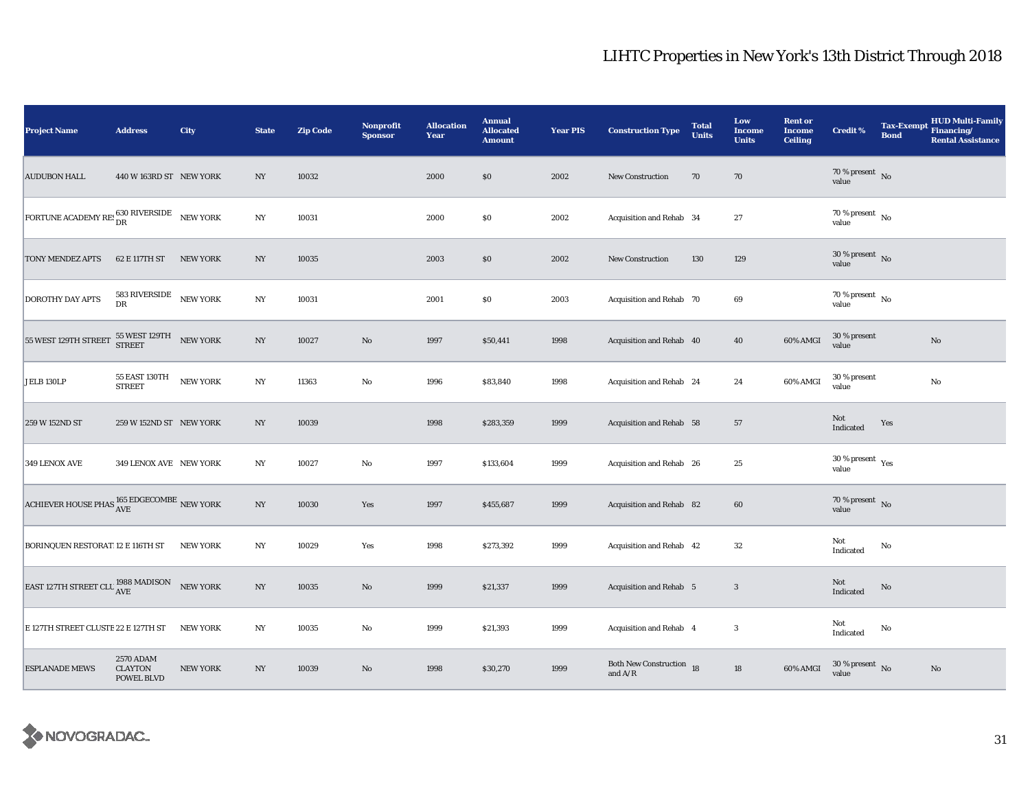# LIHTC Properties in New York's 13th District Through 2018

| Project Name | Address | City | State | Zip Code | Nonprofit Sponsor | Allocation Year | Annual Allocated Amount | Year PIS | Construction Type | Total Units | Low Income Units | Rent or Income Ceiling | Credit % | Tax-Exempt Bond | HUD Multi-Family Financing/ Rental Assistance |
|---|---|---|---|---|---|---|---|---|---|---|---|---|---|---|---|
| AUDUBON HALL | 440 W 163RD ST | NEW YORK | NY | 10032 | | 2000 | $0 | 2002 | New Construction | 70 | 70 | | 70 % present value | No | |
| FORTUNE ACADEMY RES | 630 RIVERSIDE DR | NEW YORK | NY | 10031 | | 2000 | $0 | 2002 | Acquisition and Rehab | 34 | 27 | | 70 % present value | No | |
| TONY MENDEZ APTS | 62 E 117TH ST | NEW YORK | NY | 10035 | | 2003 | $0 | 2002 | New Construction | 130 | 129 | | 30 % present value | No | |
| DOROTHY DAY APTS | 583 RIVERSIDE DR | NEW YORK | NY | 10031 | | 2001 | $0 | 2003 | Acquisition and Rehab | 70 | 69 | | 70 % present value | No | |
| 55 WEST 129TH STREET | 55 WEST 129TH STREET | NEW YORK | NY | 10027 | No | 1997 | $50,441 | 1998 | Acquisition and Rehab | 40 | 40 | 60% AMGI | 30 % present value | | No |
| J ELB 130LP | 55 EAST 130TH STREET | NEW YORK | NY | 11363 | No | 1996 | $83,840 | 1998 | Acquisition and Rehab | 24 | 24 | 60% AMGI | 30 % present value | | No |
| 259 W 152ND ST | 259 W 152ND ST | NEW YORK | NY | 10039 | | 1998 | $283,359 | 1999 | Acquisition and Rehab | 58 | 57 | | Not Indicated | Yes | |
| 349 LENOX AVE | 349 LENOX AVE | NEW YORK | NY | 10027 | No | 1997 | $133,604 | 1999 | Acquisition and Rehab | 26 | 25 | | 30 % present value | Yes | |
| ACHIEVER HOUSE PHAS | 165 EDGECOMBE AVE | NEW YORK | NY | 10030 | Yes | 1997 | $455,687 | 1999 | Acquisition and Rehab | 82 | 60 | | 70 % present value | No | |
| BORINQUEN RESTORAT | 12 E 116TH ST | NEW YORK | NY | 10029 | Yes | 1998 | $273,392 | 1999 | Acquisition and Rehab | 42 | 32 | | Not Indicated | No | |
| EAST 127TH STREET CLU | 1988 MADISON AVE | NEW YORK | NY | 10035 | No | 1999 | $21,337 | 1999 | Acquisition and Rehab | 5 | 3 | | Not Indicated | No | |
| E 127TH STREET CLUSTE | 22 E 127TH ST | NEW YORK | NY | 10035 | No | 1999 | $21,393 | 1999 | Acquisition and Rehab | 4 | 3 | | Not Indicated | No | |
| ESPLANADE MEWS | 2570 ADAM CLAYTON POWEL BLVD | NEW YORK | NY | 10039 | No | 1998 | $30,270 | 1999 | Both New Construction and A/R | 18 | 18 | 60% AMGI | 30 % present value | No | No |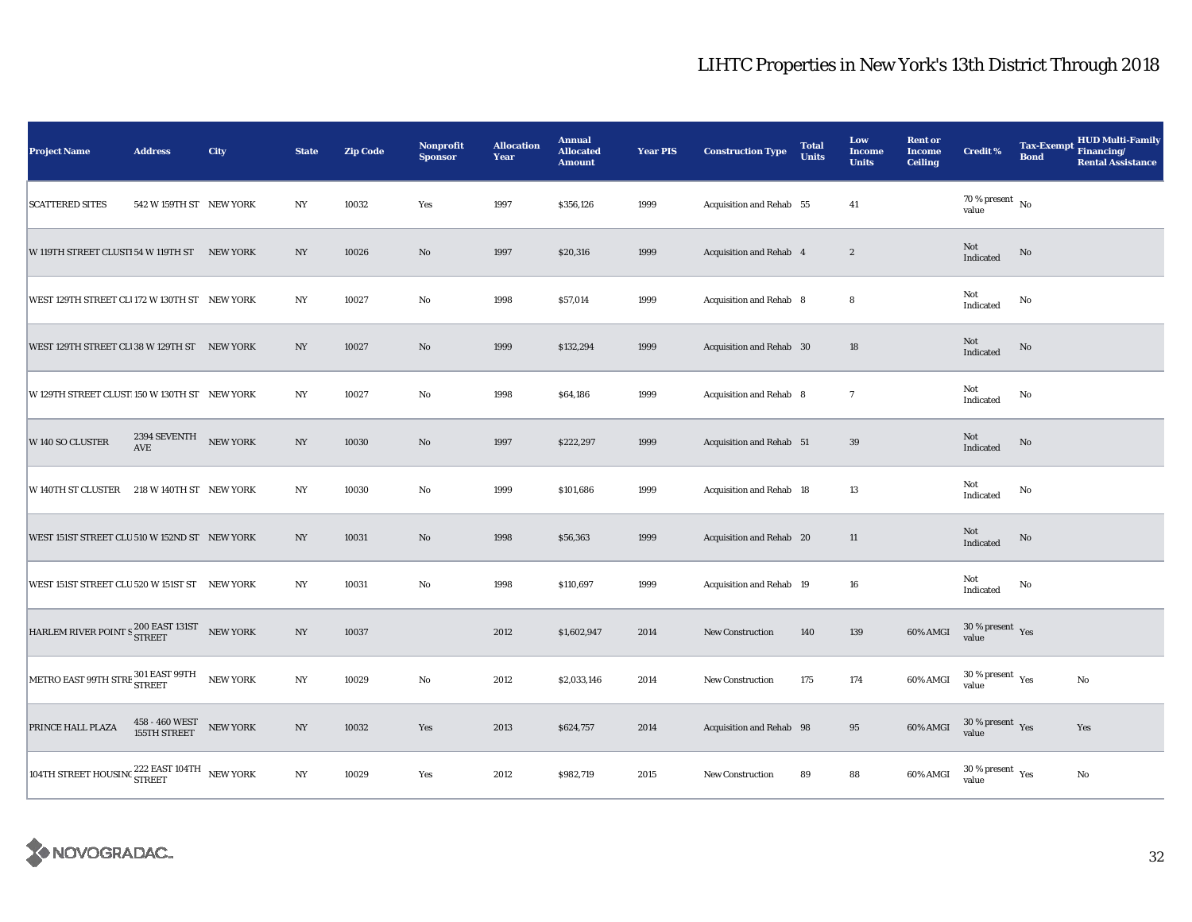# LIHTC Properties in New York's 13th District Through 2018

| Project Name | Address | City | State | Zip Code | Nonprofit Sponsor | Allocation Year | Annual Allocated Amount | Year PIS | Construction Type | Total Units | Low Income Units | Rent or Income Ceiling | Credit % | Tax-Exempt Bond | HUD Multi-Family Financing/ Rental Assistance |
|---|---|---|---|---|---|---|---|---|---|---|---|---|---|---|---|
| SCATTERED SITES | 542 W 159TH ST | NEW YORK | NY | 10032 | Yes | 1997 | $356,126 | 1999 | Acquisition and Rehab | 55 | 41 | | 70 % present value | No | |
| W 119TH STREET CLUST | 54 W 119TH ST | NEW YORK | NY | 10026 | No | 1997 | $20,316 | 1999 | Acquisition and Rehab | 4 | 2 | | Not Indicated | No | |
| WEST 129TH STREET CL | 172 W 130TH ST | NEW YORK | NY | 10027 | No | 1998 | $57,014 | 1999 | Acquisition and Rehab | 8 | 8 | | Not Indicated | No | |
| WEST 129TH STREET CL | 38 W 129TH ST | NEW YORK | NY | 10027 | No | 1999 | $132,294 | 1999 | Acquisition and Rehab | 30 | 18 | | Not Indicated | No | |
| W 129TH STREET CLUST | 150 W 130TH ST | NEW YORK | NY | 10027 | No | 1998 | $64,186 | 1999 | Acquisition and Rehab | 8 | 7 | | Not Indicated | No | |
| W 140 SO CLUSTER | 2394 SEVENTH AVE | NEW YORK | NY | 10030 | No | 1997 | $222,297 | 1999 | Acquisition and Rehab | 51 | 39 | | Not Indicated | No | |
| W 140TH ST CLUSTER | 218 W 140TH ST | NEW YORK | NY | 10030 | No | 1999 | $101,686 | 1999 | Acquisition and Rehab | 18 | 13 | | Not Indicated | No | |
| WEST 151ST STREET CLU | 510 W 152ND ST | NEW YORK | NY | 10031 | No | 1998 | $56,363 | 1999 | Acquisition and Rehab | 20 | 11 | | Not Indicated | No | |
| WEST 151ST STREET CLU | 520 W 151ST ST | NEW YORK | NY | 10031 | No | 1998 | $110,697 | 1999 | Acquisition and Rehab | 19 | 16 | | Not Indicated | No | |
| HARLEM RIVER POINT S | 200 EAST 131ST STREET | NEW YORK | NY | 10037 | | 2012 | $1,602,947 | 2014 | New Construction | 140 | 139 | 60% AMGI | 30 % present value | Yes | |
| METRO EAST 99TH STRE | 301 EAST 99TH STREET | NEW YORK | NY | 10029 | No | 2012 | $2,033,146 | 2014 | New Construction | 175 | 174 | 60% AMGI | 30 % present value | Yes | No |
| PRINCE HALL PLAZA | 458 - 460 WEST 155TH STREET | NEW YORK | NY | 10032 | Yes | 2013 | $624,757 | 2014 | Acquisition and Rehab | 98 | 95 | 60% AMGI | 30 % present value | Yes | Yes |
| 104TH STREET HOUSING | 222 EAST 104TH STREET | NEW YORK | NY | 10029 | Yes | 2012 | $982,719 | 2015 | New Construction | 89 | 88 | 60% AMGI | 30 % present value | Yes | No |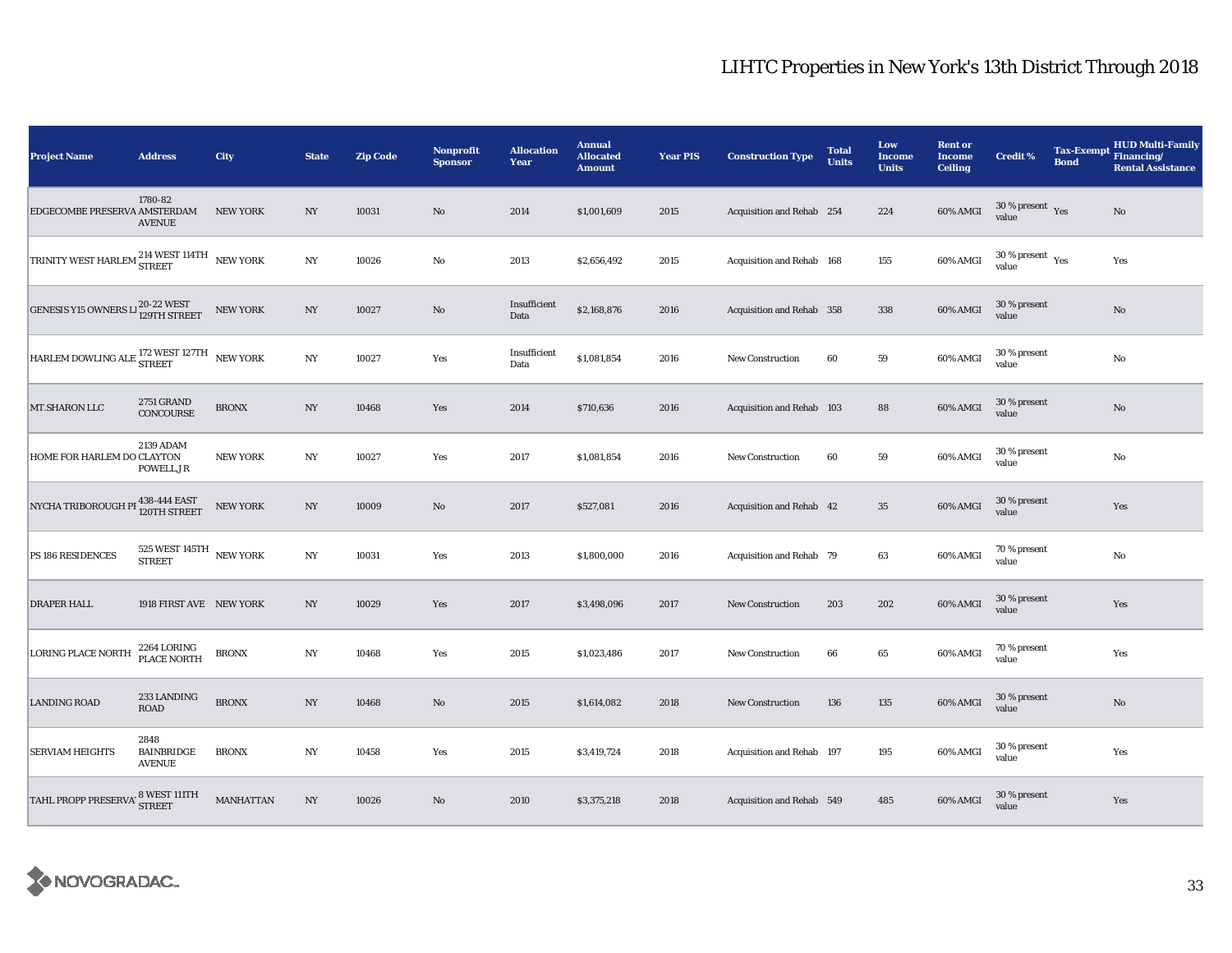# LIHTC Properties in New York's 13th District Through 2018

| Project Name | Address | City | State | Zip Code | Nonprofit Sponsor | Allocation Year | Annual Allocated Amount | Year PIS | Construction Type | Total Units | Low Income Units | Rent or Income Ceiling | Credit % | Tax-Exempt Bond | HUD Multi-Family Financing/ Rental Assistance |
|---|---|---|---|---|---|---|---|---|---|---|---|---|---|---|---|
| EDGECOMBE PRESERVA | 1780-82 AMSTERDAM AVENUE | NEW YORK | NY | 10031 | No | 2014 | $1,001,609 | 2015 | Acquisition and Rehab | 254 | 224 | 60% AMGI | 30 % present value | Yes | No |
| TRINITY WEST HARLEM | 214 WEST 114TH STREET | NEW YORK | NY | 10026 | No | 2013 | $2,656,492 | 2015 | Acquisition and Rehab | 168 | 155 | 60% AMGI | 30 % present value | Yes | Yes |
| GENESIS Y15 OWNERS LI | 20-22 WEST 129TH STREET | NEW YORK | NY | 10027 | No | Insufficient Data | $2,168,876 | 2016 | Acquisition and Rehab | 358 | 338 | 60% AMGI | 30 % present value | | No |
| HARLEM DOWLING ALE | 172 WEST 127TH STREET | NEW YORK | NY | 10027 | Yes | Insufficient Data | $1,081,854 | 2016 | New Construction | 60 | 59 | 60% AMGI | 30 % present value | | No |
| MT.SHARON LLC | 2751 GRAND CONCOURSE | BRONX | NY | 10468 | Yes | 2014 | $710,636 | 2016 | Acquisition and Rehab | 103 | 88 | 60% AMGI | 30 % present value | | No |
| HOME FOR HARLEM DO | 2139 ADAM CLAYTON POWELL,JR | NEW YORK | NY | 10027 | Yes | 2017 | $1,081,854 | 2016 | New Construction | 60 | 59 | 60% AMGI | 30 % present value | | No |
| NYCHA TRIBOROUGH PI | 438-444 EAST 120TH STREET | NEW YORK | NY | 10009 | No | 2017 | $527,081 | 2016 | Acquisition and Rehab | 42 | 35 | 60% AMGI | 30 % present value | | Yes |
| PS 186 RESIDENCES | 525 WEST 145TH STREET | NEW YORK | NY | 10031 | Yes | 2013 | $1,800,000 | 2016 | Acquisition and Rehab | 79 | 63 | 60% AMGI | 70 % present value | | No |
| DRAPER HALL | 1918 FIRST AVE | NEW YORK | NY | 10029 | Yes | 2017 | $3,498,096 | 2017 | New Construction | 203 | 202 | 60% AMGI | 30 % present value | | Yes |
| LORING PLACE NORTH | 2264 LORING PLACE NORTH | BRONX | NY | 10468 | Yes | 2015 | $1,023,486 | 2017 | New Construction | 66 | 65 | 60% AMGI | 70 % present value | | Yes |
| LANDING ROAD | 233 LANDING ROAD | BRONX | NY | 10468 | No | 2015 | $1,614,082 | 2018 | New Construction | 136 | 135 | 60% AMGI | 30 % present value | | No |
| SERVIAM HEIGHTS | 2848 BAINBRIDGE AVENUE | BRONX | NY | 10458 | Yes | 2015 | $3,419,724 | 2018 | Acquisition and Rehab | 197 | 195 | 60% AMGI | 30 % present value | | Yes |
| TAHL PROPP PRESERVAT | 8 WEST 111TH STREET | MANHATTAN | NY | 10026 | No | 2010 | $3,375,218 | 2018 | Acquisition and Rehab | 549 | 485 | 60% AMGI | 30 % present value | | Yes |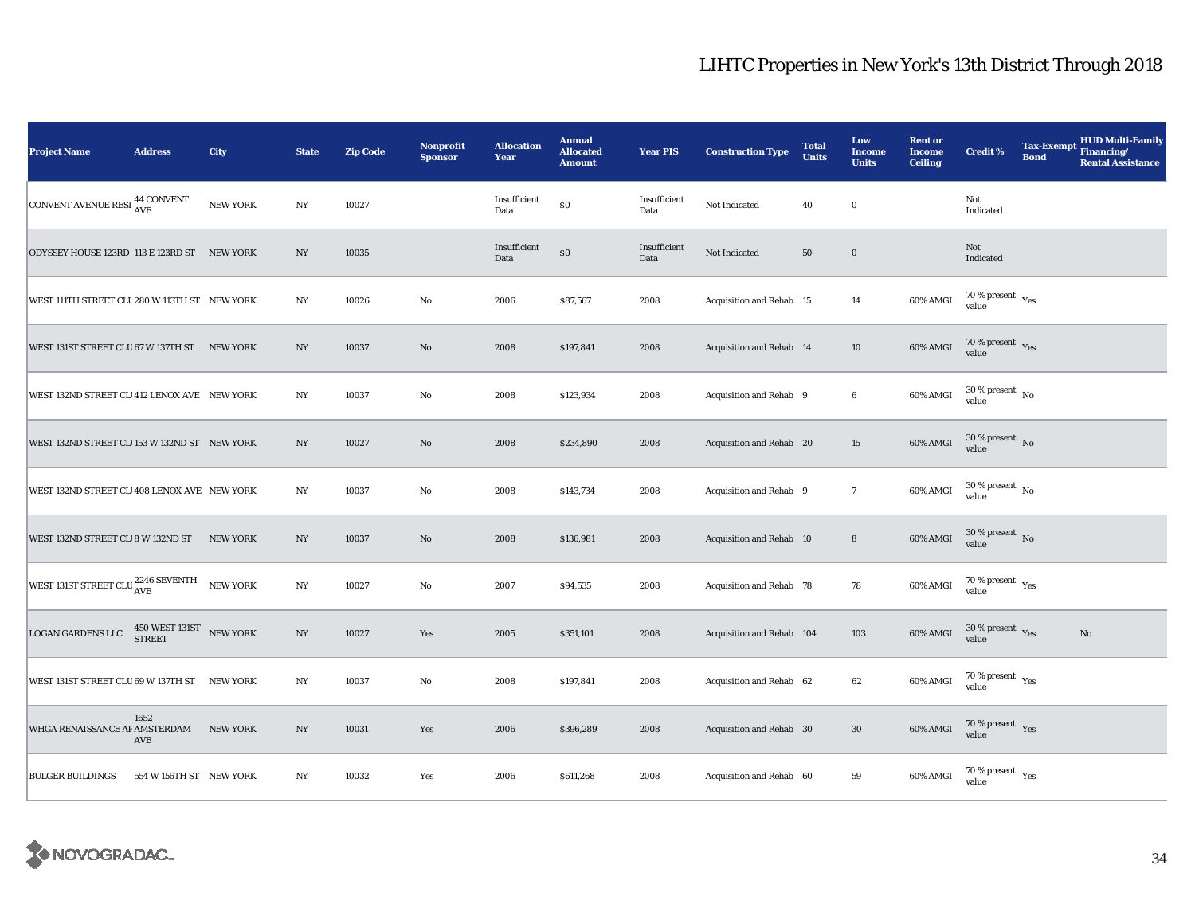# LIHTC Properties in New York's 13th District Through 2018

| Project Name | Address | City | State | Zip Code | Nonprofit Sponsor | Allocation Year | Annual Allocated Amount | Year PIS | Construction Type | Total Units | Low Income Units | Rent or Income Ceiling | Credit % | Tax-Exempt Bond | HUD Multi-Family Financing/ Rental Assistance |
|---|---|---|---|---|---|---|---|---|---|---|---|---|---|---|---|
| CONVENT AVENUE RESI | 44 CONVENT AVE | NEW YORK | NY | 10027 | | Insufficient Data | $0 | Insufficient Data | Not Indicated | 40 | 0 | | Not Indicated | | |
| ODYSSEY HOUSE 123RD | 113 E 123RD ST | NEW YORK | NY | 10035 | | Insufficient Data | $0 | Insufficient Data | Not Indicated | 50 | 0 | | Not Indicated | | |
| WEST 111TH STREET CLU | 280 W 113TH ST | NEW YORK | NY | 10026 | No | 2006 | $87,567 | 2008 | Acquisition and Rehab | 15 | 14 | 60% AMGI | 70 % present value | Yes | |
| WEST 131ST STREET CLU | 67 W 137TH ST | NEW YORK | NY | 10037 | No | 2008 | $197,841 | 2008 | Acquisition and Rehab | 14 | 10 | 60% AMGI | 70 % present value | Yes | |
| WEST 132ND STREET CLU | 412 LENOX AVE | NEW YORK | NY | 10037 | No | 2008 | $123,934 | 2008 | Acquisition and Rehab | 9 | 6 | 60% AMGI | 30 % present value | No | |
| WEST 132ND STREET CLU | 153 W 132ND ST | NEW YORK | NY | 10027 | No | 2008 | $234,890 | 2008 | Acquisition and Rehab | 20 | 15 | 60% AMGI | 30 % present value | No | |
| WEST 132ND STREET CLU | 408 LENOX AVE | NEW YORK | NY | 10037 | No | 2008 | $143,734 | 2008 | Acquisition and Rehab | 9 | 7 | 60% AMGI | 30 % present value | No | |
| WEST 132ND STREET CLU | 8 W 132ND ST | NEW YORK | NY | 10037 | No | 2008 | $136,981 | 2008 | Acquisition and Rehab | 10 | 8 | 60% AMGI | 30 % present value | No | |
| WEST 131ST STREET CLU | 2246 SEVENTH AVE | NEW YORK | NY | 10027 | No | 2007 | $94,535 | 2008 | Acquisition and Rehab | 78 | 78 | 60% AMGI | 70 % present value | Yes | |
| LOGAN GARDENS LLC | 450 WEST 131ST STREET | NEW YORK | NY | 10027 | Yes | 2005 | $351,101 | 2008 | Acquisition and Rehab | 104 | 103 | 60% AMGI | 30 % present value | Yes | No |
| WEST 131ST STREET CLU | 69 W 137TH ST | NEW YORK | NY | 10037 | No | 2008 | $197,841 | 2008 | Acquisition and Rehab | 62 | 62 | 60% AMGI | 70 % present value | Yes | |
| WHGA RENAISSANCE AF | 1652 AMSTERDAM AVE | NEW YORK | NY | 10031 | Yes | 2006 | $396,289 | 2008 | Acquisition and Rehab | 30 | 30 | 60% AMGI | 70 % present value | Yes | |
| BULGER BUILDINGS | 554 W 156TH ST | NEW YORK | NY | 10032 | Yes | 2006 | $611,268 | 2008 | Acquisition and Rehab | 60 | 59 | 60% AMGI | 70 % present value | Yes | |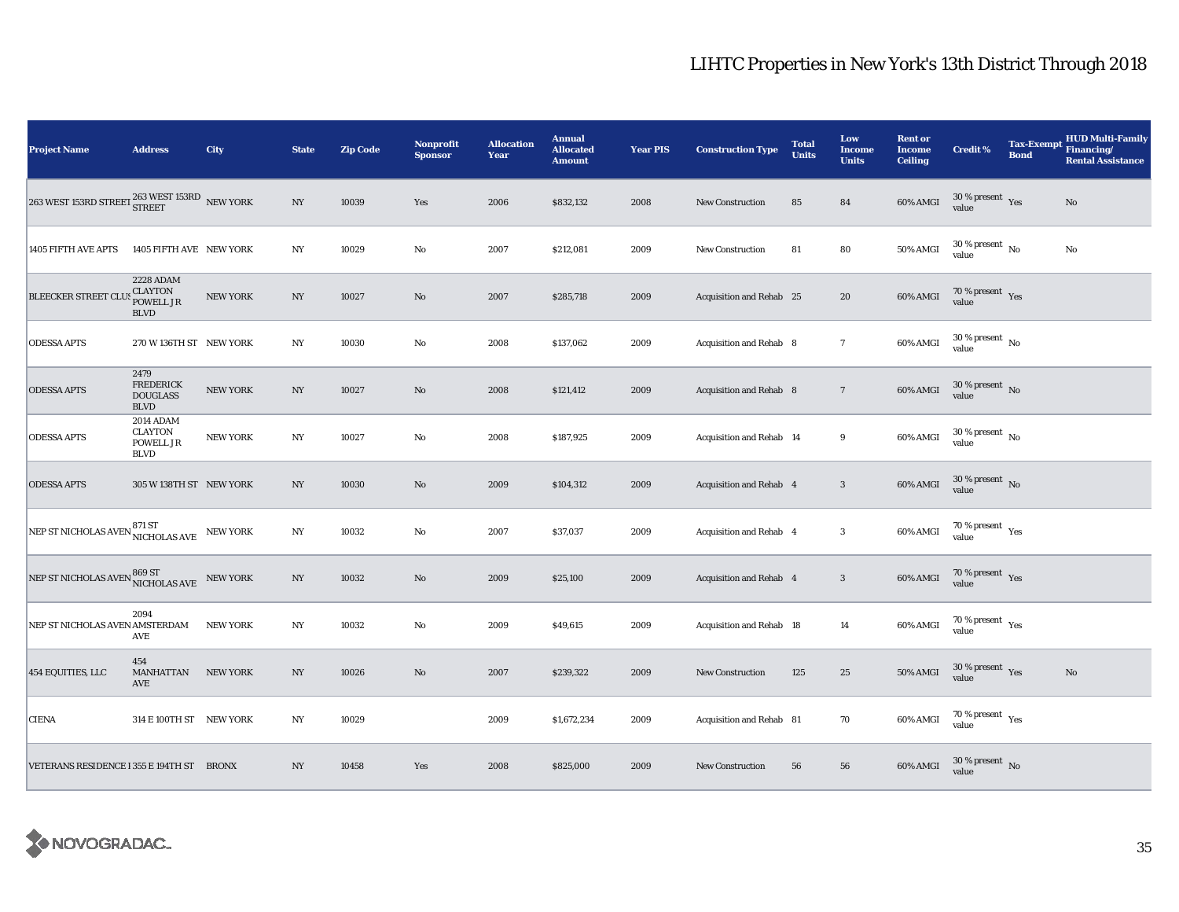# LIHTC Properties in New York's 13th District Through 2018

| Project Name | Address | City | State | Zip Code | Nonprofit Sponsor | Allocation Year | Annual Allocated Amount | Year PIS | Construction Type | Total Units | Low Income Units | Rent or Income Ceiling | Credit % | Tax-Exempt Bond | HUD Multi-Family Financing/ Rental Assistance |
|---|---|---|---|---|---|---|---|---|---|---|---|---|---|---|---|
| 263 WEST 153RD STREET | 263 WEST 153RD STREET | NEW YORK | NY | 10039 | Yes | 2006 | $832,132 | 2008 | New Construction | 85 | 84 | 60% AMGI | 30 % present value | Yes | No |
| 1405 FIFTH AVE APTS | 1405 FIFTH AVE | NEW YORK | NY | 10029 | No | 2007 | $212,081 | 2009 | New Construction | 81 | 80 | 50% AMGI | 30 % present value | No | No |
| BLEECKER STREET CLUS | 2228 ADAM CLAYTON POWELL JR BLVD | NEW YORK | NY | 10027 | No | 2007 | $285,718 | 2009 | Acquisition and Rehab | 25 | 20 | 60% AMGI | 70 % present value | Yes | |
| ODESSA APTS | 270 W 136TH ST | NEW YORK | NY | 10030 | No | 2008 | $137,062 | 2009 | Acquisition and Rehab | 8 | 7 | 60% AMGI | 30 % present value | No | |
| ODESSA APTS | 2479 FREDERICK DOUGLASS BLVD | NEW YORK | NY | 10027 | No | 2008 | $121,412 | 2009 | Acquisition and Rehab | 8 | 7 | 60% AMGI | 30 % present value | No | |
| ODESSA APTS | 2014 ADAM CLAYTON POWELL JR BLVD | NEW YORK | NY | 10027 | No | 2008 | $187,925 | 2009 | Acquisition and Rehab | 14 | 9 | 60% AMGI | 30 % present value | No | |
| ODESSA APTS | 305 W 138TH ST | NEW YORK | NY | 10030 | No | 2009 | $104,312 | 2009 | Acquisition and Rehab | 4 | 3 | 60% AMGI | 30 % present value | No | |
| NEP ST NICHOLAS AVEN | 871 ST NICHOLAS AVE | NEW YORK | NY | 10032 | No | 2007 | $37,037 | 2009 | Acquisition and Rehab | 4 | 3 | 60% AMGI | 70 % present value | Yes | |
| NEP ST NICHOLAS AVEN | 869 ST NICHOLAS AVE | NEW YORK | NY | 10032 | No | 2009 | $25,100 | 2009 | Acquisition and Rehab | 4 | 3 | 60% AMGI | 70 % present value | Yes | |
| NEP ST NICHOLAS AVEN | 2094 AMSTERDAM AVE | NEW YORK | NY | 10032 | No | 2009 | $49,615 | 2009 | Acquisition and Rehab | 18 | 14 | 60% AMGI | 70 % present value | Yes | |
| 454 EQUITIES, LLC | 454 MANHATTAN AVE | NEW YORK | NY | 10026 | No | 2007 | $239,322 | 2009 | New Construction | 125 | 25 | 50% AMGI | 30 % present value | Yes | No |
| CIENA | 314 E 100TH ST | NEW YORK | NY | 10029 | | 2009 | $1,672,234 | 2009 | Acquisition and Rehab | 81 | 70 | 60% AMGI | 70 % present value | Yes | |
| VETERANS RESIDENCE I | 355 E 194TH ST | BRONX | NY | 10458 | Yes | 2008 | $825,000 | 2009 | New Construction | 56 | 56 | 60% AMGI | 30 % present value | No | |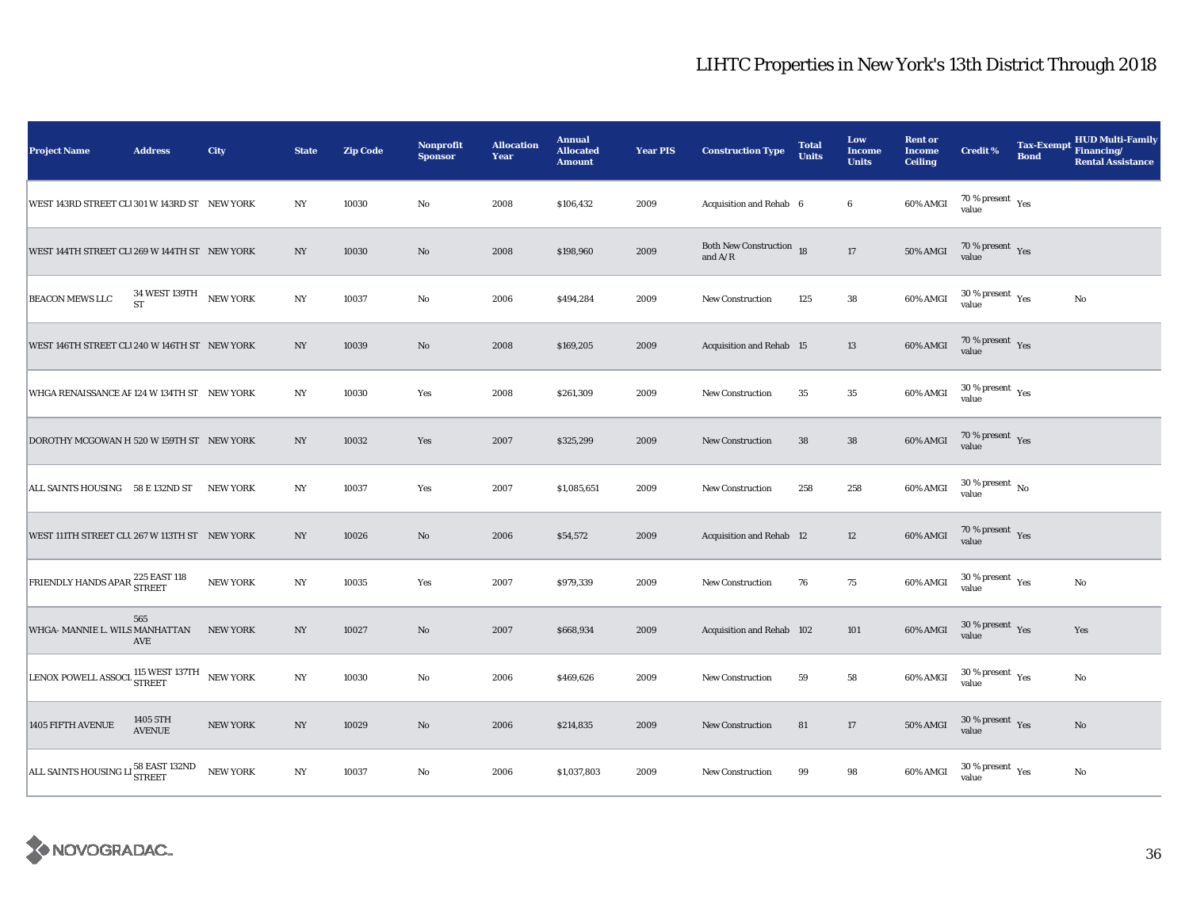# LIHTC Properties in New York's 13th District Through 2018

| Project Name | Address | City | State | Zip Code | Nonprofit Sponsor | Allocation Year | Annual Allocated Amount | Year PIS | Construction Type | Total Units | Low Income Units | Rent or Income Ceiling | Credit % | Tax-Exempt Bond | HUD Multi-Family Financing/ Rental Assistance |
|---|---|---|---|---|---|---|---|---|---|---|---|---|---|---|---|
| WEST 143RD STREET CLI | 301 W 143RD ST | NEW YORK | NY | 10030 | No | 2008 | $106,432 | 2009 | Acquisition and Rehab | 6 | 6 | 60% AMGI | 70 % present value | Yes | |
| WEST 144TH STREET CLI | 269 W 144TH ST | NEW YORK | NY | 10030 | No | 2008 | $198,960 | 2009 | Both New Construction and A/R | 18 | 17 | 50% AMGI | 70 % present value | Yes | |
| BEACON MEWS LLC | 34 WEST 139TH ST | NEW YORK | NY | 10037 | No | 2006 | $494,284 | 2009 | New Construction | 125 | 38 | 60% AMGI | 30 % present value | Yes | No |
| WEST 146TH STREET CLI | 240 W 146TH ST | NEW YORK | NY | 10039 | No | 2008 | $169,205 | 2009 | Acquisition and Rehab | 15 | 13 | 60% AMGI | 70 % present value | Yes | |
| WHGA RENAISSANCE AF | 124 W 134TH ST | NEW YORK | NY | 10030 | Yes | 2008 | $261,309 | 2009 | New Construction | 35 | 35 | 60% AMGI | 30 % present value | Yes | |
| DOROTHY MCGOWAN H | 520 W 159TH ST | NEW YORK | NY | 10032 | Yes | 2007 | $325,299 | 2009 | New Construction | 38 | 38 | 60% AMGI | 70 % present value | Yes | |
| ALL SAINTS HOUSING | 58 E 132ND ST | NEW YORK | NY | 10037 | Yes | 2007 | $1,085,651 | 2009 | New Construction | 258 | 258 | 60% AMGI | 30 % present value | No | |
| WEST 111TH STREET CLU | 267 W 113TH ST | NEW YORK | NY | 10026 | No | 2006 | $54,572 | 2009 | Acquisition and Rehab | 12 | 12 | 60% AMGI | 70 % present value | Yes | |
| FRIENDLY HANDS APAR | 225 EAST 118 STREET | NEW YORK | NY | 10035 | Yes | 2007 | $979,339 | 2009 | New Construction | 76 | 75 | 60% AMGI | 30 % present value | Yes | No |
| WHGA- MANNIE L. WILS | 565 MANHATTAN AVE | NEW YORK | NY | 10027 | No | 2007 | $668,934 | 2009 | Acquisition and Rehab | 102 | 101 | 60% AMGI | 30 % present value | Yes | Yes |
| LENOX POWELL ASSOCI. | 115 WEST 137TH STREET | NEW YORK | NY | 10030 | No | 2006 | $469,626 | 2009 | New Construction | 59 | 58 | 60% AMGI | 30 % present value | Yes | No |
| 1405 FIFTH AVENUE | 1405 5TH AVENUE | NEW YORK | NY | 10029 | No | 2006 | $214,835 | 2009 | New Construction | 81 | 17 | 50% AMGI | 30 % present value | Yes | No |
| ALL SAINTS HOUSING LI | 58 EAST 132ND STREET | NEW YORK | NY | 10037 | No | 2006 | $1,037,803 | 2009 | New Construction | 99 | 98 | 60% AMGI | 30 % present value | Yes | No |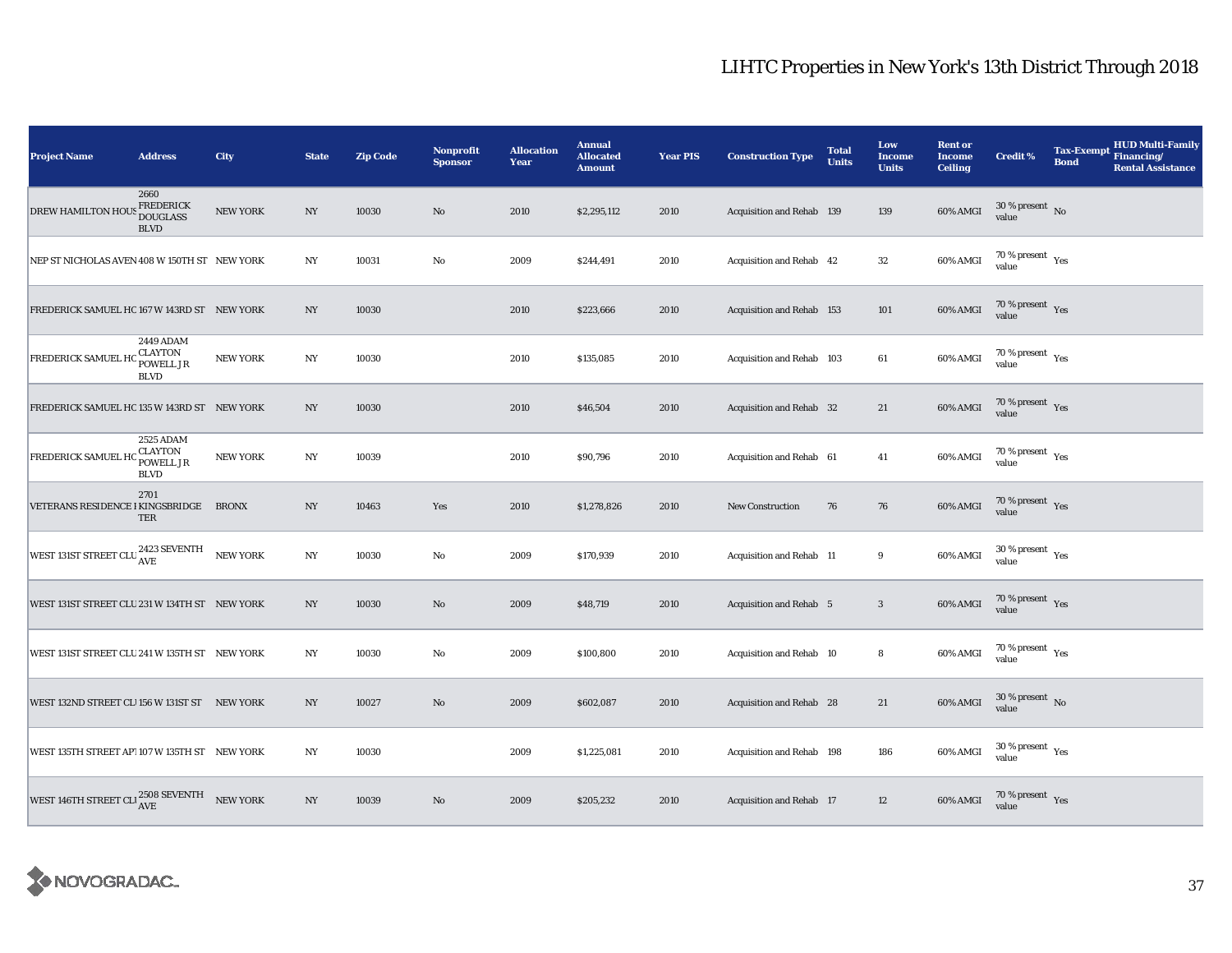# LIHTC Properties in New York's 13th District Through 2018

| Project Name | Address | City | State | Zip Code | Nonprofit Sponsor | Allocation Year | Annual Allocated Amount | Year PIS | Construction Type | Total Units | Low Income Units | Rent or Income Ceiling | Credit % | Tax-Exempt Bond | HUD Multi-Family Financing/ Rental Assistance |
|---|---|---|---|---|---|---|---|---|---|---|---|---|---|---|---|
| DREW HAMILTON HOUS | 2660 FREDERICK DOUGLASS BLVD | NEW YORK | NY | 10030 | No | 2010 | $2,295,112 | 2010 | Acquisition and Rehab | 139 | 139 | 60% AMGI | 30 % present value | No | |
| NEP ST NICHOLAS AVEN | 408 W 150TH ST | NEW YORK | NY | 10031 | No | 2009 | $244,491 | 2010 | Acquisition and Rehab | 42 | 32 | 60% AMGI | 70 % present value | Yes | |
| FREDERICK SAMUEL HC | 167 W 143RD ST | NEW YORK | NY | 10030 | | 2010 | $223,666 | 2010 | Acquisition and Rehab | 153 | 101 | 60% AMGI | 70 % present value | Yes | |
| FREDERICK SAMUEL HC | 2449 ADAM CLAYTON POWELL JR BLVD | NEW YORK | NY | 10030 | | 2010 | $135,085 | 2010 | Acquisition and Rehab | 103 | 61 | 60% AMGI | 70 % present value | Yes | |
| FREDERICK SAMUEL HC | 135 W 143RD ST | NEW YORK | NY | 10030 | | 2010 | $46,504 | 2010 | Acquisition and Rehab | 32 | 21 | 60% AMGI | 70 % present value | Yes | |
| FREDERICK SAMUEL HC | 2525 ADAM CLAYTON POWELL JR BLVD | NEW YORK | NY | 10039 | | 2010 | $90,796 | 2010 | Acquisition and Rehab | 61 | 41 | 60% AMGI | 70 % present value | Yes | |
| VETERANS RESIDENCE I | 2701 KINGSBRIDGE TER | BRONX | NY | 10463 | Yes | 2010 | $1,278,826 | 2010 | New Construction | 76 | 76 | 60% AMGI | 70 % present value | Yes | |
| WEST 131ST STREET CLU | 2423 SEVENTH AVE | NEW YORK | NY | 10030 | No | 2009 | $170,939 | 2010 | Acquisition and Rehab | 11 | 9 | 60% AMGI | 30 % present value | Yes | |
| WEST 131ST STREET CLU | 231 W 134TH ST | NEW YORK | NY | 10030 | No | 2009 | $48,719 | 2010 | Acquisition and Rehab | 5 | 3 | 60% AMGI | 70 % present value | Yes | |
| WEST 131ST STREET CLU | 241 W 135TH ST | NEW YORK | NY | 10030 | No | 2009 | $100,800 | 2010 | Acquisition and Rehab | 10 | 8 | 60% AMGI | 70 % present value | Yes | |
| WEST 132ND STREET CLI | 156 W 131ST ST | NEW YORK | NY | 10027 | No | 2009 | $602,087 | 2010 | Acquisition and Rehab | 28 | 21 | 60% AMGI | 30 % present value | No | |
| WEST 135TH STREET APT | 107 W 135TH ST | NEW YORK | NY | 10030 | | 2009 | $1,225,081 | 2010 | Acquisition and Rehab | 198 | 186 | 60% AMGI | 30 % present value | Yes | |
| WEST 146TH STREET CLI | 2508 SEVENTH AVE | NEW YORK | NY | 10039 | No | 2009 | $205,232 | 2010 | Acquisition and Rehab | 17 | 12 | 60% AMGI | 70 % present value | Yes | |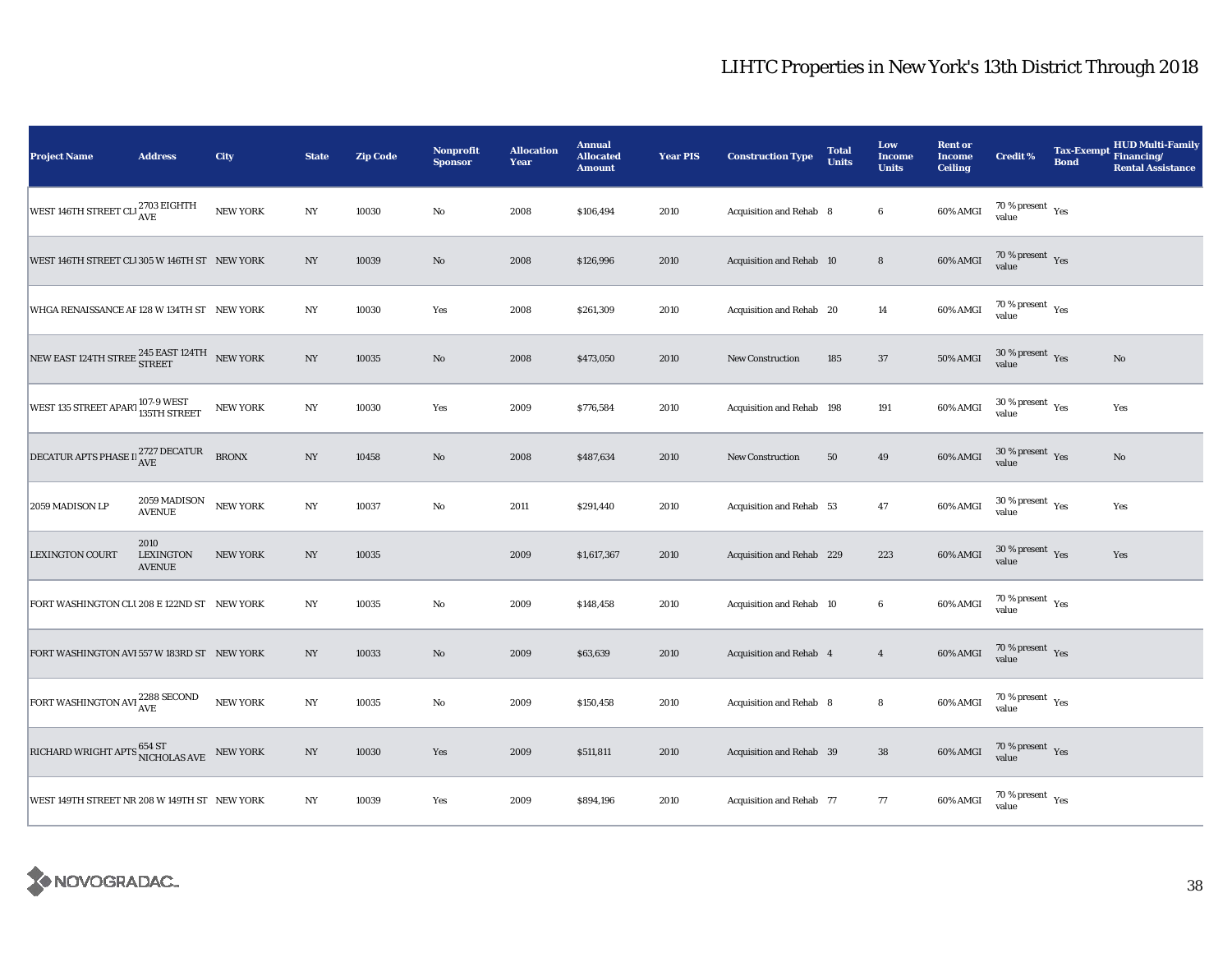# LIHTC Properties in New York's 13th District Through 2018

| Project Name | Address | City | State | Zip Code | Nonprofit Sponsor | Allocation Year | Annual Allocated Amount | Year PIS | Construction Type | Total Units | Low Income Units | Rent or Income Ceiling | Credit % | Tax-Exempt Bond | HUD Multi-Family Financing/ Rental Assistance |
|---|---|---|---|---|---|---|---|---|---|---|---|---|---|---|---|
| WEST 146TH STREET CLU | 2703 EIGHTH AVE | NEW YORK | NY | 10030 | No | 2008 | $106,494 | 2010 | Acquisition and Rehab | 8 | 6 | 60% AMGI | 70 % present value | Yes | |
| WEST 146TH STREET CLU | 305 W 146TH ST | NEW YORK | NY | 10039 | No | 2008 | $126,996 | 2010 | Acquisition and Rehab | 10 | 8 | 60% AMGI | 70 % present value | Yes | |
| WHGA RENAISSANCE AF | 128 W 134TH ST | NEW YORK | NY | 10030 | Yes | 2008 | $261,309 | 2010 | Acquisition and Rehab | 20 | 14 | 60% AMGI | 70 % present value | Yes | |
| NEW EAST 124TH STREE | 245 EAST 124TH STREET | NEW YORK | NY | 10035 | No | 2008 | $473,050 | 2010 | New Construction | 185 | 37 | 50% AMGI | 30 % present value | Yes | No |
| WEST 135 STREET APART | 107-9 WEST 135TH STREET | NEW YORK | NY | 10030 | Yes | 2009 | $776,584 | 2010 | Acquisition and Rehab | 198 | 191 | 60% AMGI | 30 % present value | Yes | Yes |
| DECATUR APTS PHASE II | 2727 DECATUR AVE | BRONX | NY | 10458 | No | 2008 | $487,634 | 2010 | New Construction | 50 | 49 | 60% AMGI | 30 % present value | Yes | No |
| 2059 MADISON LP | 2059 MADISON AVENUE | NEW YORK | NY | 10037 | No | 2011 | $291,440 | 2010 | Acquisition and Rehab | 53 | 47 | 60% AMGI | 30 % present value | Yes | Yes |
| LEXINGTON COURT | 2010 LEXINGTON AVENUE | NEW YORK | NY | 10035 | | 2009 | $1,617,367 | 2010 | Acquisition and Rehab | 229 | 223 | 60% AMGI | 30 % present value | Yes | Yes |
| FORT WASHINGTON CLU | 208 E 122ND ST | NEW YORK | NY | 10035 | No | 2009 | $148,458 | 2010 | Acquisition and Rehab | 10 | 6 | 60% AMGI | 70 % present value | Yes | |
| FORT WASHINGTON AVE | 557 W 183RD ST | NEW YORK | NY | 10033 | No | 2009 | $63,639 | 2010 | Acquisition and Rehab | 4 | 4 | 60% AMGI | 70 % present value | Yes | |
| FORT WASHINGTON AVE | 2288 SECOND AVE | NEW YORK | NY | 10035 | No | 2009 | $150,458 | 2010 | Acquisition and Rehab | 8 | 8 | 60% AMGI | 70 % present value | Yes | |
| RICHARD WRIGHT APTS | 654 ST NICHOLAS AVE | NEW YORK | NY | 10030 | Yes | 2009 | $511,811 | 2010 | Acquisition and Rehab | 39 | 38 | 60% AMGI | 70 % present value | Yes | |
| WEST 149TH STREET NR | 208 W 149TH ST | NEW YORK | NY | 10039 | Yes | 2009 | $894,196 | 2010 | Acquisition and Rehab | 77 | 77 | 60% AMGI | 70 % present value | Yes | |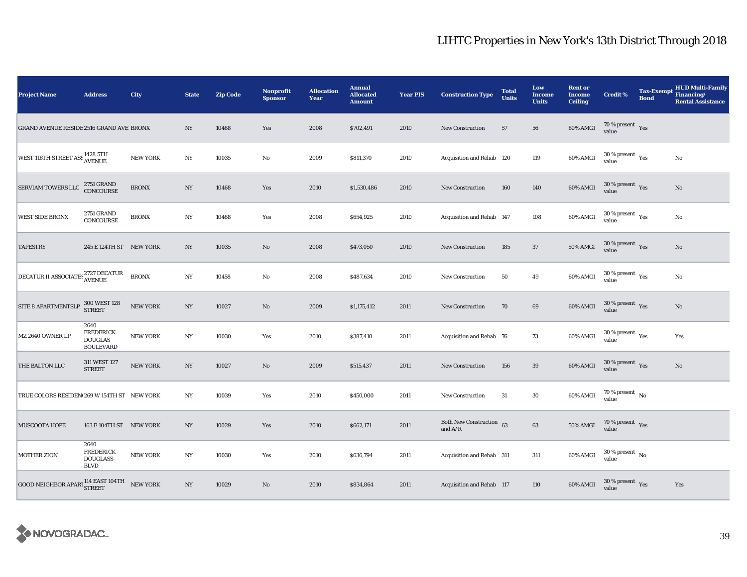# LIHTC Properties in New York's 13th District Through 2018

| Project Name | Address | City | State | Zip Code | Nonprofit Sponsor | Allocation Year | Annual Allocated Amount | Year PIS | Construction Type | Total Units | Low Income Units | Rent or Income Ceiling | Credit % | Tax-Exempt Bond | HUD Multi-Family Financing/ Rental Assistance |
|---|---|---|---|---|---|---|---|---|---|---|---|---|---|---|---|
| GRAND AVENUE RESIDE | 2516 GRAND AVE | BRONX | NY | 10468 | Yes | 2008 | $702,491 | 2010 | New Construction | 57 | 56 | 60% AMGI | 70 % present value | Yes | |
| WEST 116TH STREET ASS | 1428 5TH AVENUE | NEW YORK | NY | 10035 | No | 2009 | $811,370 | 2010 | Acquisition and Rehab | 120 | 119 | 60% AMGI | 30 % present value | Yes | No |
| SERVIAM TOWERS LLC | 2751 GRAND CONCOURSE | BRONX | NY | 10468 | Yes | 2010 | $1,530,486 | 2010 | New Construction | 160 | 140 | 60% AMGI | 30 % present value | Yes | No |
| WEST SIDE BRONX | 2751 GRAND CONCOURSE | BRONX | NY | 10468 | Yes | 2008 | $654,925 | 2010 | Acquisition and Rehab | 147 | 108 | 60% AMGI | 30 % present value | Yes | No |
| TAPESTRY | 245 E 124TH ST | NEW YORK | NY | 10035 | No | 2008 | $473,050 | 2010 | New Construction | 185 | 37 | 50% AMGI | 30 % present value | Yes | No |
| DECATUR II ASSOCIATES | 2727 DECATUR AVENUE | BRONX | NY | 10458 | No | 2008 | $487,634 | 2010 | New Construction | 50 | 49 | 60% AMGI | 30 % present value | Yes | No |
| SITE 8 APARTMENTS LP | 300 WEST 128 STREET | NEW YORK | NY | 10027 | No | 2009 | $1,175,412 | 2011 | New Construction | 70 | 69 | 60% AMGI | 30 % present value | Yes | No |
| MZ 2640 OWNER LP | 2640 FREDERICK DOUGLAS BOULEVARD | NEW YORK | NY | 10030 | Yes | 2010 | $387,410 | 2011 | Acquisition and Rehab | 76 | 73 | 60% AMGI | 30 % present value | Yes | Yes |
| THE BALTON LLC | 311 WEST 127 STREET | NEW YORK | NY | 10027 | No | 2009 | $515,437 | 2011 | New Construction | 156 | 39 | 60% AMGI | 30 % present value | Yes | No |
| TRUE COLORS RESIDEN | 269 W 154TH ST | NEW YORK | NY | 10039 | Yes | 2010 | $450,000 | 2011 | New Construction | 31 | 30 | 60% AMGI | 70 % present value | No | |
| MUSCOOTA HOPE | 163 E 104TH ST | NEW YORK | NY | 10029 | Yes | 2010 | $662,171 | 2011 | Both New Construction and A/R | 63 | 63 | 50% AMGI | 70 % present value | Yes | |
| MOTHER ZION | 2640 FREDERICK DOUGLASS BLVD | NEW YORK | NY | 10030 | Yes | 2010 | $636,794 | 2011 | Acquisition and Rehab | 311 | 311 | 60% AMGI | 30 % present value | No | |
| GOOD NEIGHBOR APART | 114 EAST 104TH STREET | NEW YORK | NY | 10029 | No | 2010 | $834,864 | 2011 | Acquisition and Rehab | 117 | 110 | 60% AMGI | 30 % present value | Yes | Yes |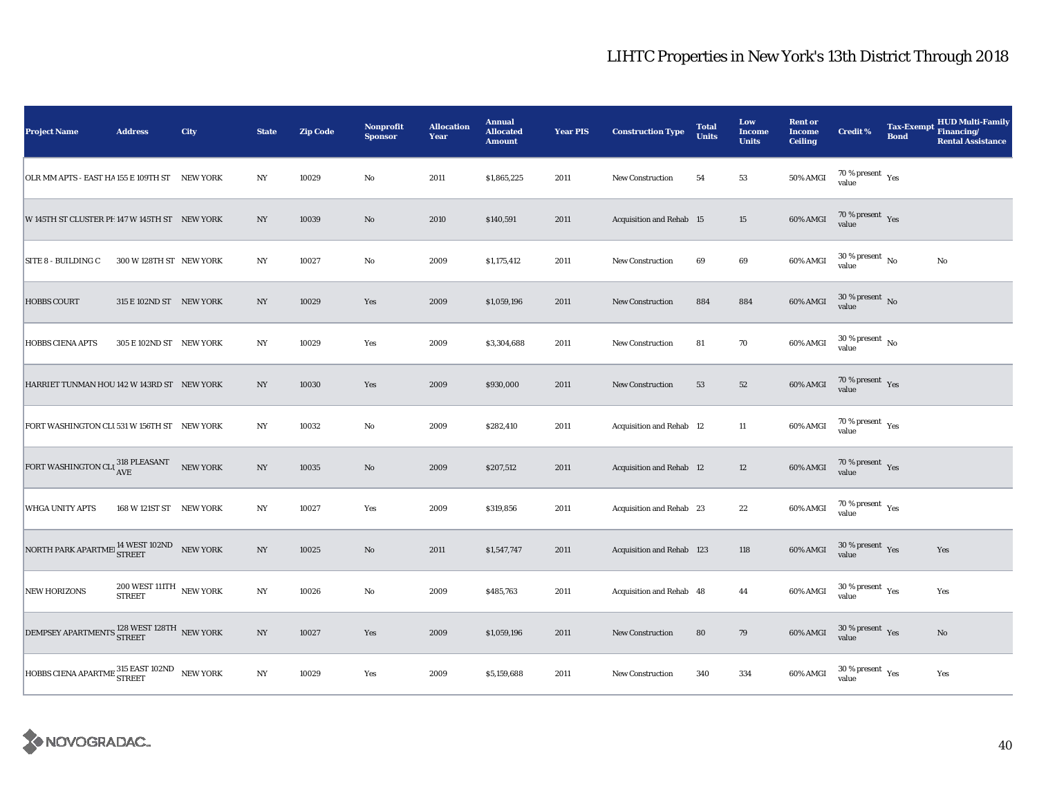# LIHTC Properties in New York's 13th District Through 2018

| Project Name | Address | City | State | Zip Code | Nonprofit Sponsor | Allocation Year | Annual Allocated Amount | Year PIS | Construction Type | Total Units | Low Income Units | Rent or Income Ceiling | Credit % | Tax-Exempt Bond | HUD Multi-Family Financing/ Rental Assistance |
|---|---|---|---|---|---|---|---|---|---|---|---|---|---|---|---|
| OLR MM APTS - EAST HA | 155 E 109TH ST | NEW YORK | NY | 10029 | No | 2011 | $1,865,225 | 2011 | New Construction | 54 | 53 | 50% AMGI | 70 % present value | Yes | |
| W 145TH ST CLUSTER PH | 147 W 145TH ST | NEW YORK | NY | 10039 | No | 2010 | $140,591 | 2011 | Acquisition and Rehab | 15 | 15 | 60% AMGI | 70 % present value | Yes | |
| SITE 8 - BUILDING C | 300 W 128TH ST | NEW YORK | NY | 10027 | No | 2009 | $1,175,412 | 2011 | New Construction | 69 | 69 | 60% AMGI | 30 % present value | No | No |
| HOBBS COURT | 315 E 102ND ST | NEW YORK | NY | 10029 | Yes | 2009 | $1,059,196 | 2011 | New Construction | 884 | 884 | 60% AMGI | 30 % present value | No | |
| HOBBS CIENA APTS | 305 E 102ND ST | NEW YORK | NY | 10029 | Yes | 2009 | $3,304,688 | 2011 | New Construction | 81 | 70 | 60% AMGI | 30 % present value | No | |
| HARRIET TUNMAN HOU | 142 W 143RD ST | NEW YORK | NY | 10030 | Yes | 2009 | $930,000 | 2011 | New Construction | 53 | 52 | 60% AMGI | 70 % present value | Yes | |
| FORT WASHINGTON CLU | 531 W 156TH ST | NEW YORK | NY | 10032 | No | 2009 | $282,410 | 2011 | Acquisition and Rehab | 12 | 11 | 60% AMGI | 70 % present value | Yes | |
| FORT WASHINGTON CLU | 318 PLEASANT AVE | NEW YORK | NY | 10035 | No | 2009 | $207,512 | 2011 | Acquisition and Rehab | 12 | 12 | 60% AMGI | 70 % present value | Yes | |
| WHGA UNITY APTS | 168 W 121ST ST | NEW YORK | NY | 10027 | Yes | 2009 | $319,856 | 2011 | Acquisition and Rehab | 23 | 22 | 60% AMGI | 70 % present value | Yes | |
| NORTH PARK APARTME | 14 WEST 102ND STREET | NEW YORK | NY | 10025 | No | 2011 | $1,547,747 | 2011 | Acquisition and Rehab | 123 | 118 | 60% AMGI | 30 % present value | Yes | Yes |
| NEW HORIZONS | 200 WEST 111TH STREET | NEW YORK | NY | 10026 | No | 2009 | $485,763 | 2011 | Acquisition and Rehab | 48 | 44 | 60% AMGI | 30 % present value | Yes | Yes |
| DEMPSEY APARTMENTS | 128 WEST 128TH STREET | NEW YORK | NY | 10027 | Yes | 2009 | $1,059,196 | 2011 | New Construction | 80 | 79 | 60% AMGI | 30 % present value | Yes | No |
| HOBBS CIENA APARTME | 315 EAST 102ND STREET | NEW YORK | NY | 10029 | Yes | 2009 | $5,159,688 | 2011 | New Construction | 340 | 334 | 60% AMGI | 30 % present value | Yes | Yes |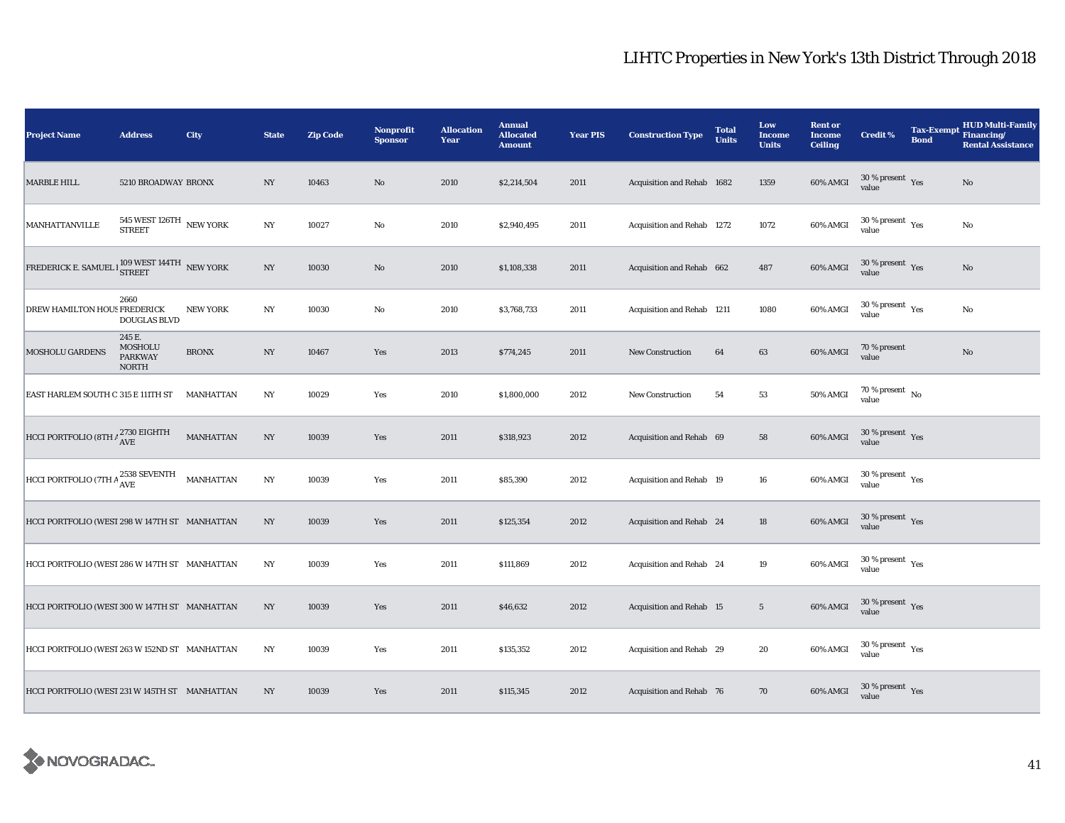# LIHTC Properties in New York's 13th District Through 2018

| Project Name | Address | City | State | Zip Code | Nonprofit Sponsor | Allocation Year | Annual Allocated Amount | Year PIS | Construction Type | Total Units | Low Income Units | Rent or Income Ceiling | Credit % | Tax-Exempt Bond | HUD Multi-Family Financing/ Rental Assistance |
|---|---|---|---|---|---|---|---|---|---|---|---|---|---|---|---|
| MARBLE HILL | 5210 BROADWAY | BRONX | NY | 10463 | No | 2010 | $2,214,504 | 2011 | Acquisition and Rehab | 1682 | 1359 | 60% AMGI | 30 % present value | Yes | No |
| MANHATTANVILLE | 545 WEST 126TH STREET | NEW YORK | NY | 10027 | No | 2010 | $2,940,495 | 2011 | Acquisition and Rehab | 1272 | 1072 | 60% AMGI | 30 % present value | Yes | No |
| FREDERICK E. SAMUEL I | 109 WEST 144TH STREET | NEW YORK | NY | 10030 | No | 2010 | $1,108,338 | 2011 | Acquisition and Rehab | 662 | 487 | 60% AMGI | 30 % present value | Yes | No |
| DREW HAMILTON HOUS | 2660 FREDERICK DOUGLAS BLVD | NEW YORK | NY | 10030 | No | 2010 | $3,768,733 | 2011 | Acquisition and Rehab | 1211 | 1080 | 60% AMGI | 30 % present value | Yes | No |
| MOSHOLU GARDENS | 245 E. MOSHOLU PARKWAY NORTH | BRONX | NY | 10467 | Yes | 2013 | $774,245 | 2011 | New Construction | 64 | 63 | 60% AMGI | 70 % present value | | No |
| EAST HARLEM SOUTH C | 315 E 111TH ST | MANHATTAN | NY | 10029 | Yes | 2010 | $1,800,000 | 2012 | New Construction | 54 | 53 | 50% AMGI | 70 % present value | No | |
| HCCI PORTFOLIO (8TH A | 2730 EIGHTH AVE | MANHATTAN | NY | 10039 | Yes | 2011 | $318,923 | 2012 | Acquisition and Rehab | 69 | 58 | 60% AMGI | 30 % present value | Yes | |
| HCCI PORTFOLIO (7TH A | 2538 SEVENTH AVE | MANHATTAN | NY | 10039 | Yes | 2011 | $85,390 | 2012 | Acquisition and Rehab | 19 | 16 | 60% AMGI | 30 % present value | Yes | |
| HCCI PORTFOLIO (WEST | 298 W 147TH ST | MANHATTAN | NY | 10039 | Yes | 2011 | $125,354 | 2012 | Acquisition and Rehab | 24 | 18 | 60% AMGI | 30 % present value | Yes | |
| HCCI PORTFOLIO (WEST | 286 W 147TH ST | MANHATTAN | NY | 10039 | Yes | 2011 | $111,869 | 2012 | Acquisition and Rehab | 24 | 19 | 60% AMGI | 30 % present value | Yes | |
| HCCI PORTFOLIO (WEST | 300 W 147TH ST | MANHATTAN | NY | 10039 | Yes | 2011 | $46,632 | 2012 | Acquisition and Rehab | 15 | 5 | 60% AMGI | 30 % present value | Yes | |
| HCCI PORTFOLIO (WEST | 263 W 152ND ST | MANHATTAN | NY | 10039 | Yes | 2011 | $135,352 | 2012 | Acquisition and Rehab | 29 | 20 | 60% AMGI | 30 % present value | Yes | |
| HCCI PORTFOLIO (WEST | 231 W 145TH ST | MANHATTAN | NY | 10039 | Yes | 2011 | $115,345 | 2012 | Acquisition and Rehab | 76 | 70 | 60% AMGI | 30 % present value | Yes | |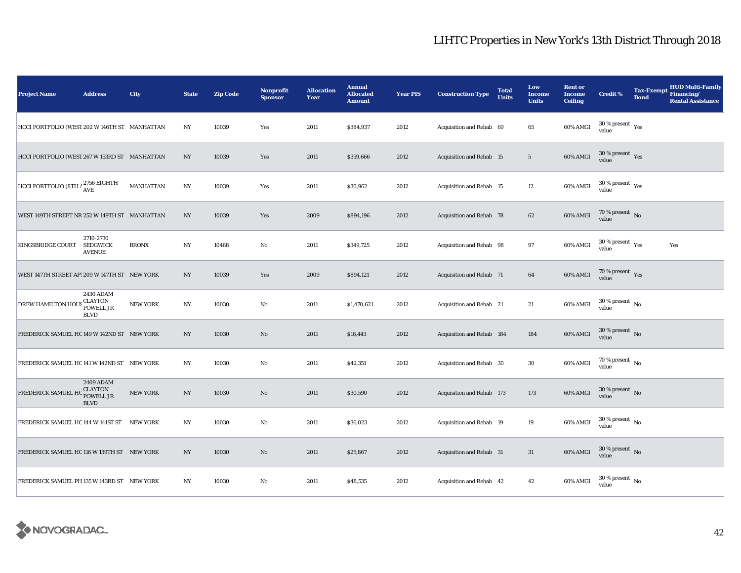# LIHTC Properties in New York's 13th District Through 2018

| Project Name | Address | City | State | Zip Code | Nonprofit Sponsor | Allocation Year | Annual Allocated Amount | Year PIS | Construction Type | Total Units | Low Income Units | Rent or Income Ceiling | Credit % | Tax-Exempt Bond | HUD Multi-Family Financing/ Rental Assistance |
|---|---|---|---|---|---|---|---|---|---|---|---|---|---|---|---|
| HCCI PORTFOLIO (WEST | 202 W 146TH ST | MANHATTAN | NY | 10039 | Yes | 2011 | $384,937 | 2012 | Acquisition and Rehab | 69 | 65 | 60% AMGI | 30 % present value | Yes | |
| HCCI PORTFOLIO (WEST | 267 W 153RD ST | MANHATTAN | NY | 10039 | Yes | 2011 | $359,666 | 2012 | Acquisition and Rehab | 15 | 5 | 60% AMGI | 30 % present value | Yes | |
| HCCI PORTFOLIO (8TH A | 2756 EIGHTH AVE | MANHATTAN | NY | 10039 | Yes | 2011 | $30,962 | 2012 | Acquisition and Rehab | 15 | 12 | 60% AMGI | 30 % present value | Yes | |
| WEST 149TH STREET NR | 252 W 149TH ST | MANHATTAN | NY | 10039 | Yes | 2009 | $894,196 | 2012 | Acquisition and Rehab | 78 | 62 | 60% AMGI | 70 % present value | No | |
| KINGSBRIDGE COURT | 2710-2730 SEDGWICK AVENUE | BRONX | NY | 10468 | No | 2011 | $349,725 | 2012 | Acquisition and Rehab | 98 | 97 | 60% AMGI | 30 % present value | Yes | Yes |
| WEST 147TH STREET AP | 209 W 147TH ST | NEW YORK | NY | 10039 | Yes | 2009 | $894,121 | 2012 | Acquisition and Rehab | 71 | 64 | 60% AMGI | 70 % present value | Yes | |
| DREW HAMILTON HOUS | 2430 ADAM CLAYTON POWELL JR BLVD | NEW YORK | NY | 10030 | No | 2011 | $1,470,621 | 2012 | Acquisition and Rehab | 21 | 21 | 60% AMGI | 30 % present value | No | |
| FREDERICK SAMUEL HC | 149 W 142ND ST | NEW YORK | NY | 10030 | No | 2011 | $16,443 | 2012 | Acquisition and Rehab | 184 | 184 | 60% AMGI | 30 % present value | No | |
| FREDERICK SAMUEL HC | 141 W 142ND ST | NEW YORK | NY | 10030 | No | 2011 | $42,351 | 2012 | Acquisition and Rehab | 30 | 30 | 60% AMGI | 70 % present value | No | |
| FREDERICK SAMUEL HC | 2409 ADAM CLAYTON POWELL JR BLVD | NEW YORK | NY | 10030 | No | 2011 | $30,590 | 2012 | Acquisition and Rehab | 173 | 173 | 60% AMGI | 30 % present value | No | |
| FREDERICK SAMUEL HC | 144 W 141ST ST | NEW YORK | NY | 10030 | No | 2011 | $36,023 | 2012 | Acquisition and Rehab | 19 | 19 | 60% AMGI | 30 % present value | No | |
| FREDERICK SAMUEL HC | 116 W 139TH ST | NEW YORK | NY | 10030 | No | 2011 | $25,867 | 2012 | Acquisition and Rehab | 31 | 31 | 60% AMGI | 30 % present value | No | |
| FREDERICK SAMUEL PH | 135 W 143RD ST | NEW YORK | NY | 10030 | No | 2011 | $48,535 | 2012 | Acquisition and Rehab | 42 | 42 | 60% AMGI | 30 % present value | No | |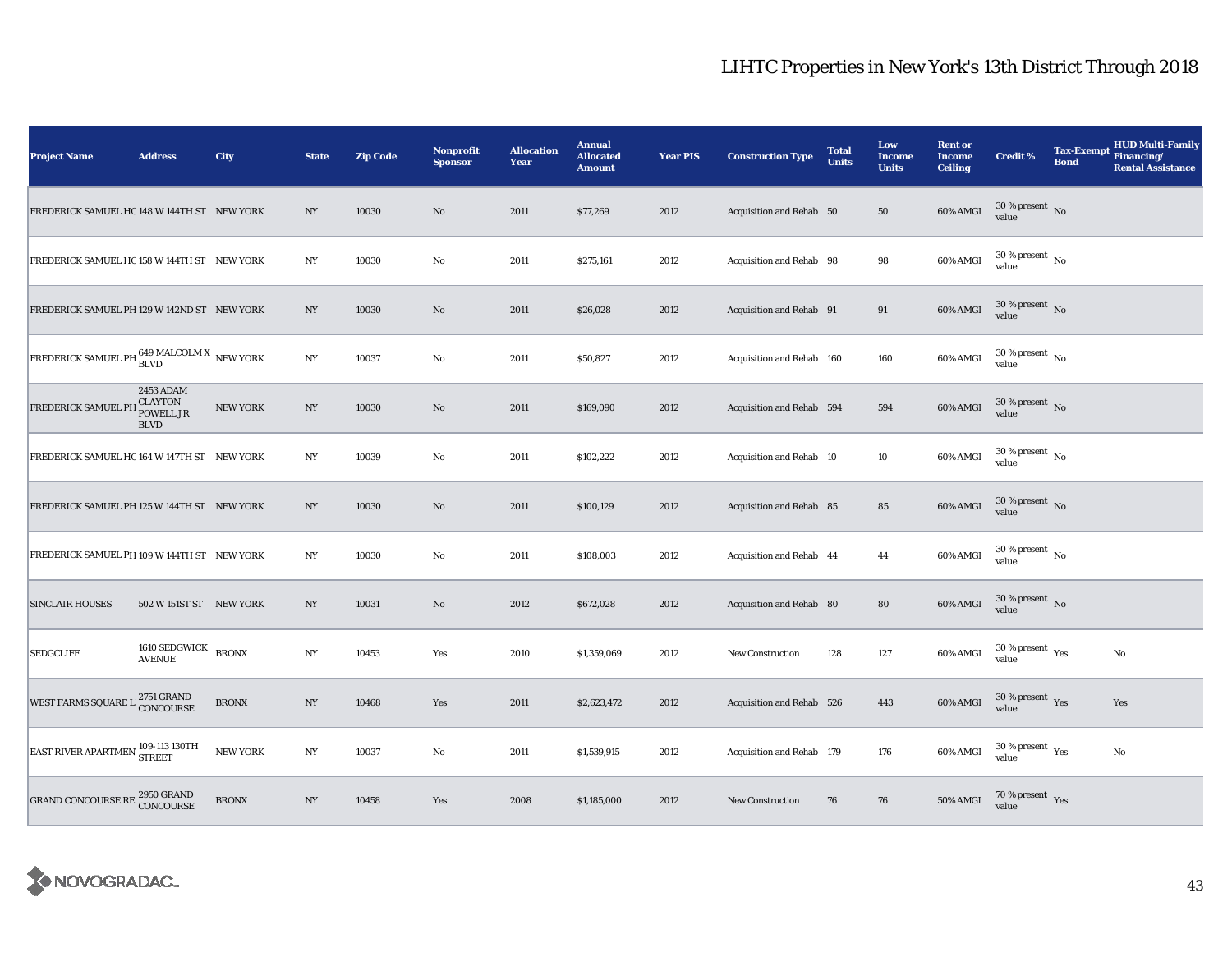# LIHTC Properties in New York's 13th District Through 2018

| Project Name | Address | City | State | Zip Code | Nonprofit Sponsor | Allocation Year | Annual Allocated Amount | Year PIS | Construction Type | Total Units | Low Income Units | Rent or Income Ceiling | Credit % | Tax-Exempt Bond | HUD Multi-Family Financing/ Rental Assistance |
|---|---|---|---|---|---|---|---|---|---|---|---|---|---|---|---|
| FREDERICK SAMUEL HC | 148 W 144TH ST | NEW YORK | NY | 10030 | No | 2011 | $77,269 | 2012 | Acquisition and Rehab | 50 | 50 | 60% AMGI | 30 % present value | No | |
| FREDERICK SAMUEL HC | 158 W 144TH ST | NEW YORK | NY | 10030 | No | 2011 | $275,161 | 2012 | Acquisition and Rehab | 98 | 98 | 60% AMGI | 30 % present value | No | |
| FREDERICK SAMUEL PH | 129 W 142ND ST | NEW YORK | NY | 10030 | No | 2011 | $26,028 | 2012 | Acquisition and Rehab | 91 | 91 | 60% AMGI | 30 % present value | No | |
| FREDERICK SAMUEL PH | 649 MALCOLM X BLVD | NEW YORK | NY | 10037 | No | 2011 | $50,827 | 2012 | Acquisition and Rehab | 160 | 160 | 60% AMGI | 30 % present value | No | |
| FREDERICK SAMUEL PH | 2453 ADAM CLAYTON POWELL J R BLVD | NEW YORK | NY | 10030 | No | 2011 | $169,090 | 2012 | Acquisition and Rehab | 594 | 594 | 60% AMGI | 30 % present value | No | |
| FREDERICK SAMUEL HC | 164 W 147TH ST | NEW YORK | NY | 10039 | No | 2011 | $102,222 | 2012 | Acquisition and Rehab | 10 | 10 | 60% AMGI | 30 % present value | No | |
| FREDERICK SAMUEL PH | 125 W 144TH ST | NEW YORK | NY | 10030 | No | 2011 | $100,129 | 2012 | Acquisition and Rehab | 85 | 85 | 60% AMGI | 30 % present value | No | |
| FREDERICK SAMUEL PH | 109 W 144TH ST | NEW YORK | NY | 10030 | No | 2011 | $108,003 | 2012 | Acquisition and Rehab | 44 | 44 | 60% AMGI | 30 % present value | No | |
| SINCLAIR HOUSES | 502 W 151ST ST | NEW YORK | NY | 10031 | No | 2012 | $672,028 | 2012 | Acquisition and Rehab | 80 | 80 | 60% AMGI | 30 % present value | No | |
| SEDGCLIFF | 1610 SEDGWICK AVENUE | BRONX | NY | 10453 | Yes | 2010 | $1,359,069 | 2012 | New Construction | 128 | 127 | 60% AMGI | 30 % present value | Yes | No |
| WEST FARMS SQUARE L | 2751 GRAND CONCOURSE | BRONX | NY | 10468 | Yes | 2011 | $2,623,472 | 2012 | Acquisition and Rehab | 526 | 443 | 60% AMGI | 30 % present value | Yes | Yes |
| EAST RIVER APARTMEN | 109-113 130TH STREET | NEW YORK | NY | 10037 | No | 2011 | $1,539,915 | 2012 | Acquisition and Rehab | 179 | 176 | 60% AMGI | 30 % present value | Yes | No |
| GRAND CONCOURSE RE | 2950 GRAND CONCOURSE | BRONX | NY | 10458 | Yes | 2008 | $1,185,000 | 2012 | New Construction | 76 | 76 | 50% AMGI | 70 % present value | Yes | |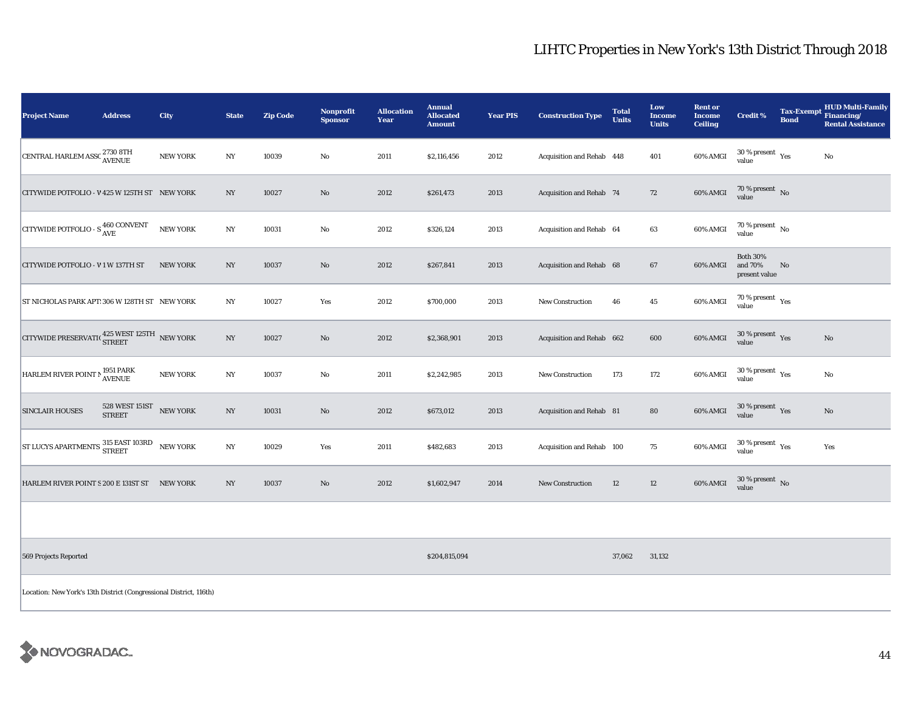# LIHTC Properties in New York's 13th District Through 2018

| Project Name | Address | City | State | Zip Code | Nonprofit Sponsor | Allocation Year | Annual Allocated Amount | Year PIS | Construction Type | Total Units | Low Income Units | Rent or Income Ceiling | Credit % | Tax-Exempt Bond | HUD Multi-Family Financing/ Rental Assistance |
|---|---|---|---|---|---|---|---|---|---|---|---|---|---|---|---|
| CENTRAL HARLEM ASSC | 2730 8TH AVENUE | NEW YORK | NY | 10039 | No | 2011 | $2,116,456 | 2012 | Acquisition and Rehab | 448 | 401 | 60% AMGI | 30 % present value | Yes | No |
| CITYWIDE POTFOLIO - W | 425 W 125TH ST | NEW YORK | NY | 10027 | No | 2012 | $261,473 | 2013 | Acquisition and Rehab | 74 | 72 | 60% AMGI | 70 % present value | No | |
| CITYWIDE POTFOLIO - S | 460 CONVENT AVE | NEW YORK | NY | 10031 | No | 2012 | $326,124 | 2013 | Acquisition and Rehab | 64 | 63 | 60% AMGI | 70 % present value | No | |
| CITYWIDE POTFOLIO - W | 1 W 137TH ST | NEW YORK | NY | 10037 | No | 2012 | $267,841 | 2013 | Acquisition and Rehab | 68 | 67 | 60% AMGI | Both 30% and 70% present value | No | |
| ST NICHOLAS PARK APTS | 306 W 128TH ST | NEW YORK | NY | 10027 | Yes | 2012 | $700,000 | 2013 | New Construction | 46 | 45 | 60% AMGI | 70 % present value | Yes | |
| CITYWIDE PRESERVATIO | 425 WEST 125TH STREET | NEW YORK | NY | 10027 | No | 2012 | $2,368,901 | 2013 | Acquisition and Rehab | 662 | 600 | 60% AMGI | 30 % present value | Yes | No |
| HARLEM RIVER POINT N | 1951 PARK AVENUE | NEW YORK | NY | 10037 | No | 2011 | $2,242,985 | 2013 | New Construction | 173 | 172 | 60% AMGI | 30 % present value | Yes | No |
| SINCLAIR HOUSES | 528 WEST 151ST STREET | NEW YORK | NY | 10031 | No | 2012 | $673,012 | 2013 | Acquisition and Rehab | 81 | 80 | 60% AMGI | 30 % present value | Yes | No |
| ST LUCYS APARTMENTS | 315 EAST 103RD STREET | NEW YORK | NY | 10029 | Yes | 2011 | $482,683 | 2013 | Acquisition and Rehab | 100 | 75 | 60% AMGI | 30 % present value | Yes | Yes |
| HARLEM RIVER POINT S | 200 E 131ST ST | NEW YORK | NY | 10037 | No | 2012 | $1,602,947 | 2014 | New Construction | 12 | 12 | 60% AMGI | 30 % present value | No | |
| | | | | | | | | | | | | | | | |
| 569 Projects Reported | | | | | | | $204,815,094 | | | 37,062 | 31,132 | | | | |

Location: New York's 13th District (Congressional District, 116th)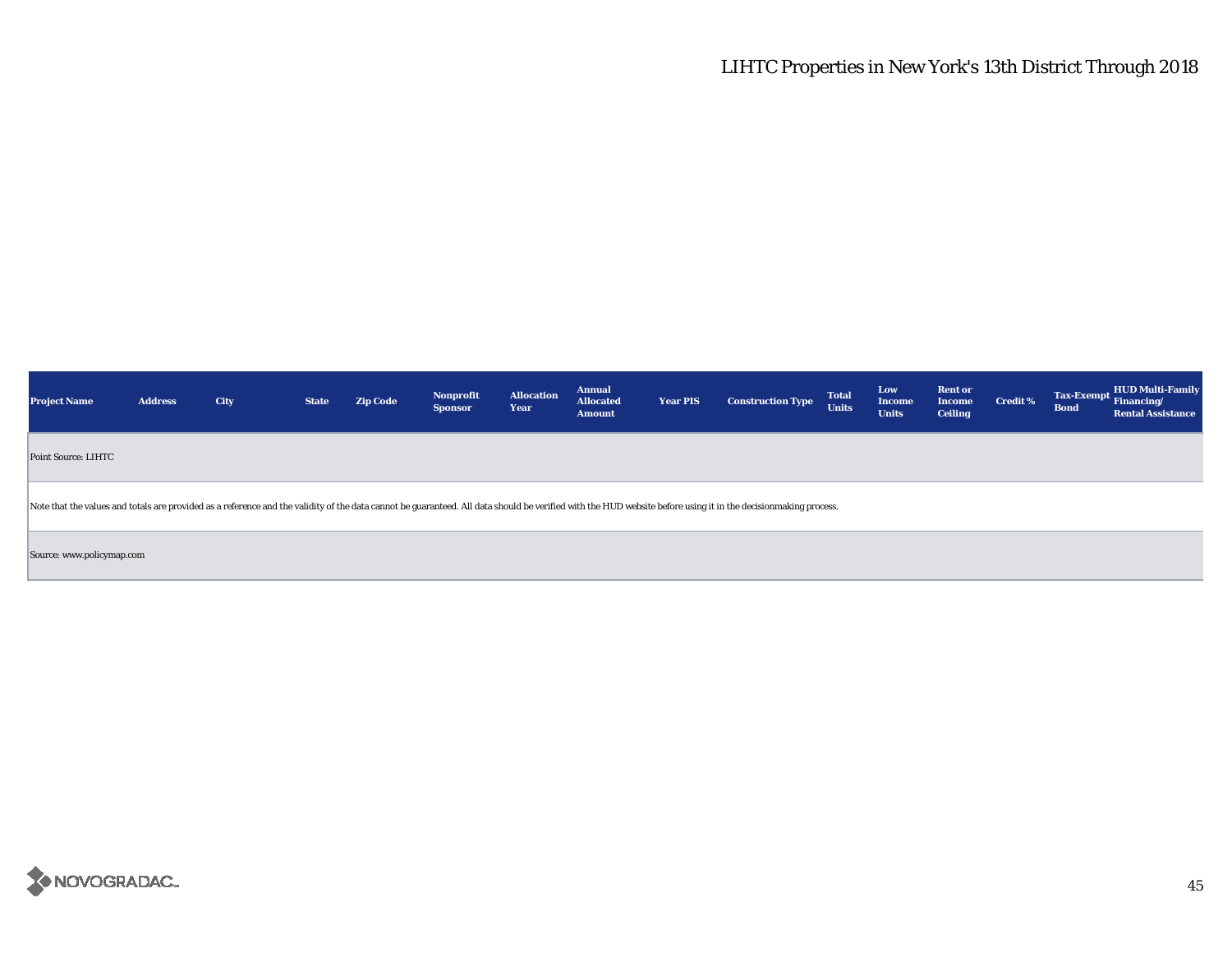# LIHTC Properties in New York's 13th District Through 2018

| Project Name | Address | City | State | Zip Code | Nonprofit Sponsor | Allocation Year | Annual Allocated Amount | Year PIS | Construction Type | Total Units | Low Income Units | Rent or Income Ceiling | Credit % | Tax-Exempt Bond | HUD Multi-Family Financing/ Rental Assistance |
|---|---|---|---|---|---|---|---|---|---|---|---|---|---|---|---|

Point Source: LIHTC

Note that the values and totals are provided as a reference and the validity of the data cannot be guaranteed. All data should be verified with the HUD website before using it in the decisionmaking process.

Source: www.policymap.com